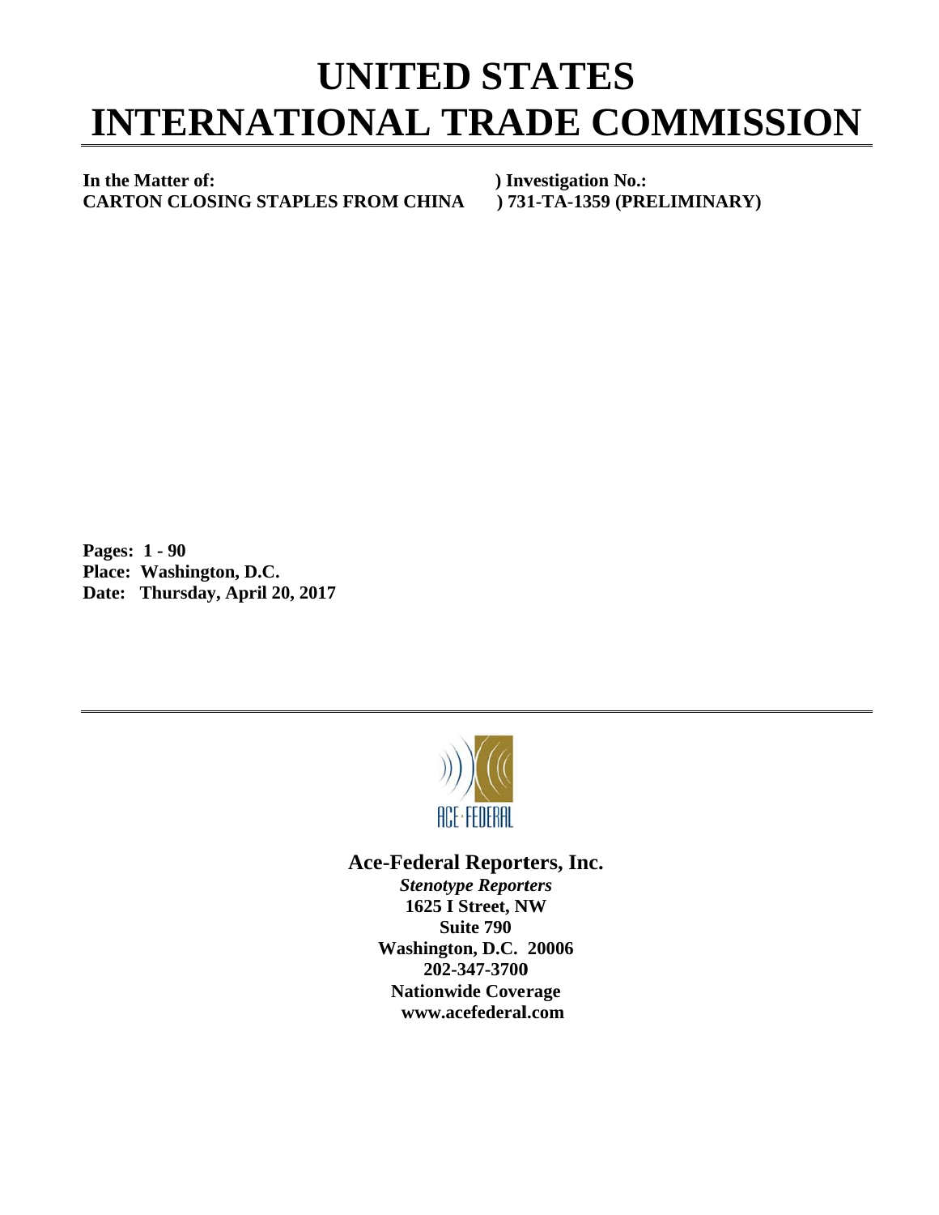# UNITED STATES INTERNATIONAL TRADE COMMISSION

**In the Matter of:** ) **Investigation No.:**
**CARTON CLOSING STAPLES FROM CHINA** ) **731-TA-1359 (PRELIMINARY)**

**Pages: 1 - 90**
**Place: Washington, D.C.**
**Date: Thursday, April 20, 2017**

---

**Ace-Federal Reporters, Inc.**
***Stenotype Reporters***
**1625 I Street, NW**
**Suite 790**
**Washington, D.C. 20006**
**202-347-3700**
**Nationwide Coverage**
**www.acefederal.com**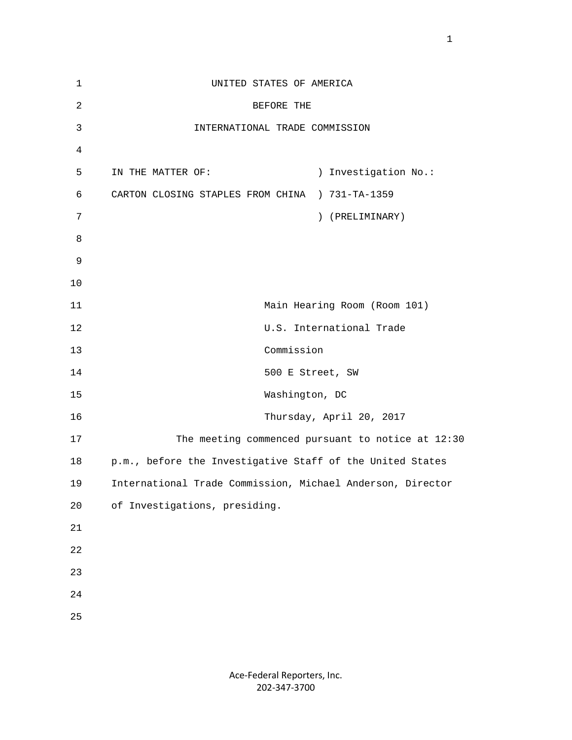UNITED STATES OF AMERICA

BEFORE THE

INTERNATIONAL TRADE COMMISSION

| | |
|---|---|
| IN THE MATTER OF: | ) Investigation No.: |
| CARTON CLOSING STAPLES FROM CHINA | ) 731-TA-1359 |
| | ) (PRELIMINARY) |

Main Hearing Room (Room 101)
U.S. International Trade
Commission
500 E Street, SW
Washington, DC
Thursday, April 20, 2017

The meeting commenced pursuant to notice at 12:30 p.m., before the Investigative Staff of the United States International Trade Commission, Michael Anderson, Director of Investigations, presiding.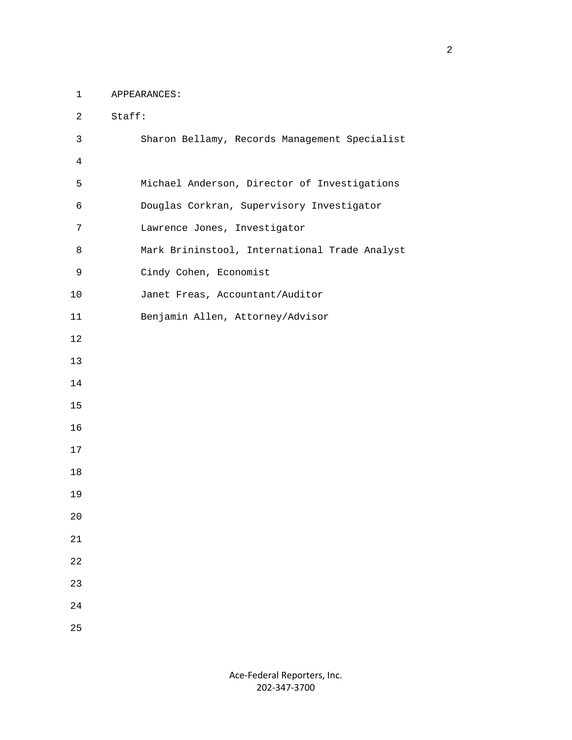APPEARANCES:

Staff:

Sharon Bellamy, Records Management Specialist

Michael Anderson, Director of Investigations

Douglas Corkran, Supervisory Investigator

Lawrence Jones, Investigator

Mark Brininstool, International Trade Analyst

Cindy Cohen, Economist

Janet Freas, Accountant/Auditor

Benjamin Allen, Attorney/Advisor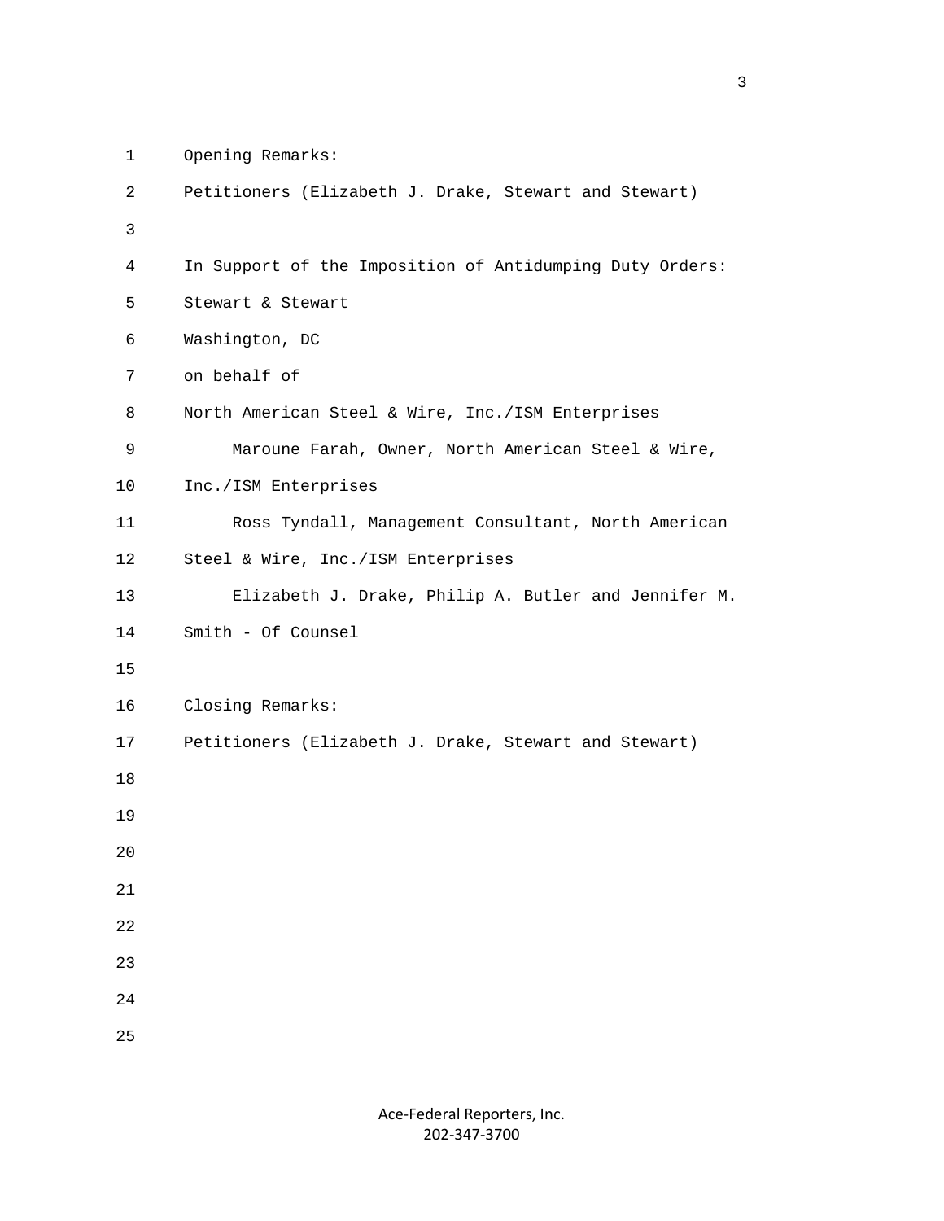Opening Remarks:

Petitioners (Elizabeth J. Drake, Stewart and Stewart)

In Support of the Imposition of Antidumping Duty Orders:

Stewart & Stewart

Washington, DC

on behalf of

North American Steel & Wire, Inc./ISM Enterprises

Maroune Farah, Owner, North American Steel & Wire, Inc./ISM Enterprises

Ross Tyndall, Management Consultant, North American Steel & Wire, Inc./ISM Enterprises

Elizabeth J. Drake, Philip A. Butler and Jennifer M. Smith - Of Counsel

Closing Remarks:

Petitioners (Elizabeth J. Drake, Stewart and Stewart)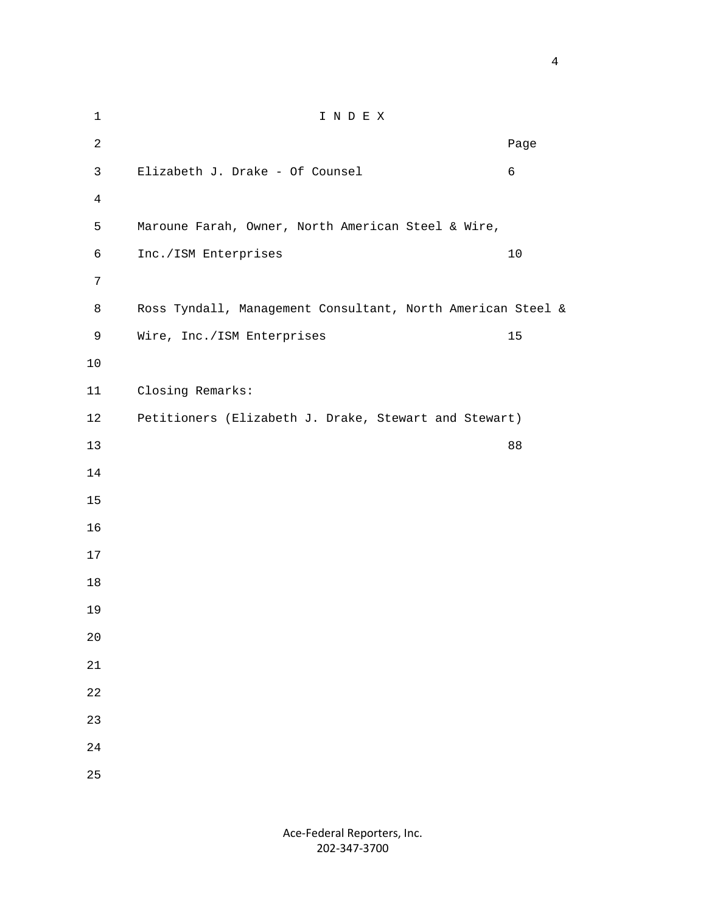# I N D E X

| | Page |
|---|---|
| Elizabeth J. Drake - Of Counsel | 6 |
| Maroune Farah, Owner, North American Steel & Wire, Inc./ISM Enterprises | 10 |
| Ross Tyndall, Management Consultant, North American Steel & Wire, Inc./ISM Enterprises | 15 |
| Closing Remarks: | |
| Petitioners (Elizabeth J. Drake, Stewart and Stewart) | 88 |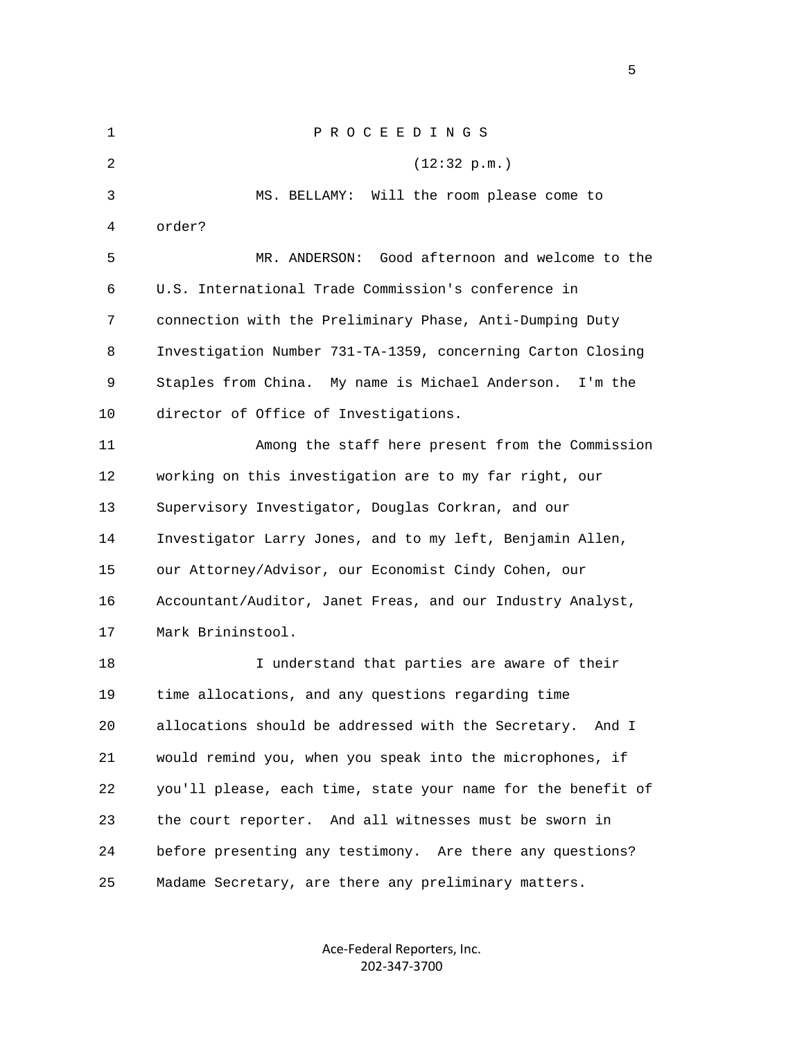P R O C E E D I N G S

(12:32 p.m.)

MS. BELLAMY: Will the room please come to order?

MR. ANDERSON: Good afternoon and welcome to the U.S. International Trade Commission's conference in connection with the Preliminary Phase, Anti-Dumping Duty Investigation Number 731-TA-1359, concerning Carton Closing Staples from China. My name is Michael Anderson. I'm the director of Office of Investigations.

Among the staff here present from the Commission working on this investigation are to my far right, our Supervisory Investigator, Douglas Corkran, and our Investigator Larry Jones, and to my left, Benjamin Allen, our Attorney/Advisor, our Economist Cindy Cohen, our Accountant/Auditor, Janet Freas, and our Industry Analyst, Mark Brininstool.

I understand that parties are aware of their time allocations, and any questions regarding time allocations should be addressed with the Secretary. And I would remind you, when you speak into the microphones, if you'll please, each time, state your name for the benefit of the court reporter. And all witnesses must be sworn in before presenting any testimony. Are there any questions? Madame Secretary, are there any preliminary matters.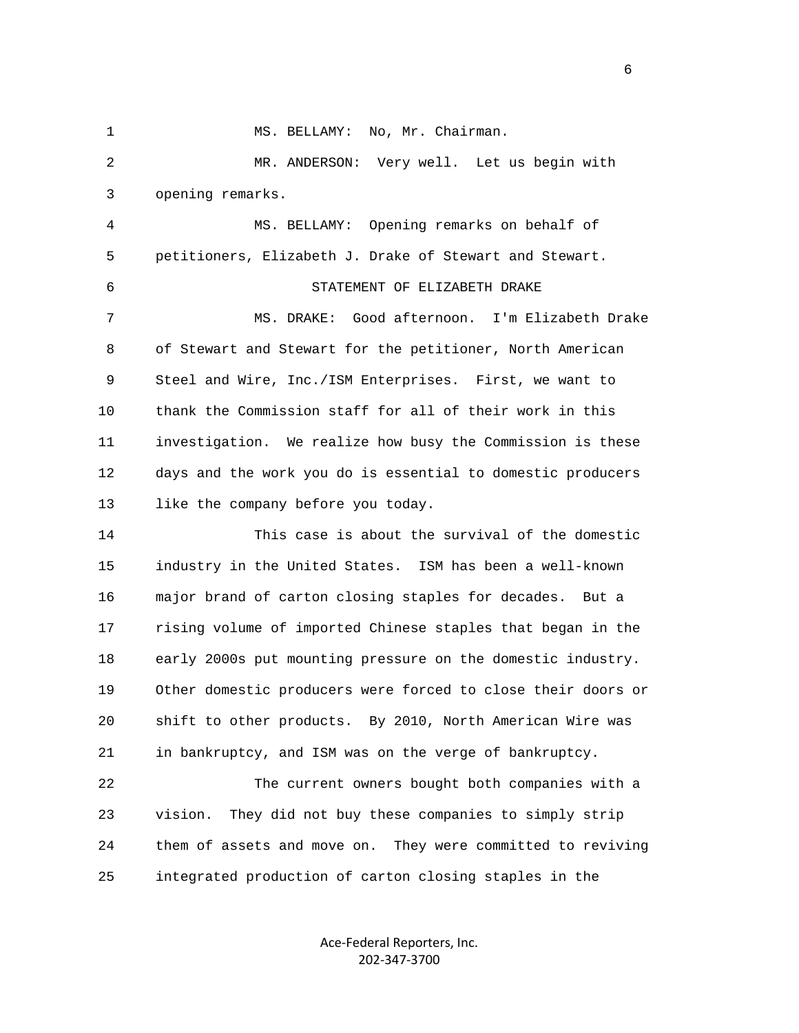MS. BELLAMY: No, Mr. Chairman.

MR. ANDERSON: Very well. Let us begin with opening remarks.

MS. BELLAMY: Opening remarks on behalf of petitioners, Elizabeth J. Drake of Stewart and Stewart.

STATEMENT OF ELIZABETH DRAKE

MS. DRAKE: Good afternoon. I'm Elizabeth Drake of Stewart and Stewart for the petitioner, North American Steel and Wire, Inc./ISM Enterprises. First, we want to thank the Commission staff for all of their work in this investigation. We realize how busy the Commission is these days and the work you do is essential to domestic producers like the company before you today.

This case is about the survival of the domestic industry in the United States. ISM has been a well-known major brand of carton closing staples for decades. But a rising volume of imported Chinese staples that began in the early 2000s put mounting pressure on the domestic industry. Other domestic producers were forced to close their doors or shift to other products. By 2010, North American Wire was in bankruptcy, and ISM was on the verge of bankruptcy.

The current owners bought both companies with a vision. They did not buy these companies to simply strip them of assets and move on. They were committed to reviving integrated production of carton closing staples in the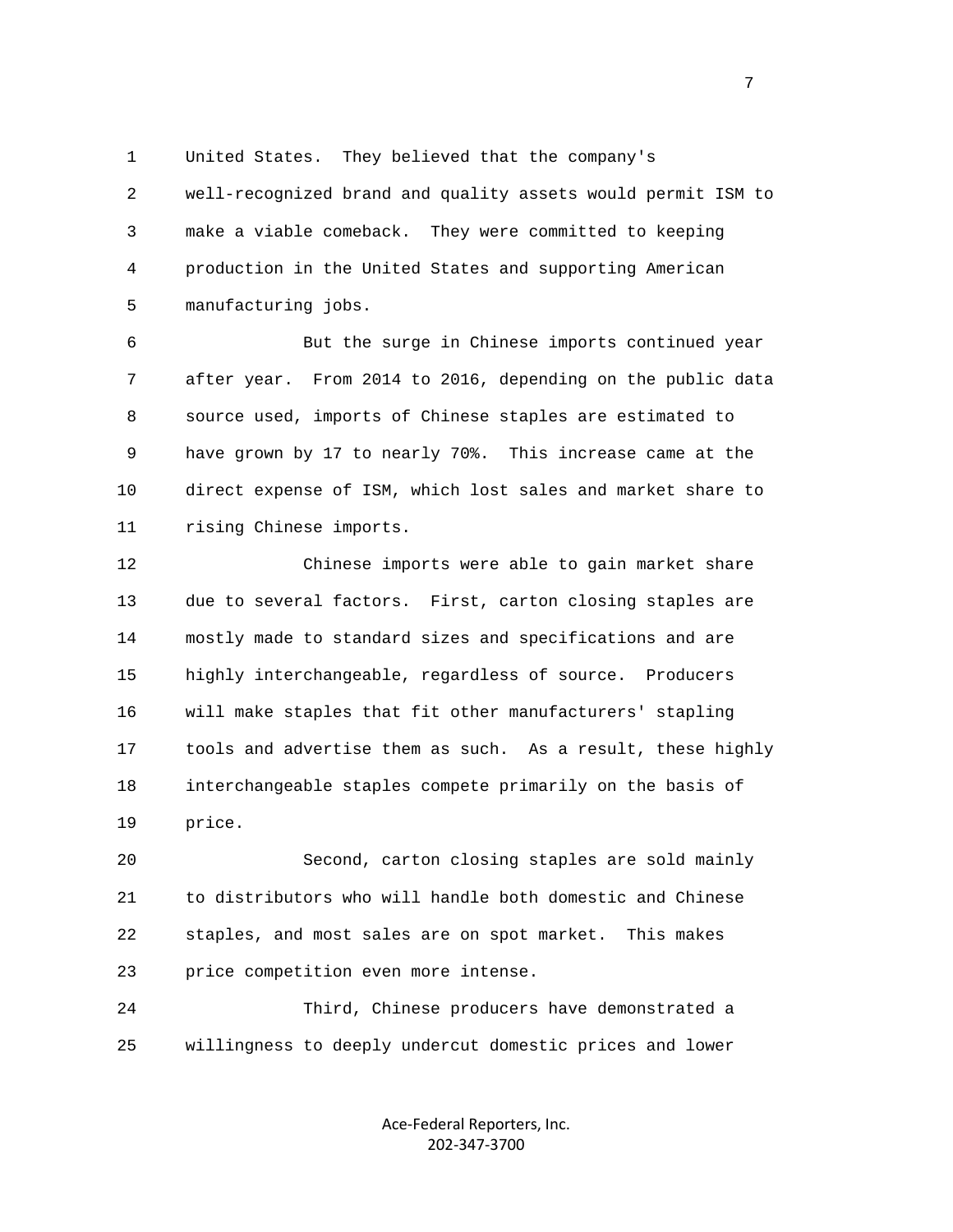United States. They believed that the company's well-recognized brand and quality assets would permit ISM to make a viable comeback. They were committed to keeping production in the United States and supporting American manufacturing jobs.

But the surge in Chinese imports continued year after year. From 2014 to 2016, depending on the public data source used, imports of Chinese staples are estimated to have grown by 17 to nearly 70%. This increase came at the direct expense of ISM, which lost sales and market share to rising Chinese imports.

Chinese imports were able to gain market share due to several factors. First, carton closing staples are mostly made to standard sizes and specifications and are highly interchangeable, regardless of source. Producers will make staples that fit other manufacturers' stapling tools and advertise them as such. As a result, these highly interchangeable staples compete primarily on the basis of price.

Second, carton closing staples are sold mainly to distributors who will handle both domestic and Chinese staples, and most sales are on spot market. This makes price competition even more intense.

Third, Chinese producers have demonstrated a willingness to deeply undercut domestic prices and lower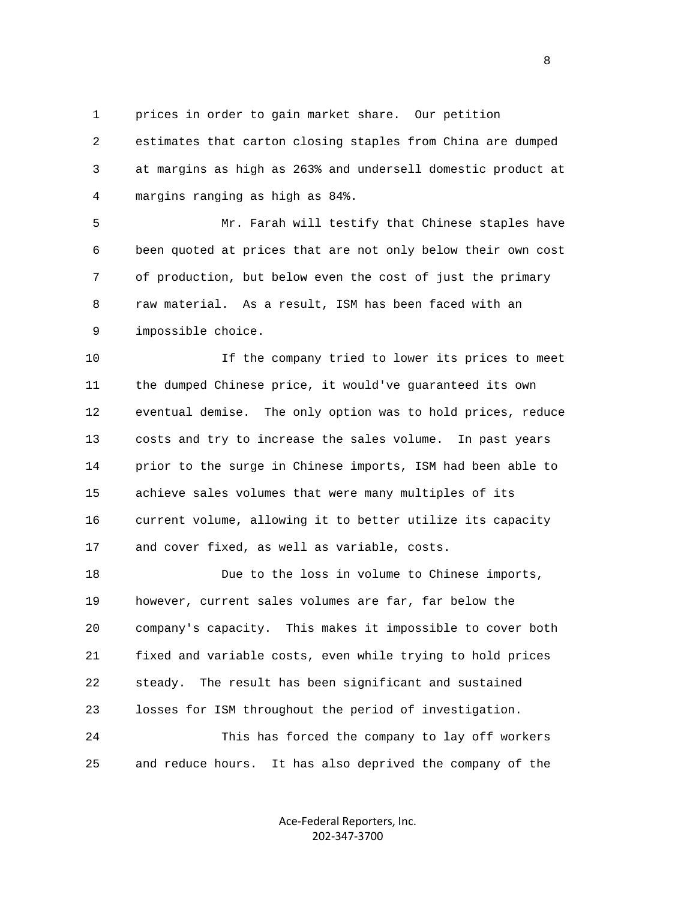prices in order to gain market share. Our petition estimates that carton closing staples from China are dumped at margins as high as 263% and undersell domestic product at margins ranging as high as 84%.

Mr. Farah will testify that Chinese staples have been quoted at prices that are not only below their own cost of production, but below even the cost of just the primary raw material. As a result, ISM has been faced with an impossible choice.

If the company tried to lower its prices to meet the dumped Chinese price, it would've guaranteed its own eventual demise. The only option was to hold prices, reduce costs and try to increase the sales volume. In past years prior to the surge in Chinese imports, ISM had been able to achieve sales volumes that were many multiples of its current volume, allowing it to better utilize its capacity and cover fixed, as well as variable, costs.

Due to the loss in volume to Chinese imports, however, current sales volumes are far, far below the company's capacity. This makes it impossible to cover both fixed and variable costs, even while trying to hold prices steady. The result has been significant and sustained losses for ISM throughout the period of investigation.

This has forced the company to lay off workers and reduce hours. It has also deprived the company of the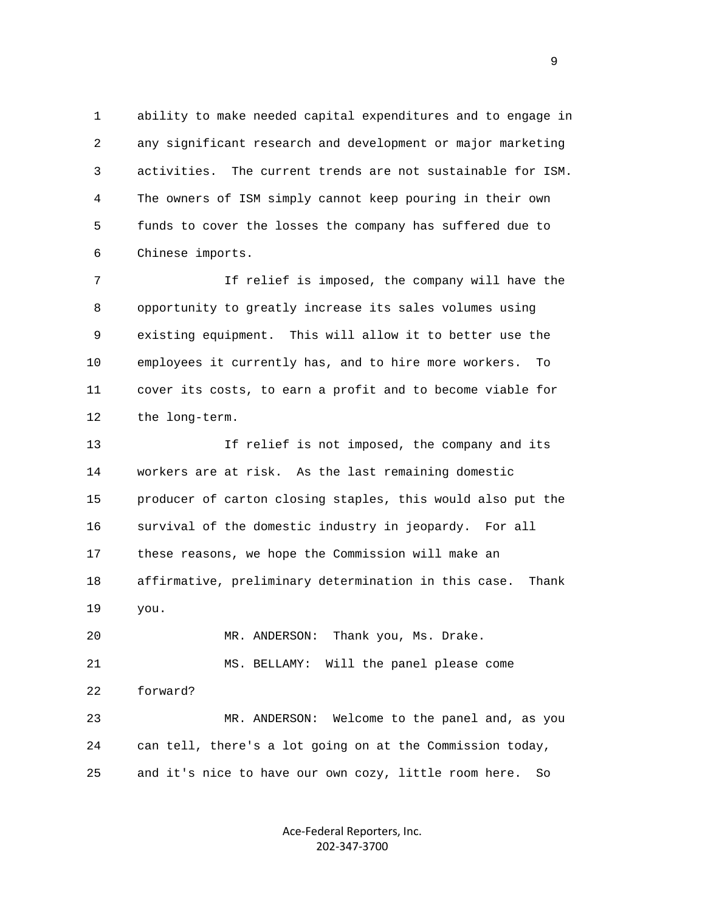ability to make needed capital expenditures and to engage in any significant research and development or major marketing activities. The current trends are not sustainable for ISM. The owners of ISM simply cannot keep pouring in their own funds to cover the losses the company has suffered due to Chinese imports.

If relief is imposed, the company will have the opportunity to greatly increase its sales volumes using existing equipment. This will allow it to better use the employees it currently has, and to hire more workers. To cover its costs, to earn a profit and to become viable for the long-term.

If relief is not imposed, the company and its workers are at risk. As the last remaining domestic producer of carton closing staples, this would also put the survival of the domestic industry in jeopardy. For all these reasons, we hope the Commission will make an affirmative, preliminary determination in this case. Thank you.

MR. ANDERSON: Thank you, Ms. Drake.

MS. BELLAMY: Will the panel please come forward?

MR. ANDERSON: Welcome to the panel and, as you can tell, there's a lot going on at the Commission today, and it's nice to have our own cozy, little room here. So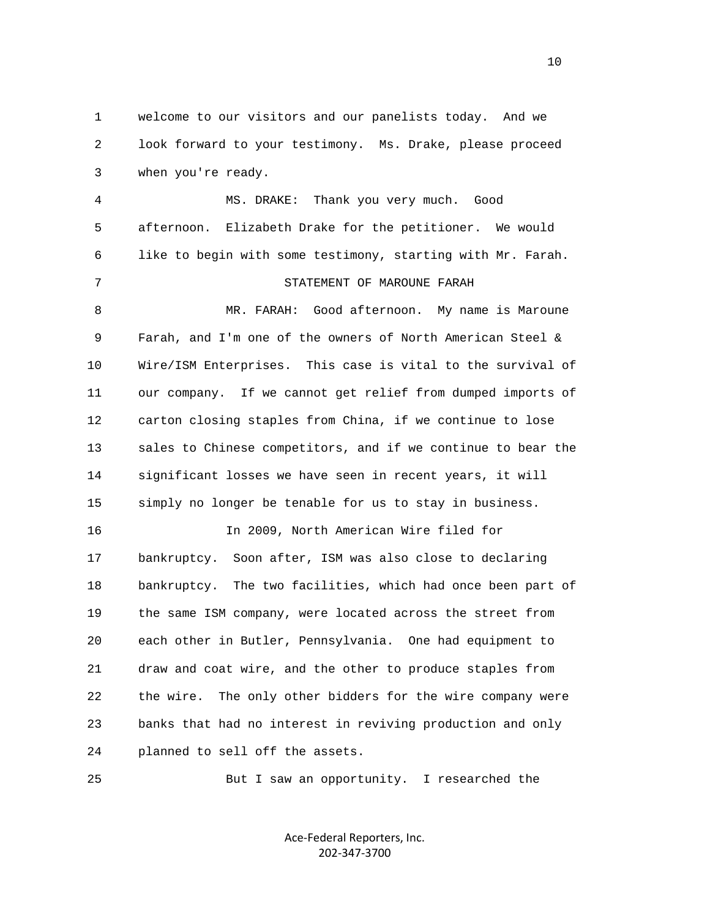welcome to our visitors and our panelists today. And we look forward to your testimony. Ms. Drake, please proceed when you're ready.

MS. DRAKE: Thank you very much. Good afternoon. Elizabeth Drake for the petitioner. We would like to begin with some testimony, starting with Mr. Farah.

STATEMENT OF MAROUNE FARAH

MR. FARAH: Good afternoon. My name is Maroune Farah, and I'm one of the owners of North American Steel & Wire/ISM Enterprises. This case is vital to the survival of our company. If we cannot get relief from dumped imports of carton closing staples from China, if we continue to lose sales to Chinese competitors, and if we continue to bear the significant losses we have seen in recent years, it will simply no longer be tenable for us to stay in business.

In 2009, North American Wire filed for bankruptcy. Soon after, ISM was also close to declaring bankruptcy. The two facilities, which had once been part of the same ISM company, were located across the street from each other in Butler, Pennsylvania. One had equipment to draw and coat wire, and the other to produce staples from the wire. The only other bidders for the wire company were banks that had no interest in reviving production and only planned to sell off the assets.

But I saw an opportunity. I researched the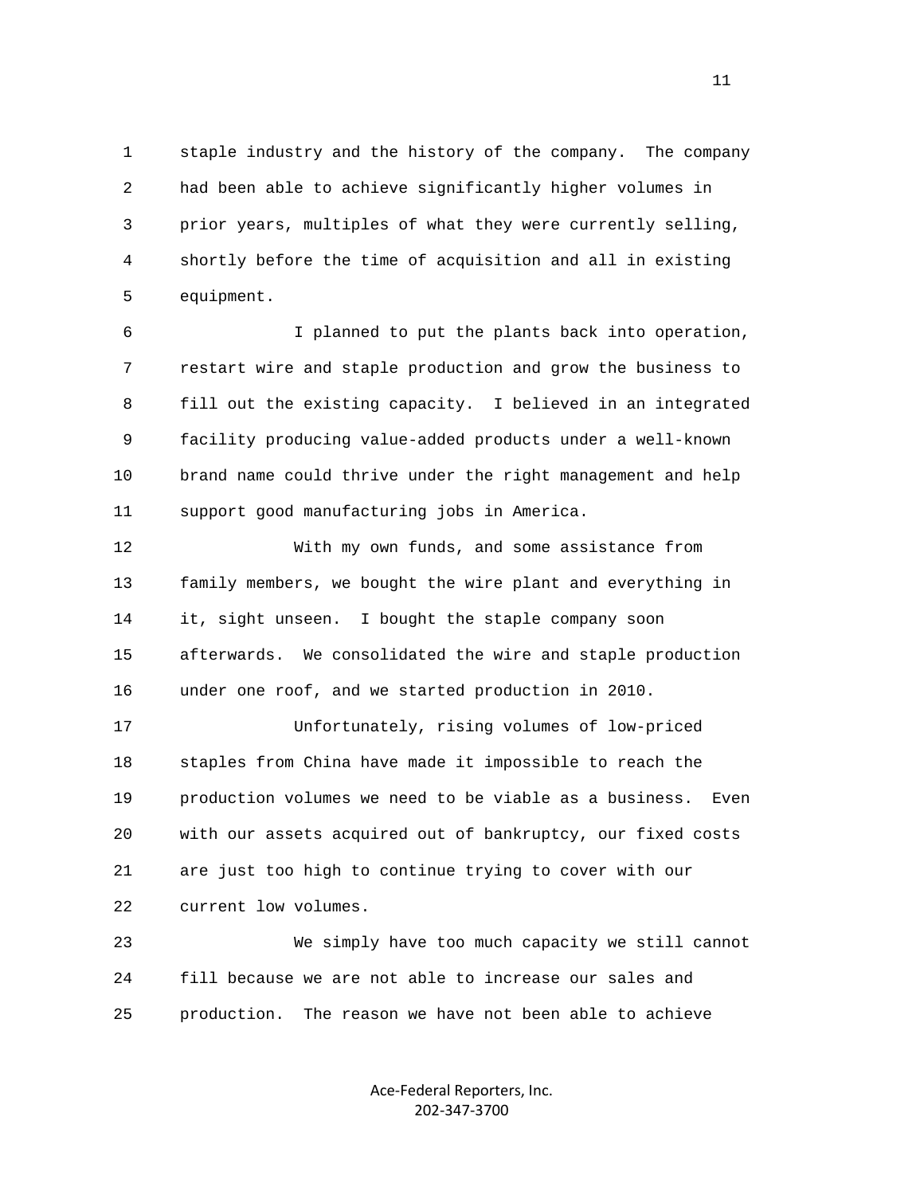staple industry and the history of the company. The company had been able to achieve significantly higher volumes in prior years, multiples of what they were currently selling, shortly before the time of acquisition and all in existing equipment.

I planned to put the plants back into operation, restart wire and staple production and grow the business to fill out the existing capacity. I believed in an integrated facility producing value-added products under a well-known brand name could thrive under the right management and help support good manufacturing jobs in America.

With my own funds, and some assistance from family members, we bought the wire plant and everything in it, sight unseen. I bought the staple company soon afterwards. We consolidated the wire and staple production under one roof, and we started production in 2010.

Unfortunately, rising volumes of low-priced staples from China have made it impossible to reach the production volumes we need to be viable as a business. Even with our assets acquired out of bankruptcy, our fixed costs are just too high to continue trying to cover with our current low volumes.

We simply have too much capacity we still cannot fill because we are not able to increase our sales and production. The reason we have not been able to achieve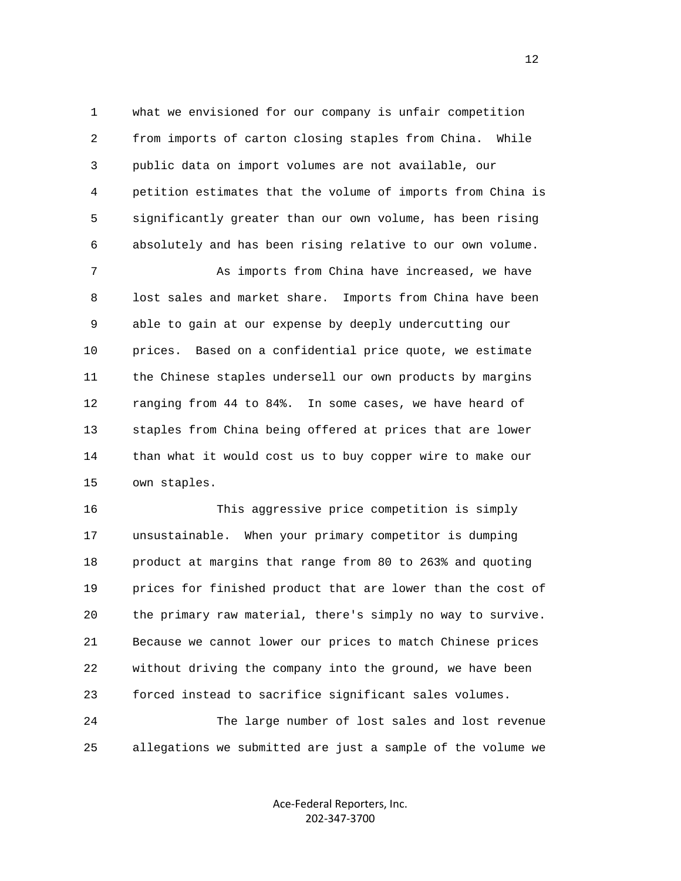what we envisioned for our company is unfair competition from imports of carton closing staples from China. While public data on import volumes are not available, our petition estimates that the volume of imports from China is significantly greater than our own volume, has been rising absolutely and has been rising relative to our own volume.

As imports from China have increased, we have lost sales and market share. Imports from China have been able to gain at our expense by deeply undercutting our prices. Based on a confidential price quote, we estimate the Chinese staples undersell our own products by margins ranging from 44 to 84%. In some cases, we have heard of staples from China being offered at prices that are lower than what it would cost us to buy copper wire to make our own staples.

This aggressive price competition is simply unsustainable. When your primary competitor is dumping product at margins that range from 80 to 263% and quoting prices for finished product that are lower than the cost of the primary raw material, there's simply no way to survive. Because we cannot lower our prices to match Chinese prices without driving the company into the ground, we have been forced instead to sacrifice significant sales volumes.

The large number of lost sales and lost revenue allegations we submitted are just a sample of the volume we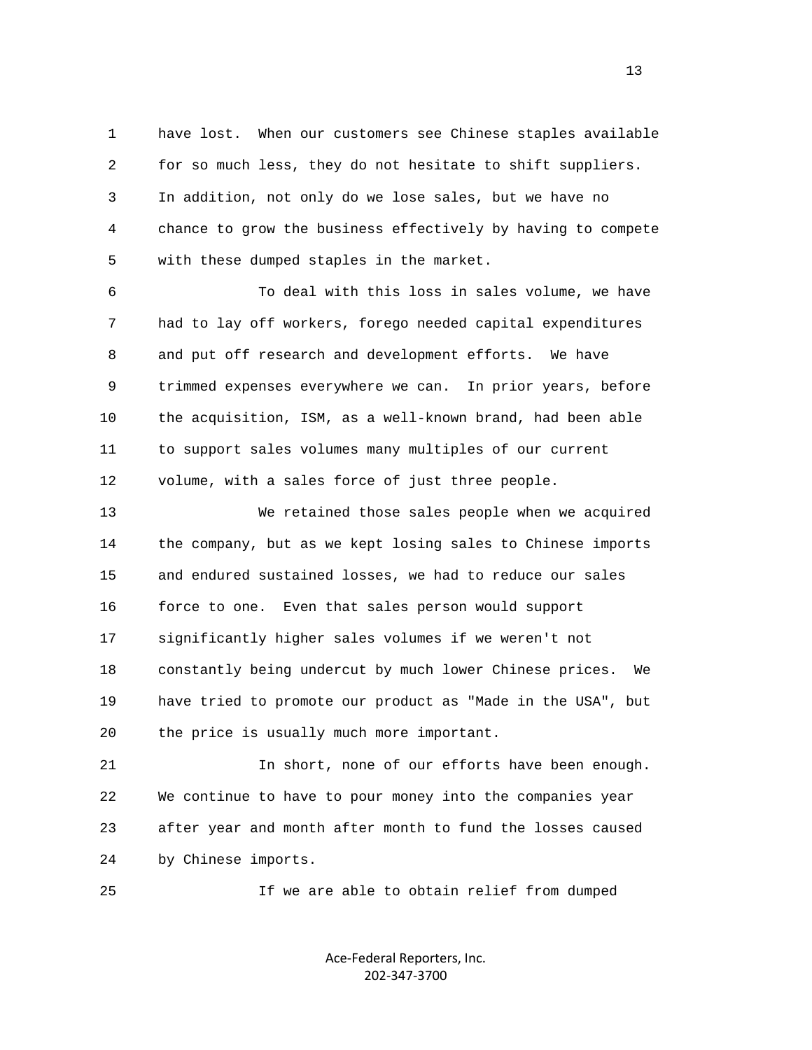have lost. When our customers see Chinese staples available for so much less, they do not hesitate to shift suppliers. In addition, not only do we lose sales, but we have no chance to grow the business effectively by having to compete with these dumped staples in the market.

To deal with this loss in sales volume, we have had to lay off workers, forego needed capital expenditures and put off research and development efforts. We have trimmed expenses everywhere we can. In prior years, before the acquisition, ISM, as a well-known brand, had been able to support sales volumes many multiples of our current volume, with a sales force of just three people.

We retained those sales people when we acquired the company, but as we kept losing sales to Chinese imports and endured sustained losses, we had to reduce our sales force to one. Even that sales person would support significantly higher sales volumes if we weren't not constantly being undercut by much lower Chinese prices. We have tried to promote our product as "Made in the USA", but the price is usually much more important.

In short, none of our efforts have been enough. We continue to have to pour money into the companies year after year and month after month to fund the losses caused by Chinese imports.

If we are able to obtain relief from dumped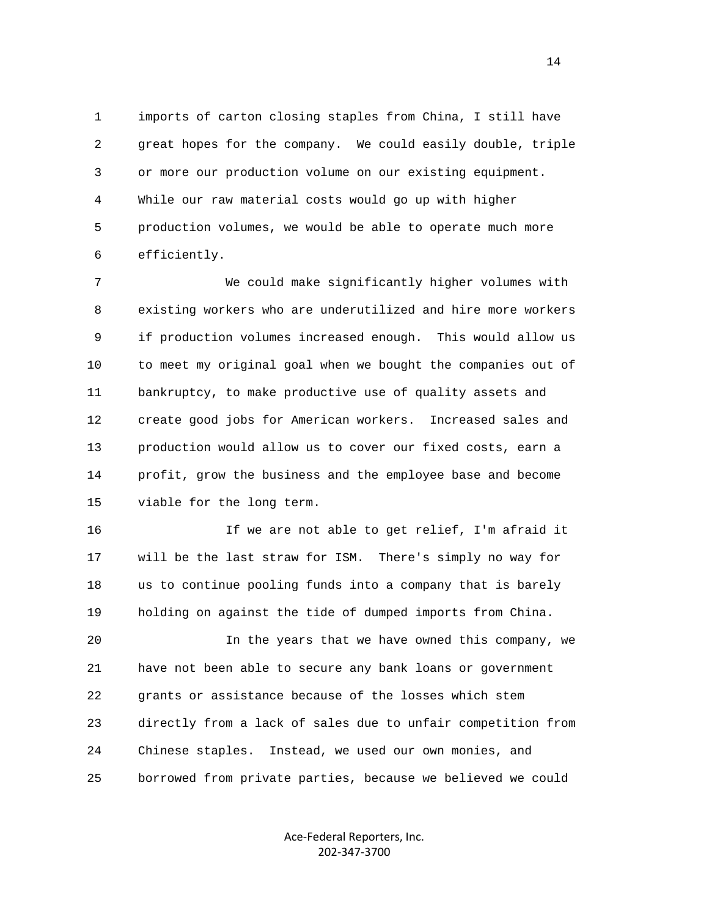imports of carton closing staples from China, I still have great hopes for the company. We could easily double, triple or more our production volume on our existing equipment. While our raw material costs would go up with higher production volumes, we would be able to operate much more efficiently.

We could make significantly higher volumes with existing workers who are underutilized and hire more workers if production volumes increased enough. This would allow us to meet my original goal when we bought the companies out of bankruptcy, to make productive use of quality assets and create good jobs for American workers. Increased sales and production would allow us to cover our fixed costs, earn a profit, grow the business and the employee base and become viable for the long term.

If we are not able to get relief, I'm afraid it will be the last straw for ISM. There's simply no way for us to continue pooling funds into a company that is barely holding on against the tide of dumped imports from China.

In the years that we have owned this company, we have not been able to secure any bank loans or government grants or assistance because of the losses which stem directly from a lack of sales due to unfair competition from Chinese staples. Instead, we used our own monies, and borrowed from private parties, because we believed we could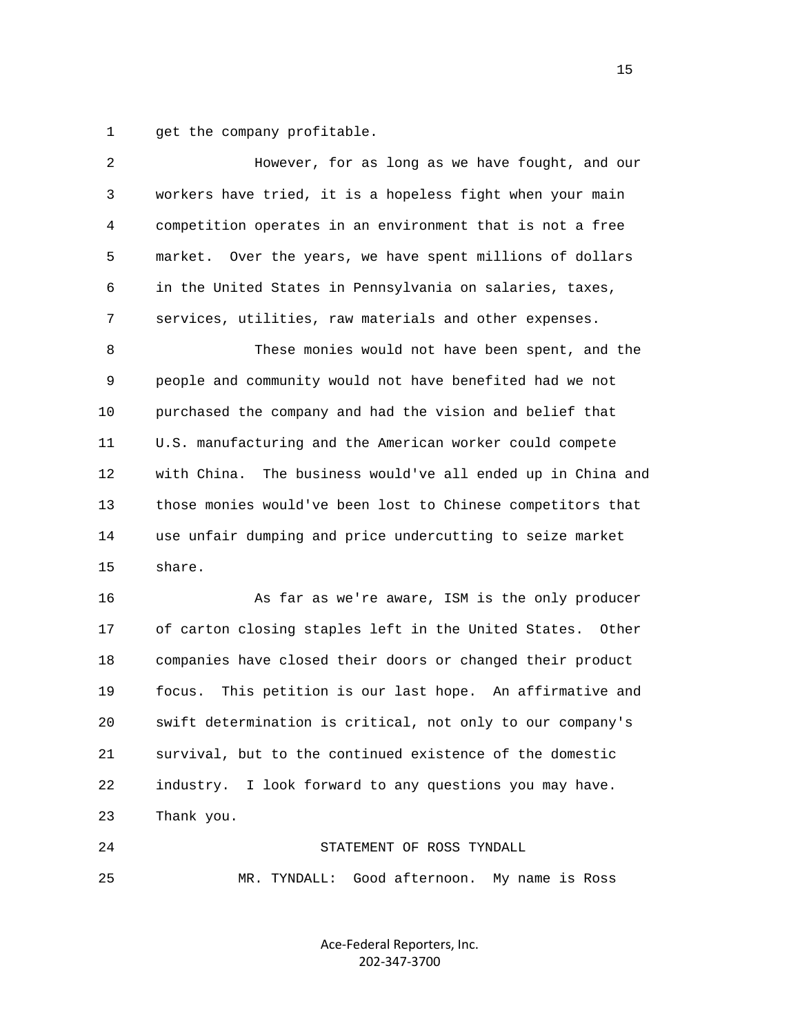get the company profitable.

However, for as long as we have fought, and our workers have tried, it is a hopeless fight when your main competition operates in an environment that is not a free market. Over the years, we have spent millions of dollars in the United States in Pennsylvania on salaries, taxes, services, utilities, raw materials and other expenses.

These monies would not have been spent, and the people and community would not have benefited had we not purchased the company and had the vision and belief that U.S. manufacturing and the American worker could compete with China. The business would've all ended up in China and those monies would've been lost to Chinese competitors that use unfair dumping and price undercutting to seize market share.

As far as we're aware, ISM is the only producer of carton closing staples left in the United States. Other companies have closed their doors or changed their product focus. This petition is our last hope. An affirmative and swift determination is critical, not only to our company's survival, but to the continued existence of the domestic industry. I look forward to any questions you may have. Thank you.

STATEMENT OF ROSS TYNDALL

MR. TYNDALL: Good afternoon. My name is Ross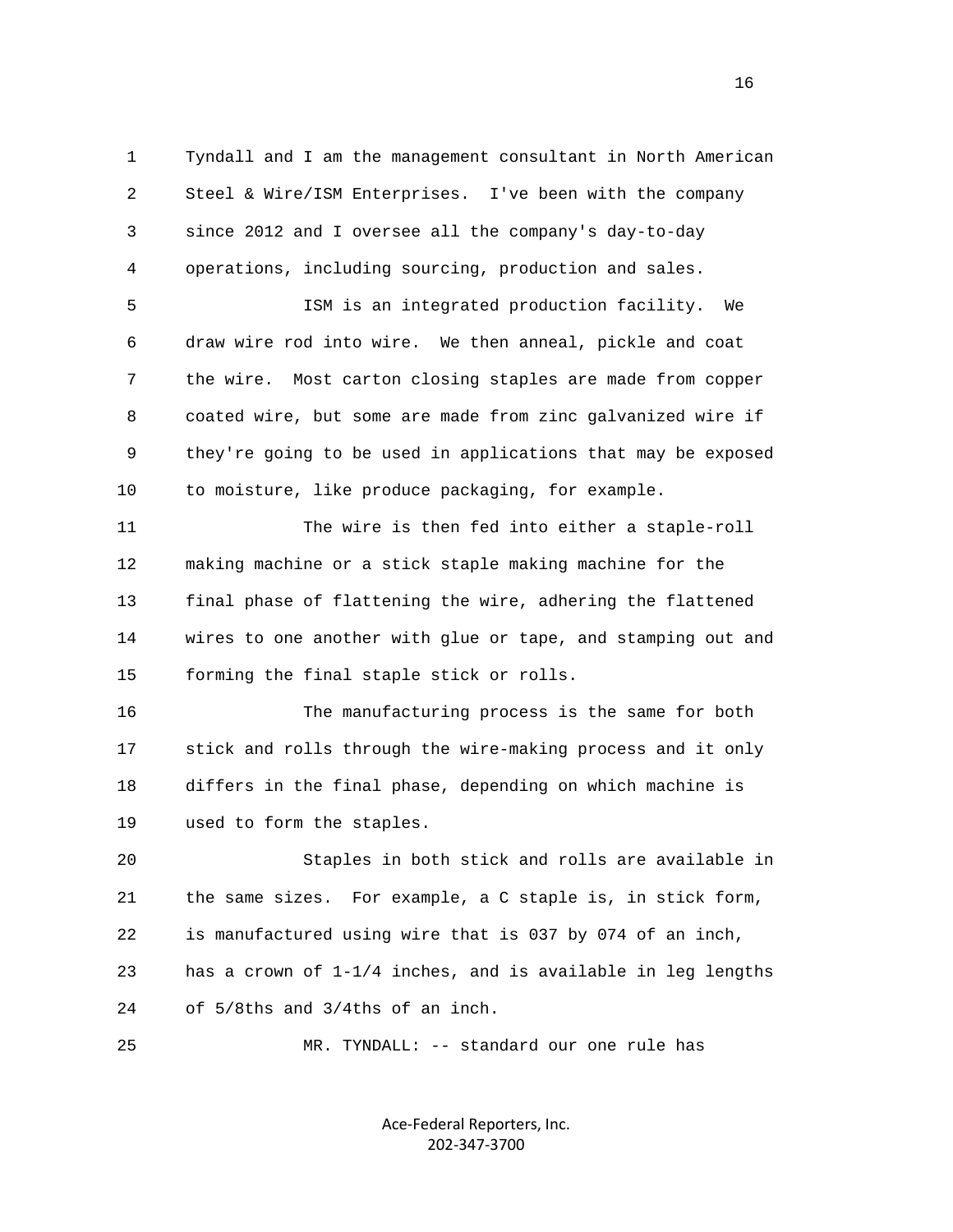Tyndall and I am the management consultant in North American Steel & Wire/ISM Enterprises. I've been with the company since 2012 and I oversee all the company's day-to-day operations, including sourcing, production and sales.

ISM is an integrated production facility. We draw wire rod into wire. We then anneal, pickle and coat the wire. Most carton closing staples are made from copper coated wire, but some are made from zinc galvanized wire if they're going to be used in applications that may be exposed to moisture, like produce packaging, for example.

The wire is then fed into either a staple-roll making machine or a stick staple making machine for the final phase of flattening the wire, adhering the flattened wires to one another with glue or tape, and stamping out and forming the final staple stick or rolls.

The manufacturing process is the same for both stick and rolls through the wire-making process and it only differs in the final phase, depending on which machine is used to form the staples.

Staples in both stick and rolls are available in the same sizes. For example, a C staple is, in stick form, is manufactured using wire that is 037 by 074 of an inch, has a crown of 1-1/4 inches, and is available in leg lengths of 5/8ths and 3/4ths of an inch.

MR. TYNDALL: -- standard our one rule has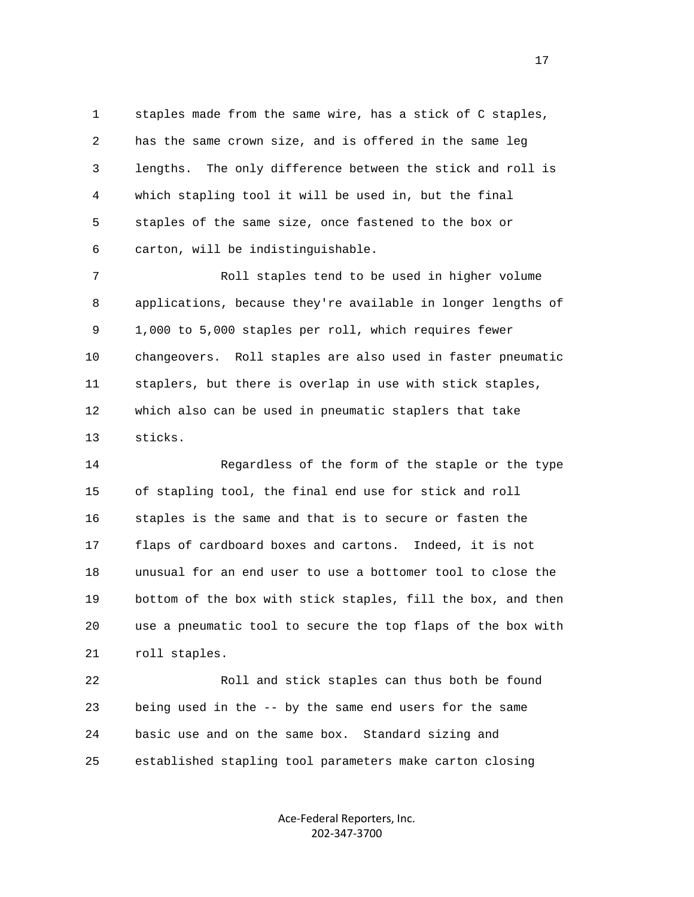staples made from the same wire, has a stick of C staples, has the same crown size, and is offered in the same leg lengths. The only difference between the stick and roll is which stapling tool it will be used in, but the final staples of the same size, once fastened to the box or carton, will be indistinguishable.

Roll staples tend to be used in higher volume applications, because they're available in longer lengths of 1,000 to 5,000 staples per roll, which requires fewer changeovers. Roll staples are also used in faster pneumatic staplers, but there is overlap in use with stick staples, which also can be used in pneumatic staplers that take sticks.

Regardless of the form of the staple or the type of stapling tool, the final end use for stick and roll staples is the same and that is to secure or fasten the flaps of cardboard boxes and cartons. Indeed, it is not unusual for an end user to use a bottomer tool to close the bottom of the box with stick staples, fill the box, and then use a pneumatic tool to secure the top flaps of the box with roll staples.

Roll and stick staples can thus both be found being used in the -- by the same end users for the same basic use and on the same box. Standard sizing and established stapling tool parameters make carton closing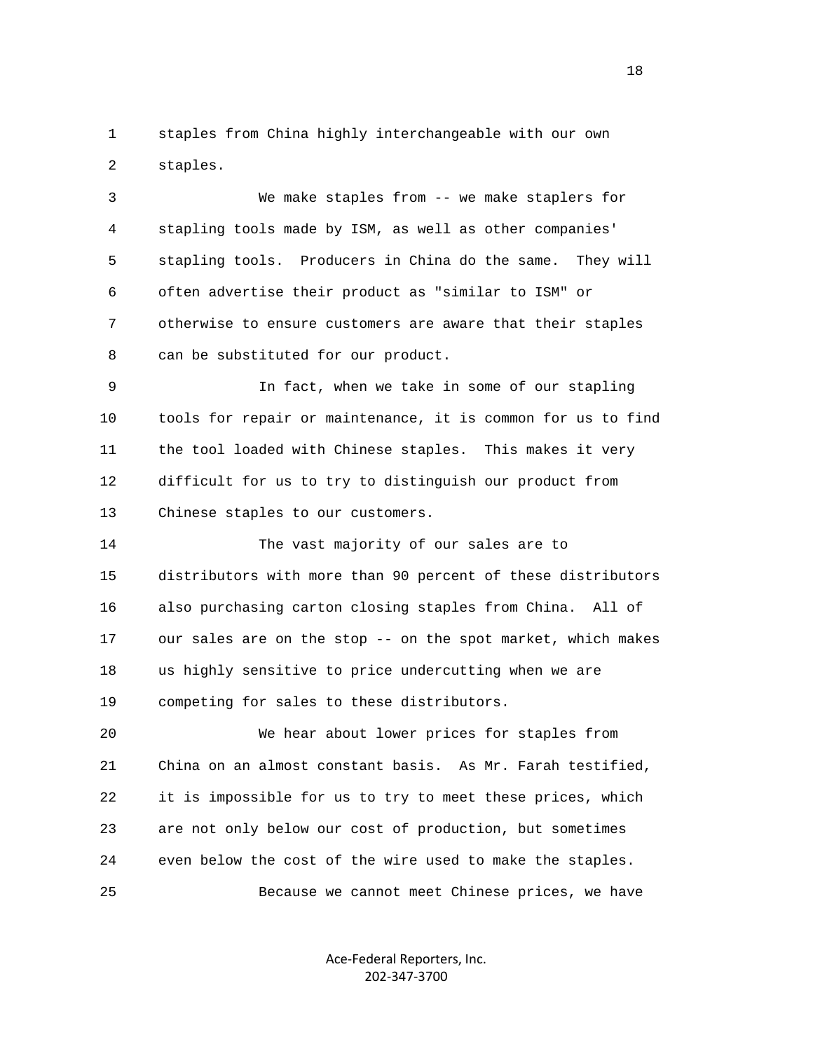staples from China highly interchangeable with our own staples.

We make staples from -- we make staplers for stapling tools made by ISM, as well as other companies' stapling tools. Producers in China do the same. They will often advertise their product as "similar to ISM" or otherwise to ensure customers are aware that their staples can be substituted for our product.

In fact, when we take in some of our stapling tools for repair or maintenance, it is common for us to find the tool loaded with Chinese staples. This makes it very difficult for us to try to distinguish our product from Chinese staples to our customers.

The vast majority of our sales are to distributors with more than 90 percent of these distributors also purchasing carton closing staples from China. All of our sales are on the stop -- on the spot market, which makes us highly sensitive to price undercutting when we are competing for sales to these distributors.

We hear about lower prices for staples from China on an almost constant basis. As Mr. Farah testified, it is impossible for us to try to meet these prices, which are not only below our cost of production, but sometimes even below the cost of the wire used to make the staples.

Because we cannot meet Chinese prices, we have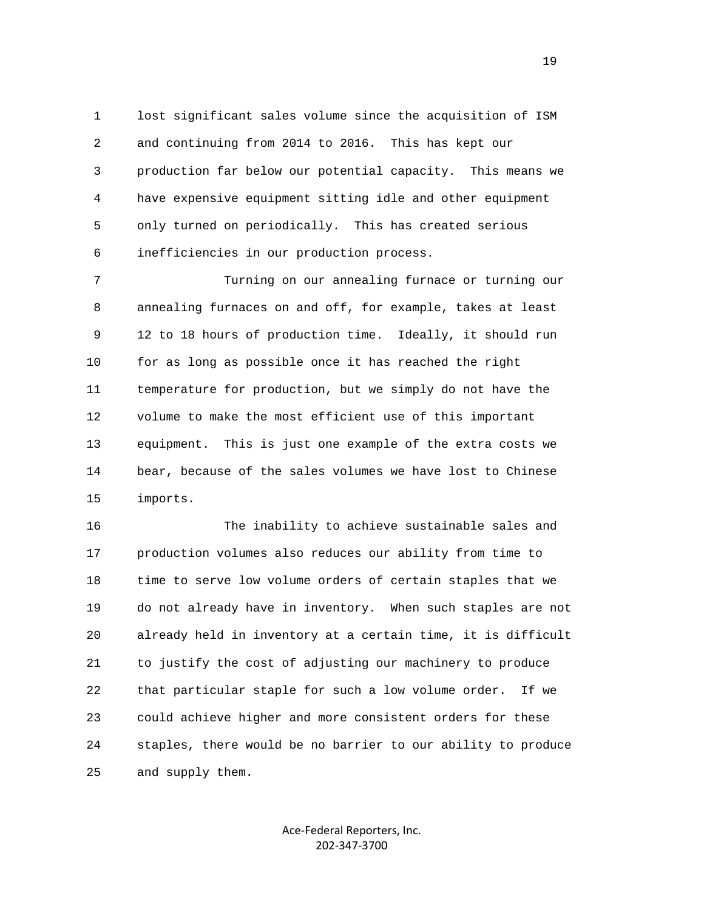lost significant sales volume since the acquisition of ISM and continuing from 2014 to 2016. This has kept our production far below our potential capacity. This means we have expensive equipment sitting idle and other equipment only turned on periodically. This has created serious inefficiencies in our production process.

Turning on our annealing furnace or turning our annealing furnaces on and off, for example, takes at least 12 to 18 hours of production time. Ideally, it should run for as long as possible once it has reached the right temperature for production, but we simply do not have the volume to make the most efficient use of this important equipment. This is just one example of the extra costs we bear, because of the sales volumes we have lost to Chinese imports.

The inability to achieve sustainable sales and production volumes also reduces our ability from time to time to serve low volume orders of certain staples that we do not already have in inventory. When such staples are not already held in inventory at a certain time, it is difficult to justify the cost of adjusting our machinery to produce that particular staple for such a low volume order. If we could achieve higher and more consistent orders for these staples, there would be no barrier to our ability to produce and supply them.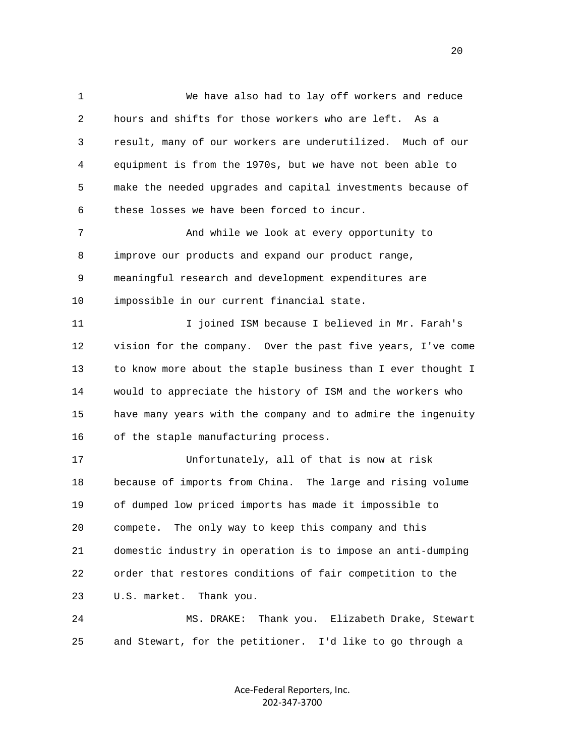We have also had to lay off workers and reduce hours and shifts for those workers who are left. As a result, many of our workers are underutilized. Much of our equipment is from the 1970s, but we have not been able to make the needed upgrades and capital investments because of these losses we have been forced to incur.

And while we look at every opportunity to improve our products and expand our product range, meaningful research and development expenditures are impossible in our current financial state.

I joined ISM because I believed in Mr. Farah's vision for the company. Over the past five years, I've come to know more about the staple business than I ever thought I would to appreciate the history of ISM and the workers who have many years with the company and to admire the ingenuity of the staple manufacturing process.

Unfortunately, all of that is now at risk because of imports from China. The large and rising volume of dumped low priced imports has made it impossible to compete. The only way to keep this company and this domestic industry in operation is to impose an anti-dumping order that restores conditions of fair competition to the U.S. market. Thank you.

MS. DRAKE: Thank you. Elizabeth Drake, Stewart and Stewart, for the petitioner. I'd like to go through a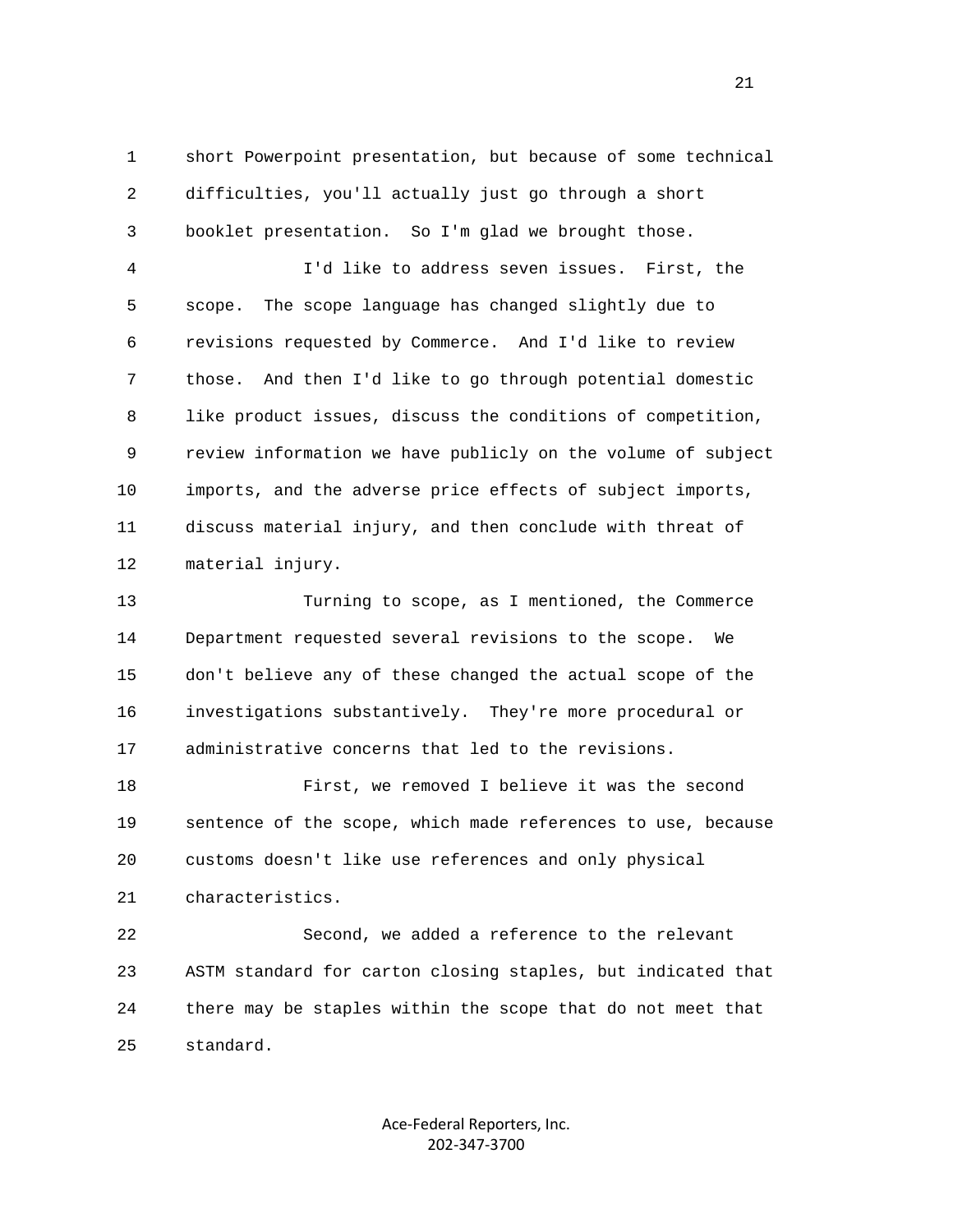short Powerpoint presentation, but because of some technical difficulties, you'll actually just go through a short booklet presentation. So I'm glad we brought those.

I'd like to address seven issues. First, the scope. The scope language has changed slightly due to revisions requested by Commerce. And I'd like to review those. And then I'd like to go through potential domestic like product issues, discuss the conditions of competition, review information we have publicly on the volume of subject imports, and the adverse price effects of subject imports, discuss material injury, and then conclude with threat of material injury.

Turning to scope, as I mentioned, the Commerce Department requested several revisions to the scope. We don't believe any of these changed the actual scope of the investigations substantively. They're more procedural or administrative concerns that led to the revisions.

First, we removed I believe it was the second sentence of the scope, which made references to use, because customs doesn't like use references and only physical characteristics.

Second, we added a reference to the relevant ASTM standard for carton closing staples, but indicated that there may be staples within the scope that do not meet that standard.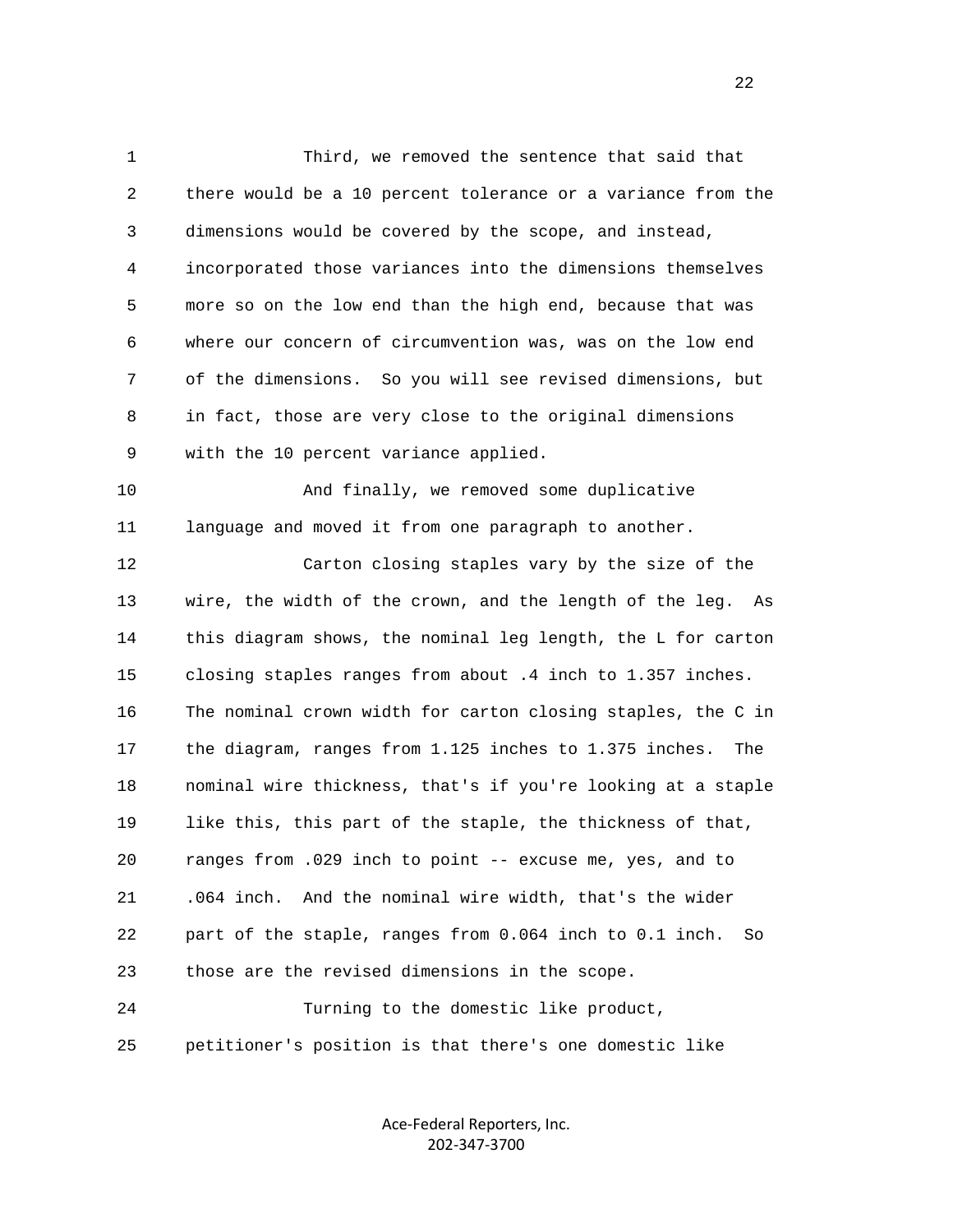Third, we removed the sentence that said that there would be a 10 percent tolerance or a variance from the dimensions would be covered by the scope, and instead, incorporated those variances into the dimensions themselves more so on the low end than the high end, because that was where our concern of circumvention was, was on the low end of the dimensions. So you will see revised dimensions, but in fact, those are very close to the original dimensions with the 10 percent variance applied.

And finally, we removed some duplicative language and moved it from one paragraph to another.

Carton closing staples vary by the size of the wire, the width of the crown, and the length of the leg. As this diagram shows, the nominal leg length, the L for carton closing staples ranges from about .4 inch to 1.357 inches. The nominal crown width for carton closing staples, the C in the diagram, ranges from 1.125 inches to 1.375 inches. The nominal wire thickness, that's if you're looking at a staple like this, this part of the staple, the thickness of that, ranges from .029 inch to point -- excuse me, yes, and to .064 inch. And the nominal wire width, that's the wider part of the staple, ranges from 0.064 inch to 0.1 inch. So those are the revised dimensions in the scope.

Turning to the domestic like product, petitioner's position is that there's one domestic like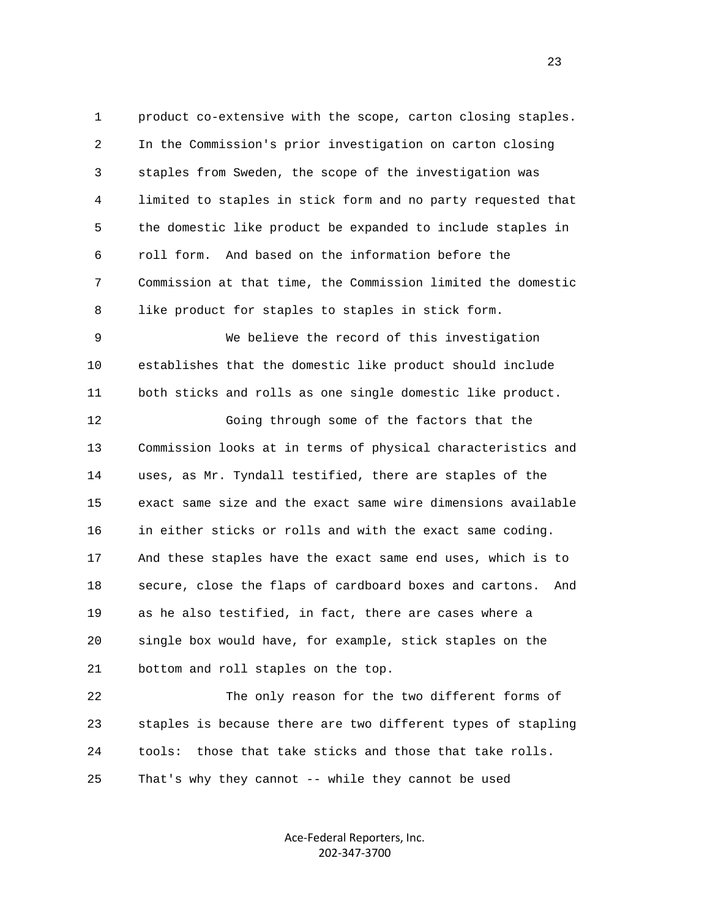product co-extensive with the scope, carton closing staples. In the Commission's prior investigation on carton closing staples from Sweden, the scope of the investigation was limited to staples in stick form and no party requested that the domestic like product be expanded to include staples in roll form. And based on the information before the Commission at that time, the Commission limited the domestic like product for staples to staples in stick form.

We believe the record of this investigation establishes that the domestic like product should include both sticks and rolls as one single domestic like product.

Going through some of the factors that the Commission looks at in terms of physical characteristics and uses, as Mr. Tyndall testified, there are staples of the exact same size and the exact same wire dimensions available in either sticks or rolls and with the exact same coding. And these staples have the exact same end uses, which is to secure, close the flaps of cardboard boxes and cartons. And as he also testified, in fact, there are cases where a single box would have, for example, stick staples on the bottom and roll staples on the top.

The only reason for the two different forms of staples is because there are two different types of stapling tools: those that take sticks and those that take rolls. That's why they cannot -- while they cannot be used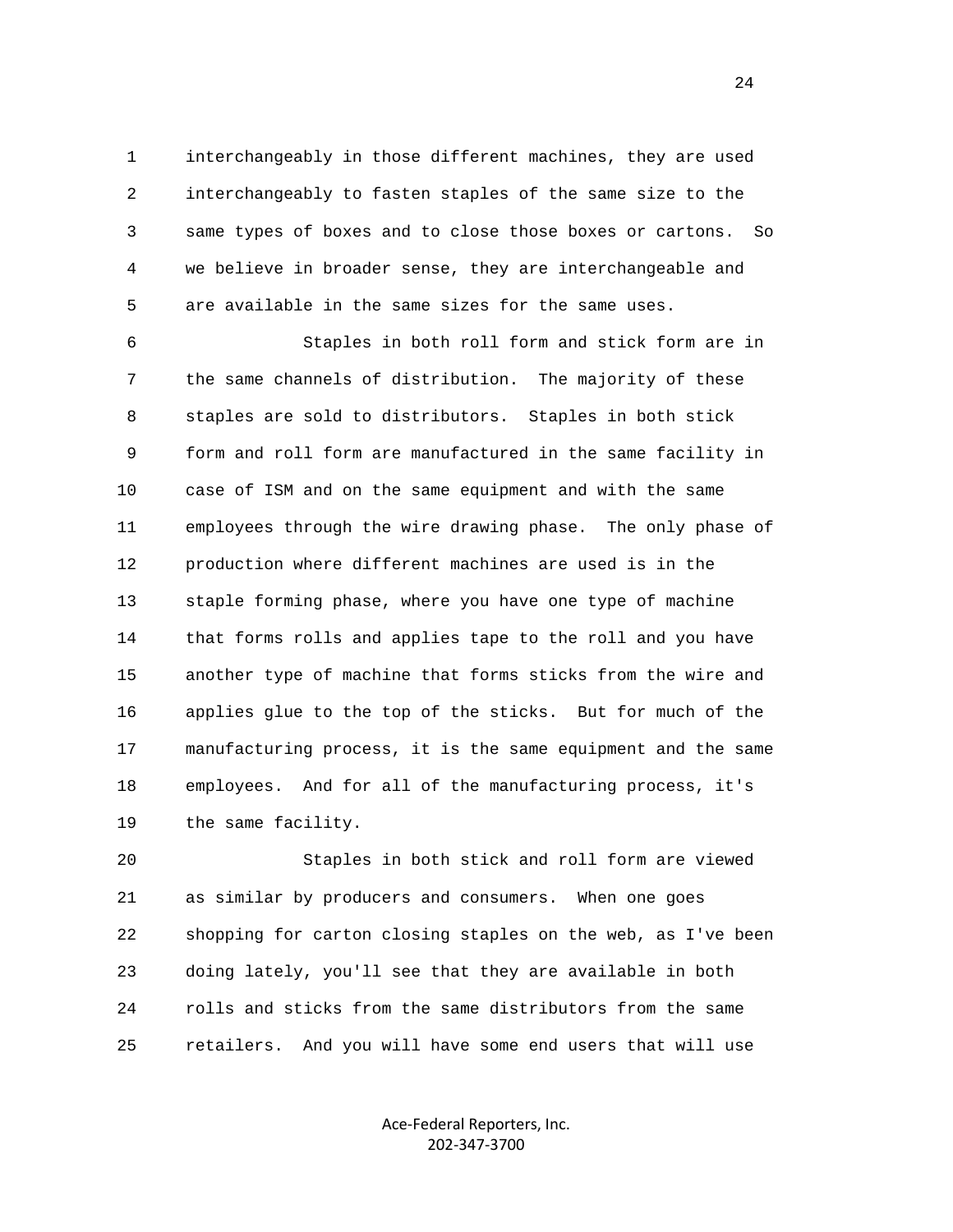interchangeably in those different machines, they are used interchangeably to fasten staples of the same size to the same types of boxes and to close those boxes or cartons. So we believe in broader sense, they are interchangeable and are available in the same sizes for the same uses.

Staples in both roll form and stick form are in the same channels of distribution. The majority of these staples are sold to distributors. Staples in both stick form and roll form are manufactured in the same facility in case of ISM and on the same equipment and with the same employees through the wire drawing phase. The only phase of production where different machines are used is in the staple forming phase, where you have one type of machine that forms rolls and applies tape to the roll and you have another type of machine that forms sticks from the wire and applies glue to the top of the sticks. But for much of the manufacturing process, it is the same equipment and the same employees. And for all of the manufacturing process, it's the same facility.

Staples in both stick and roll form are viewed as similar by producers and consumers. When one goes shopping for carton closing staples on the web, as I've been doing lately, you'll see that they are available in both rolls and sticks from the same distributors from the same retailers. And you will have some end users that will use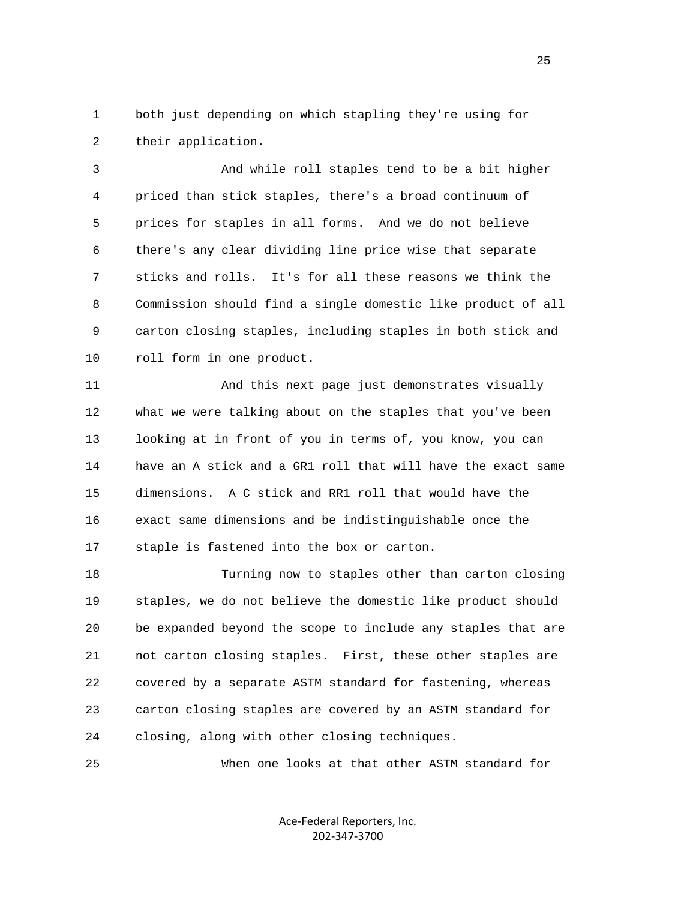both just depending on which stapling they're using for their application.

And while roll staples tend to be a bit higher priced than stick staples, there's a broad continuum of prices for staples in all forms. And we do not believe there's any clear dividing line price wise that separate sticks and rolls. It's for all these reasons we think the Commission should find a single domestic like product of all carton closing staples, including staples in both stick and roll form in one product.

And this next page just demonstrates visually what we were talking about on the staples that you've been looking at in front of you in terms of, you know, you can have an A stick and a GR1 roll that will have the exact same dimensions. A C stick and RR1 roll that would have the exact same dimensions and be indistinguishable once the staple is fastened into the box or carton.

Turning now to staples other than carton closing staples, we do not believe the domestic like product should be expanded beyond the scope to include any staples that are not carton closing staples. First, these other staples are covered by a separate ASTM standard for fastening, whereas carton closing staples are covered by an ASTM standard for closing, along with other closing techniques.

When one looks at that other ASTM standard for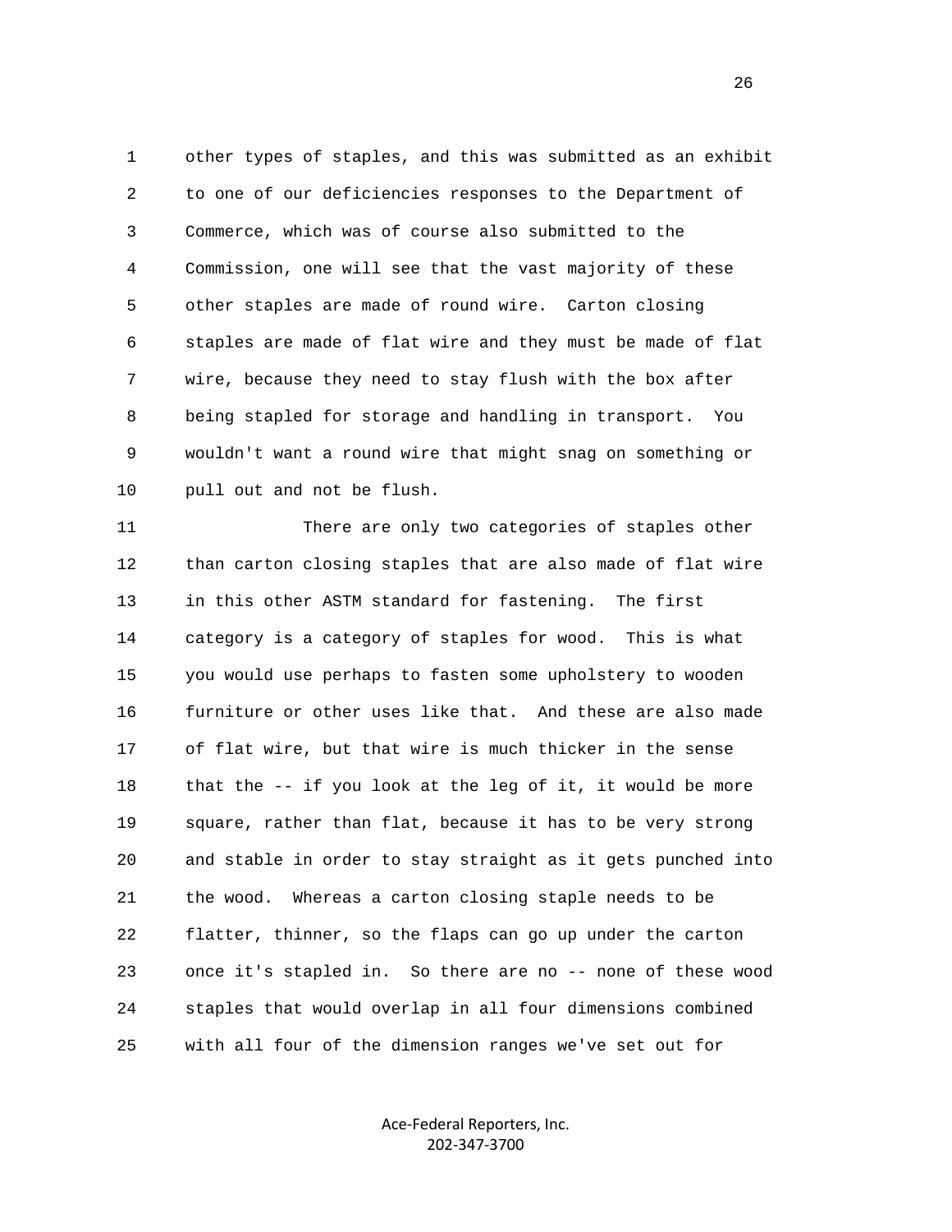other types of staples, and this was submitted as an exhibit to one of our deficiencies responses to the Department of Commerce, which was of course also submitted to the Commission, one will see that the vast majority of these other staples are made of round wire. Carton closing staples are made of flat wire and they must be made of flat wire, because they need to stay flush with the box after being stapled for storage and handling in transport. You wouldn't want a round wire that might snag on something or pull out and not be flush.

There are only two categories of staples other than carton closing staples that are also made of flat wire in this other ASTM standard for fastening. The first category is a category of staples for wood. This is what you would use perhaps to fasten some upholstery to wooden furniture or other uses like that. And these are also made of flat wire, but that wire is much thicker in the sense that the -- if you look at the leg of it, it would be more square, rather than flat, because it has to be very strong and stable in order to stay straight as it gets punched into the wood. Whereas a carton closing staple needs to be flatter, thinner, so the flaps can go up under the carton once it's stapled in. So there are no -- none of these wood staples that would overlap in all four dimensions combined with all four of the dimension ranges we've set out for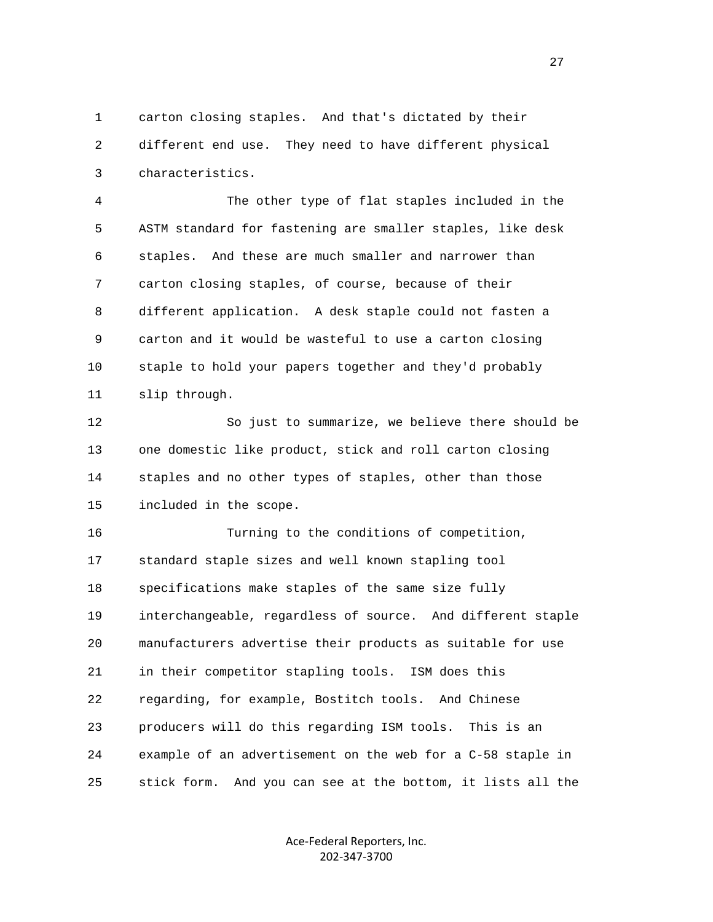carton closing staples. And that's dictated by their different end use. They need to have different physical characteristics.

The other type of flat staples included in the ASTM standard for fastening are smaller staples, like desk staples. And these are much smaller and narrower than carton closing staples, of course, because of their different application. A desk staple could not fasten a carton and it would be wasteful to use a carton closing staple to hold your papers together and they'd probably slip through.

So just to summarize, we believe there should be one domestic like product, stick and roll carton closing staples and no other types of staples, other than those included in the scope.

Turning to the conditions of competition, standard staple sizes and well known stapling tool specifications make staples of the same size fully interchangeable, regardless of source. And different staple manufacturers advertise their products as suitable for use in their competitor stapling tools. ISM does this regarding, for example, Bostitch tools. And Chinese producers will do this regarding ISM tools. This is an example of an advertisement on the web for a C-58 staple in stick form. And you can see at the bottom, it lists all the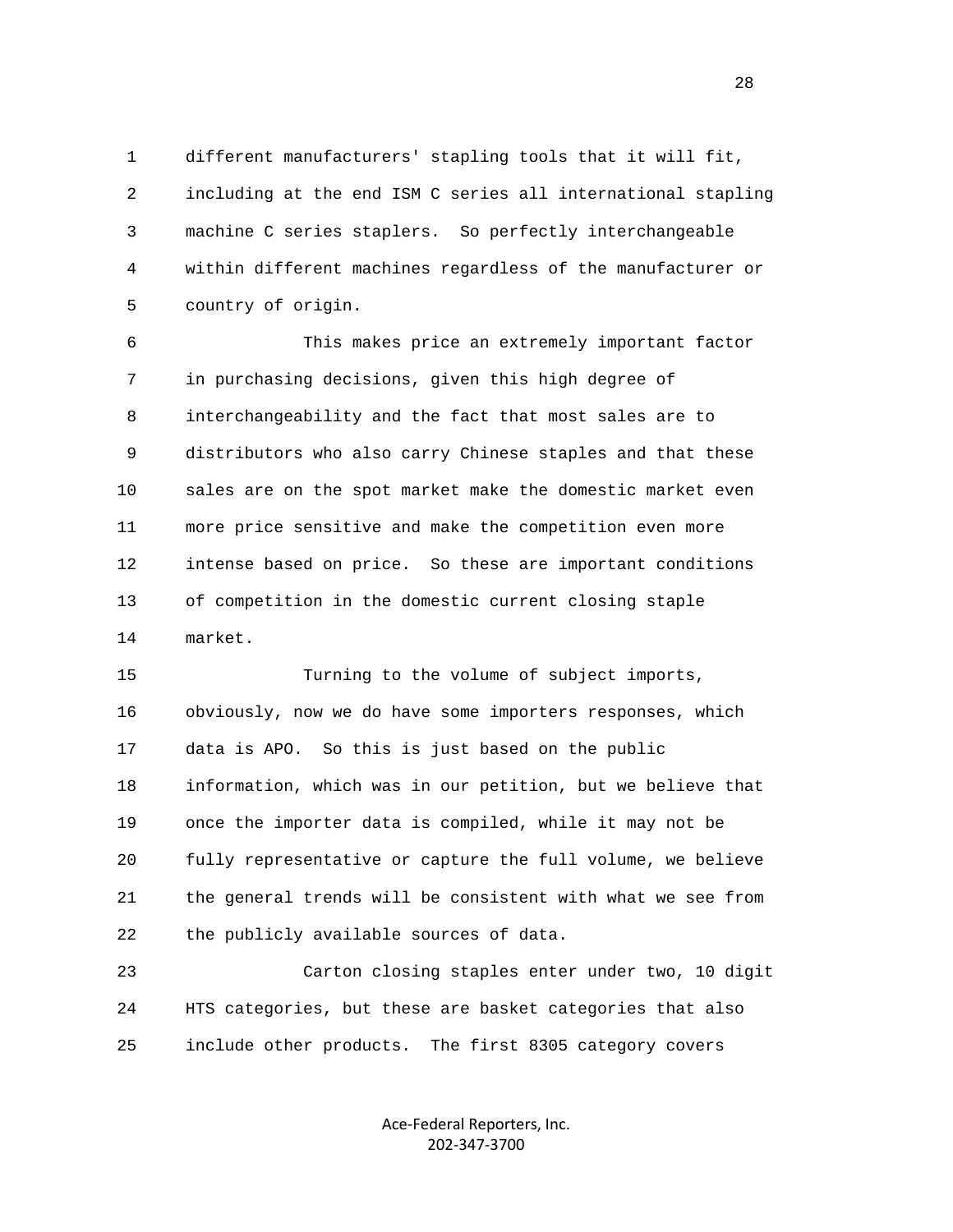different manufacturers' stapling tools that it will fit, including at the end ISM C series all international stapling machine C series staplers. So perfectly interchangeable within different machines regardless of the manufacturer or country of origin.

This makes price an extremely important factor in purchasing decisions, given this high degree of interchangeability and the fact that most sales are to distributors who also carry Chinese staples and that these sales are on the spot market make the domestic market even more price sensitive and make the competition even more intense based on price. So these are important conditions of competition in the domestic current closing staple market.

Turning to the volume of subject imports, obviously, now we do have some importers responses, which data is APO. So this is just based on the public information, which was in our petition, but we believe that once the importer data is compiled, while it may not be fully representative or capture the full volume, we believe the general trends will be consistent with what we see from the publicly available sources of data.

Carton closing staples enter under two, 10 digit HTS categories, but these are basket categories that also include other products. The first 8305 category covers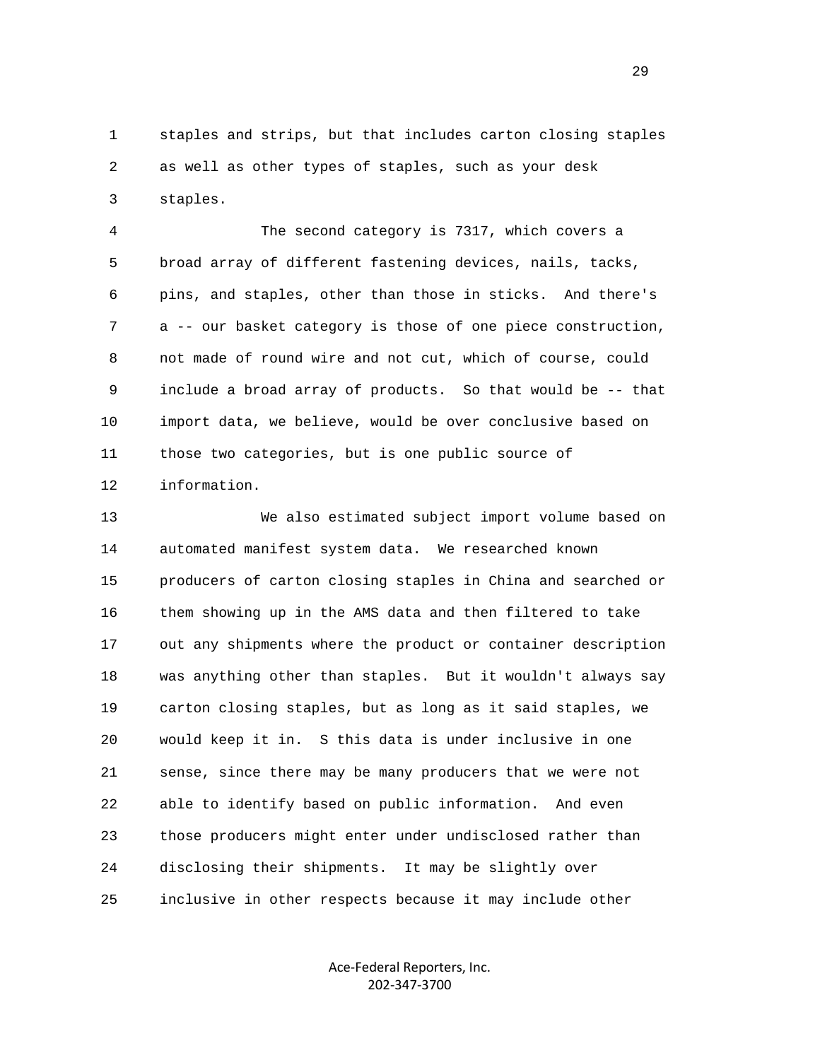staples and strips, but that includes carton closing staples as well as other types of staples, such as your desk staples.

The second category is 7317, which covers a broad array of different fastening devices, nails, tacks, pins, and staples, other than those in sticks. And there's a -- our basket category is those of one piece construction, not made of round wire and not cut, which of course, could include a broad array of products. So that would be -- that import data, we believe, would be over conclusive based on those two categories, but is one public source of information.

We also estimated subject import volume based on automated manifest system data. We researched known producers of carton closing staples in China and searched or them showing up in the AMS data and then filtered to take out any shipments where the product or container description was anything other than staples. But it wouldn't always say carton closing staples, but as long as it said staples, we would keep it in. S this data is under inclusive in one sense, since there may be many producers that we were not able to identify based on public information. And even those producers might enter under undisclosed rather than disclosing their shipments. It may be slightly over inclusive in other respects because it may include other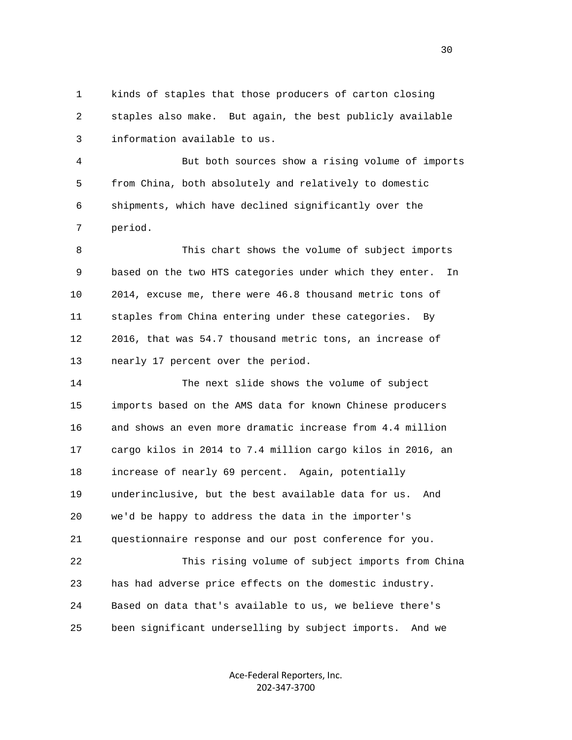kinds of staples that those producers of carton closing staples also make. But again, the best publicly available information available to us.

But both sources show a rising volume of imports from China, both absolutely and relatively to domestic shipments, which have declined significantly over the period.

This chart shows the volume of subject imports based on the two HTS categories under which they enter. In 2014, excuse me, there were 46.8 thousand metric tons of staples from China entering under these categories. By 2016, that was 54.7 thousand metric tons, an increase of nearly 17 percent over the period.

The next slide shows the volume of subject imports based on the AMS data for known Chinese producers and shows an even more dramatic increase from 4.4 million cargo kilos in 2014 to 7.4 million cargo kilos in 2016, an increase of nearly 69 percent. Again, potentially underinclusive, but the best available data for us. And we'd be happy to address the data in the importer's questionnaire response and our post conference for you.

This rising volume of subject imports from China has had adverse price effects on the domestic industry. Based on data that's available to us, we believe there's been significant underselling by subject imports. And we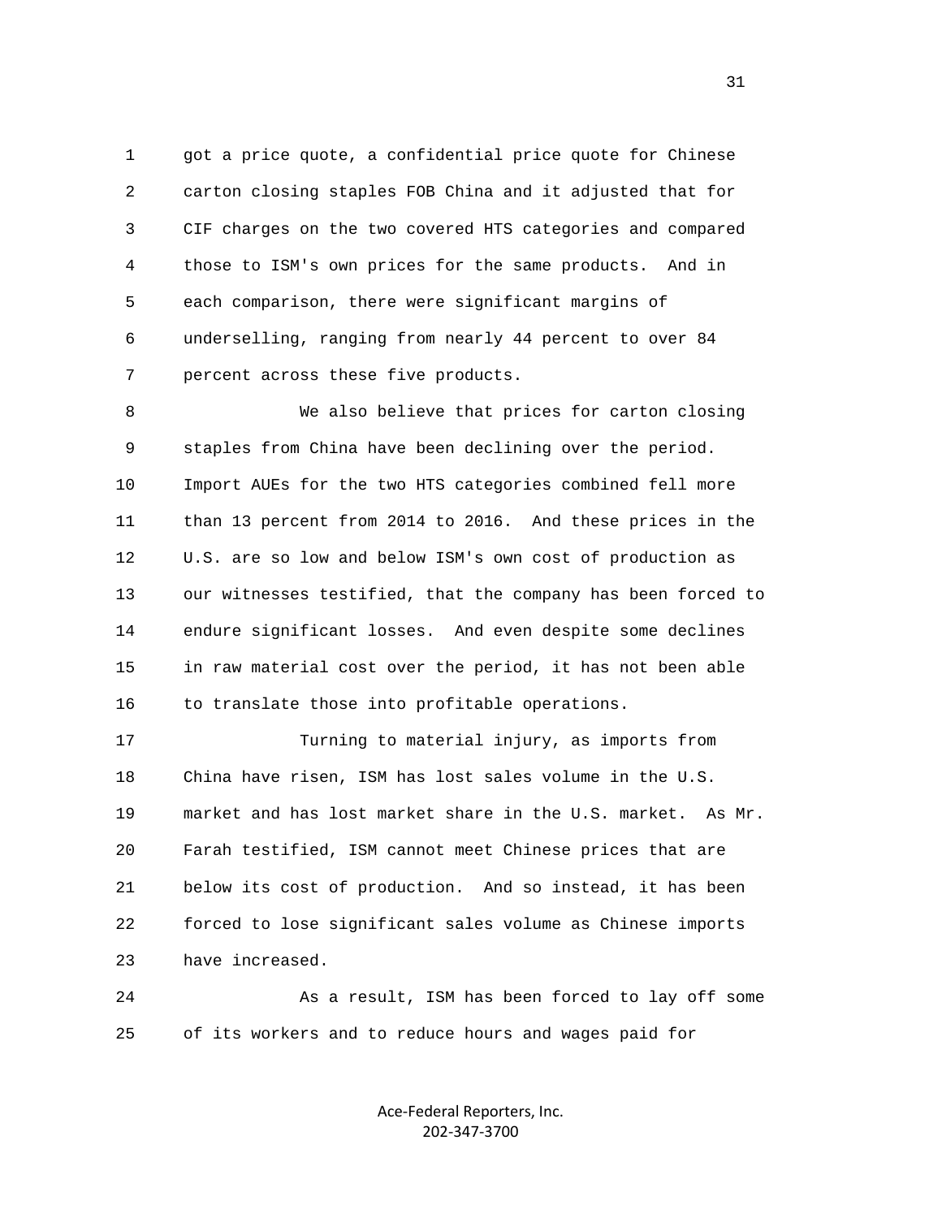got a price quote, a confidential price quote for Chinese carton closing staples FOB China and it adjusted that for CIF charges on the two covered HTS categories and compared those to ISM's own prices for the same products. And in each comparison, there were significant margins of underselling, ranging from nearly 44 percent to over 84 percent across these five products.

We also believe that prices for carton closing staples from China have been declining over the period. Import AUEs for the two HTS categories combined fell more than 13 percent from 2014 to 2016. And these prices in the U.S. are so low and below ISM's own cost of production as our witnesses testified, that the company has been forced to endure significant losses. And even despite some declines in raw material cost over the period, it has not been able to translate those into profitable operations.

Turning to material injury, as imports from China have risen, ISM has lost sales volume in the U.S. market and has lost market share in the U.S. market. As Mr. Farah testified, ISM cannot meet Chinese prices that are below its cost of production. And so instead, it has been forced to lose significant sales volume as Chinese imports have increased.

As a result, ISM has been forced to lay off some of its workers and to reduce hours and wages paid for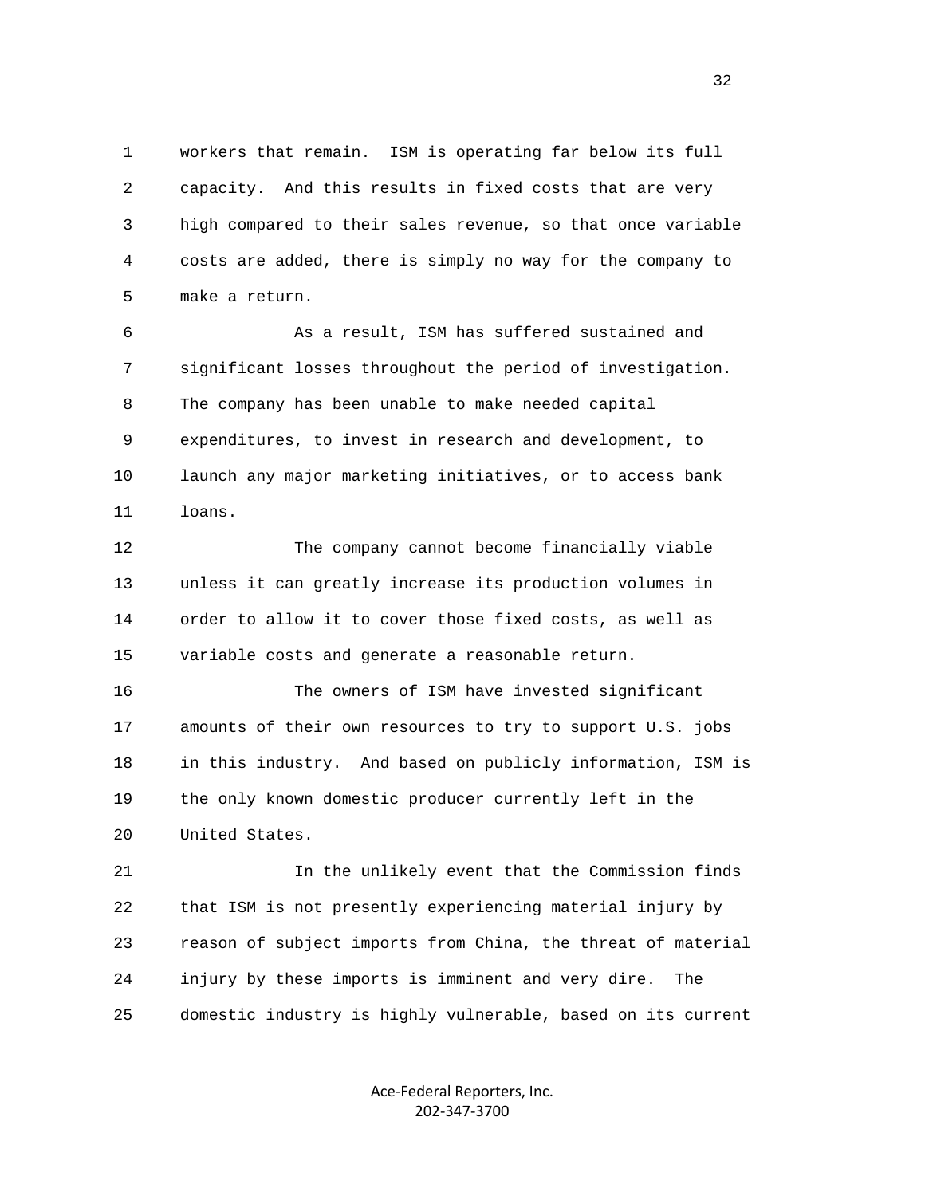workers that remain. ISM is operating far below its full capacity. And this results in fixed costs that are very high compared to their sales revenue, so that once variable costs are added, there is simply no way for the company to make a return.

As a result, ISM has suffered sustained and significant losses throughout the period of investigation. The company has been unable to make needed capital expenditures, to invest in research and development, to launch any major marketing initiatives, or to access bank loans.

The company cannot become financially viable unless it can greatly increase its production volumes in order to allow it to cover those fixed costs, as well as variable costs and generate a reasonable return.

The owners of ISM have invested significant amounts of their own resources to try to support U.S. jobs in this industry. And based on publicly information, ISM is the only known domestic producer currently left in the United States.

In the unlikely event that the Commission finds that ISM is not presently experiencing material injury by reason of subject imports from China, the threat of material injury by these imports is imminent and very dire. The domestic industry is highly vulnerable, based on its current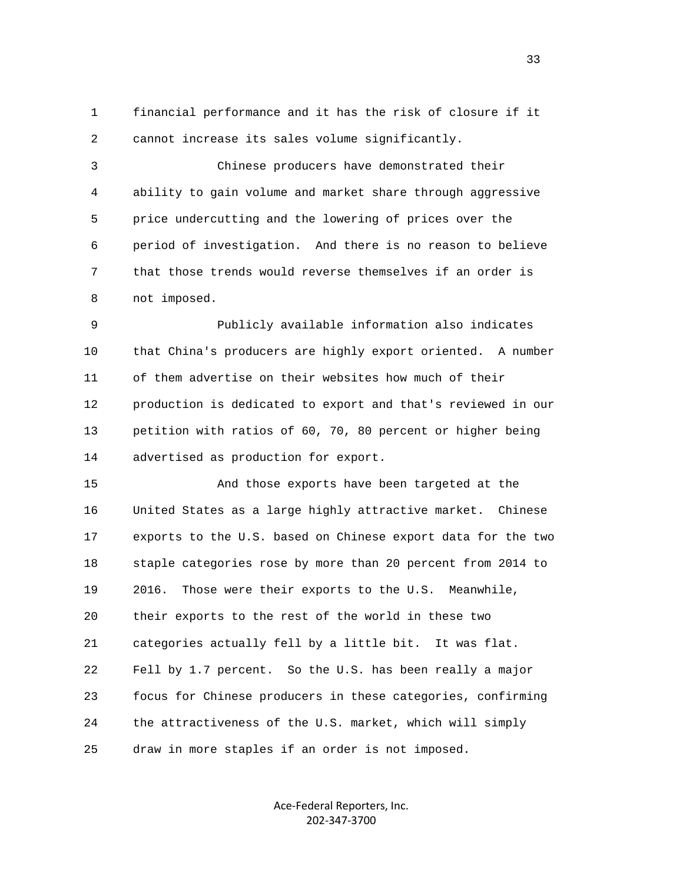financial performance and it has the risk of closure if it cannot increase its sales volume significantly.

Chinese producers have demonstrated their ability to gain volume and market share through aggressive price undercutting and the lowering of prices over the period of investigation. And there is no reason to believe that those trends would reverse themselves if an order is not imposed.

Publicly available information also indicates that China's producers are highly export oriented. A number of them advertise on their websites how much of their production is dedicated to export and that's reviewed in our petition with ratios of 60, 70, 80 percent or higher being advertised as production for export.

And those exports have been targeted at the United States as a large highly attractive market. Chinese exports to the U.S. based on Chinese export data for the two staple categories rose by more than 20 percent from 2014 to 2016. Those were their exports to the U.S. Meanwhile, their exports to the rest of the world in these two categories actually fell by a little bit. It was flat. Fell by 1.7 percent. So the U.S. has been really a major focus for Chinese producers in these categories, confirming the attractiveness of the U.S. market, which will simply draw in more staples if an order is not imposed.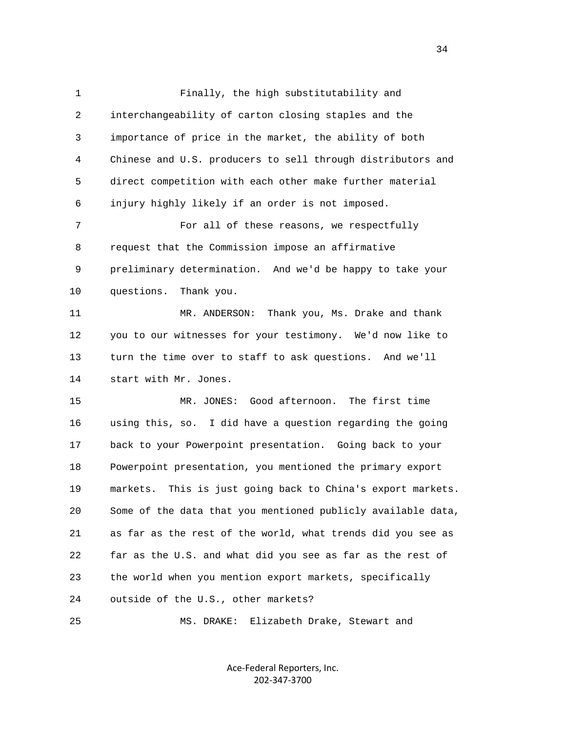Finally, the high substitutability and interchangeability of carton closing staples and the importance of price in the market, the ability of both Chinese and U.S. producers to sell through distributors and direct competition with each other make further material injury highly likely if an order is not imposed.

For all of these reasons, we respectfully request that the Commission impose an affirmative preliminary determination. And we'd be happy to take your questions. Thank you.

MR. ANDERSON: Thank you, Ms. Drake and thank you to our witnesses for your testimony. We'd now like to turn the time over to staff to ask questions. And we'll start with Mr. Jones.

MR. JONES: Good afternoon. The first time using this, so. I did have a question regarding the going back to your Powerpoint presentation. Going back to your Powerpoint presentation, you mentioned the primary export markets. This is just going back to China's export markets. Some of the data that you mentioned publicly available data, as far as the rest of the world, what trends did you see as far as the U.S. and what did you see as far as the rest of the world when you mention export markets, specifically outside of the U.S., other markets?

MS. DRAKE: Elizabeth Drake, Stewart and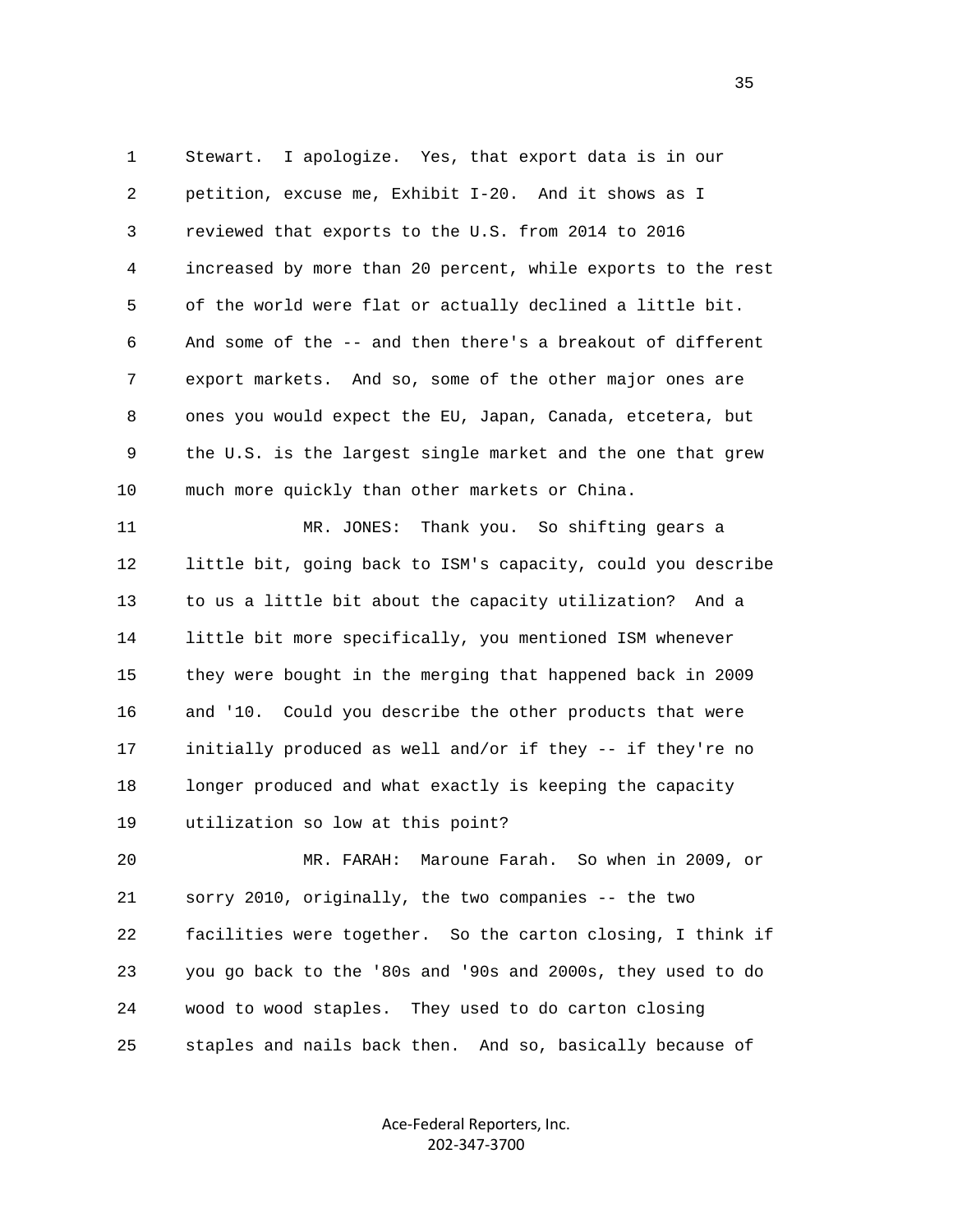Stewart. I apologize. Yes, that export data is in our petition, excuse me, Exhibit I-20. And it shows as I reviewed that exports to the U.S. from 2014 to 2016 increased by more than 20 percent, while exports to the rest of the world were flat or actually declined a little bit. And some of the -- and then there's a breakout of different export markets. And so, some of the other major ones are ones you would expect the EU, Japan, Canada, etcetera, but the U.S. is the largest single market and the one that grew much more quickly than other markets or China.

MR. JONES: Thank you. So shifting gears a little bit, going back to ISM's capacity, could you describe to us a little bit about the capacity utilization? And a little bit more specifically, you mentioned ISM whenever they were bought in the merging that happened back in 2009 and '10. Could you describe the other products that were initially produced as well and/or if they -- if they're no longer produced and what exactly is keeping the capacity utilization so low at this point?

MR. FARAH: Maroune Farah. So when in 2009, or sorry 2010, originally, the two companies -- the two facilities were together. So the carton closing, I think if you go back to the '80s and '90s and 2000s, they used to do wood to wood staples. They used to do carton closing staples and nails back then. And so, basically because of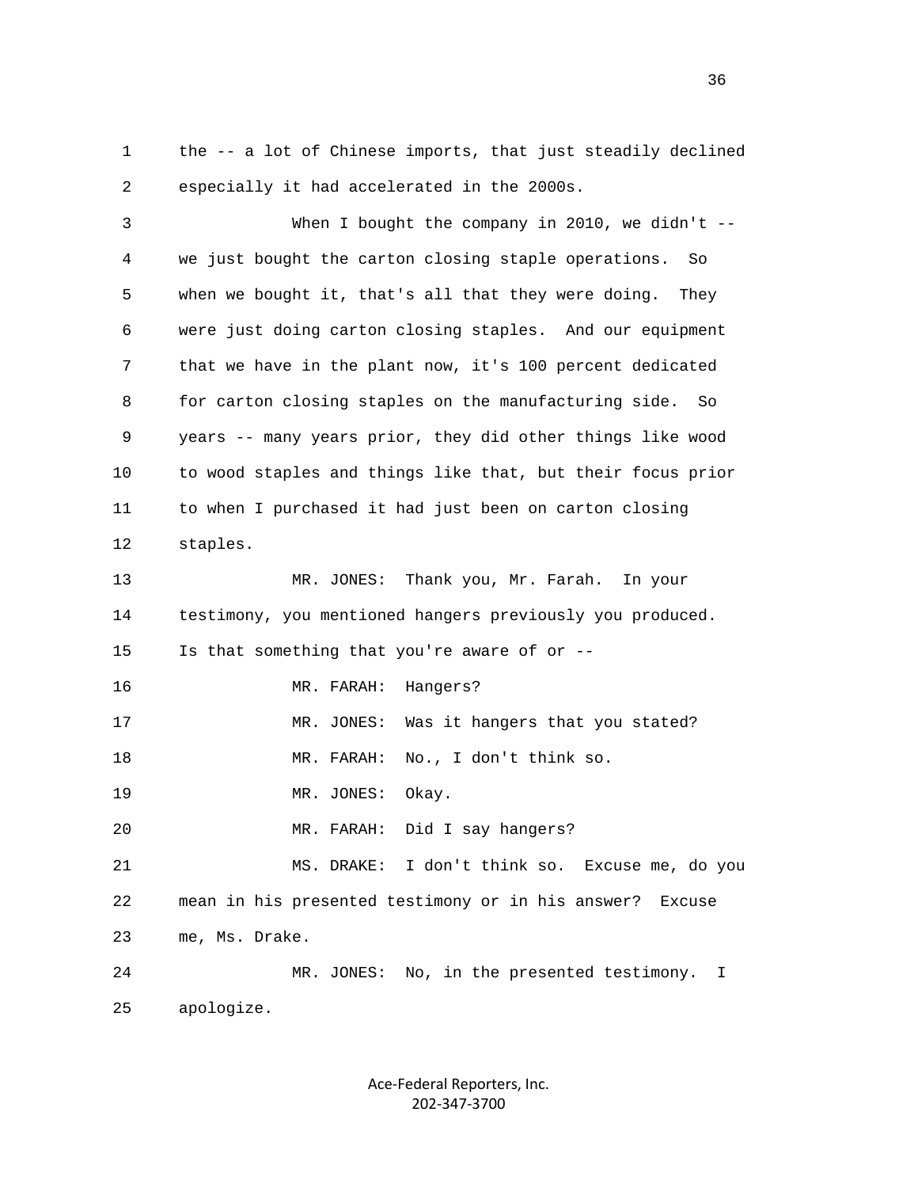the -- a lot of Chinese imports, that just steadily declined especially it had accelerated in the 2000s.

When I bought the company in 2010, we didn't -- we just bought the carton closing staple operations. So when we bought it, that's all that they were doing. They were just doing carton closing staples. And our equipment that we have in the plant now, it's 100 percent dedicated for carton closing staples on the manufacturing side. So years -- many years prior, they did other things like wood to wood staples and things like that, but their focus prior to when I purchased it had just been on carton closing staples.

MR. JONES: Thank you, Mr. Farah. In your testimony, you mentioned hangers previously you produced. Is that something that you're aware of or --

MR. FARAH: Hangers?

MR. JONES: Was it hangers that you stated?

MR. FARAH: No., I don't think so.

MR. JONES: Okay.

MR. FARAH: Did I say hangers?

MS. DRAKE: I don't think so. Excuse me, do you mean in his presented testimony or in his answer? Excuse me, Ms. Drake.

MR. JONES: No, in the presented testimony. I apologize.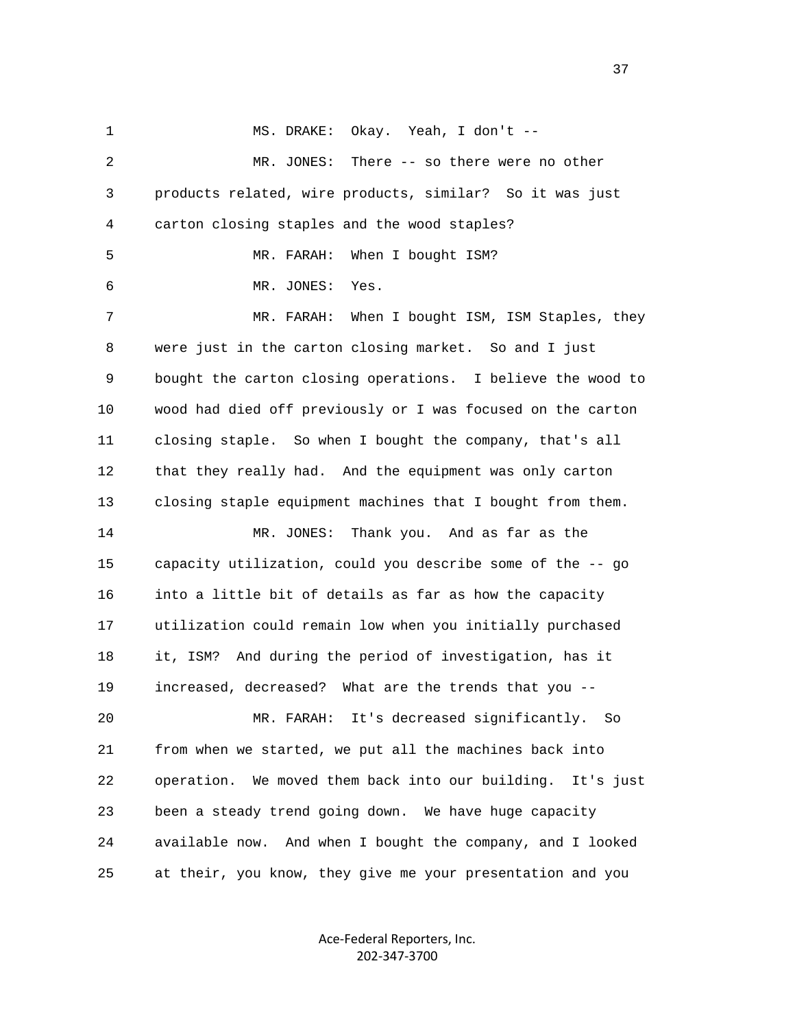MS. DRAKE: Okay. Yeah, I don't --

MR. JONES: There -- so there were no other products related, wire products, similar? So it was just carton closing staples and the wood staples?

MR. FARAH: When I bought ISM?

MR. JONES: Yes.

MR. FARAH: When I bought ISM, ISM Staples, they were just in the carton closing market. So and I just bought the carton closing operations. I believe the wood to wood had died off previously or I was focused on the carton closing staple. So when I bought the company, that's all that they really had. And the equipment was only carton closing staple equipment machines that I bought from them.

MR. JONES: Thank you. And as far as the capacity utilization, could you describe some of the -- go into a little bit of details as far as how the capacity utilization could remain low when you initially purchased it, ISM? And during the period of investigation, has it increased, decreased? What are the trends that you --

MR. FARAH: It's decreased significantly. So from when we started, we put all the machines back into operation. We moved them back into our building. It's just been a steady trend going down. We have huge capacity available now. And when I bought the company, and I looked at their, you know, they give me your presentation and you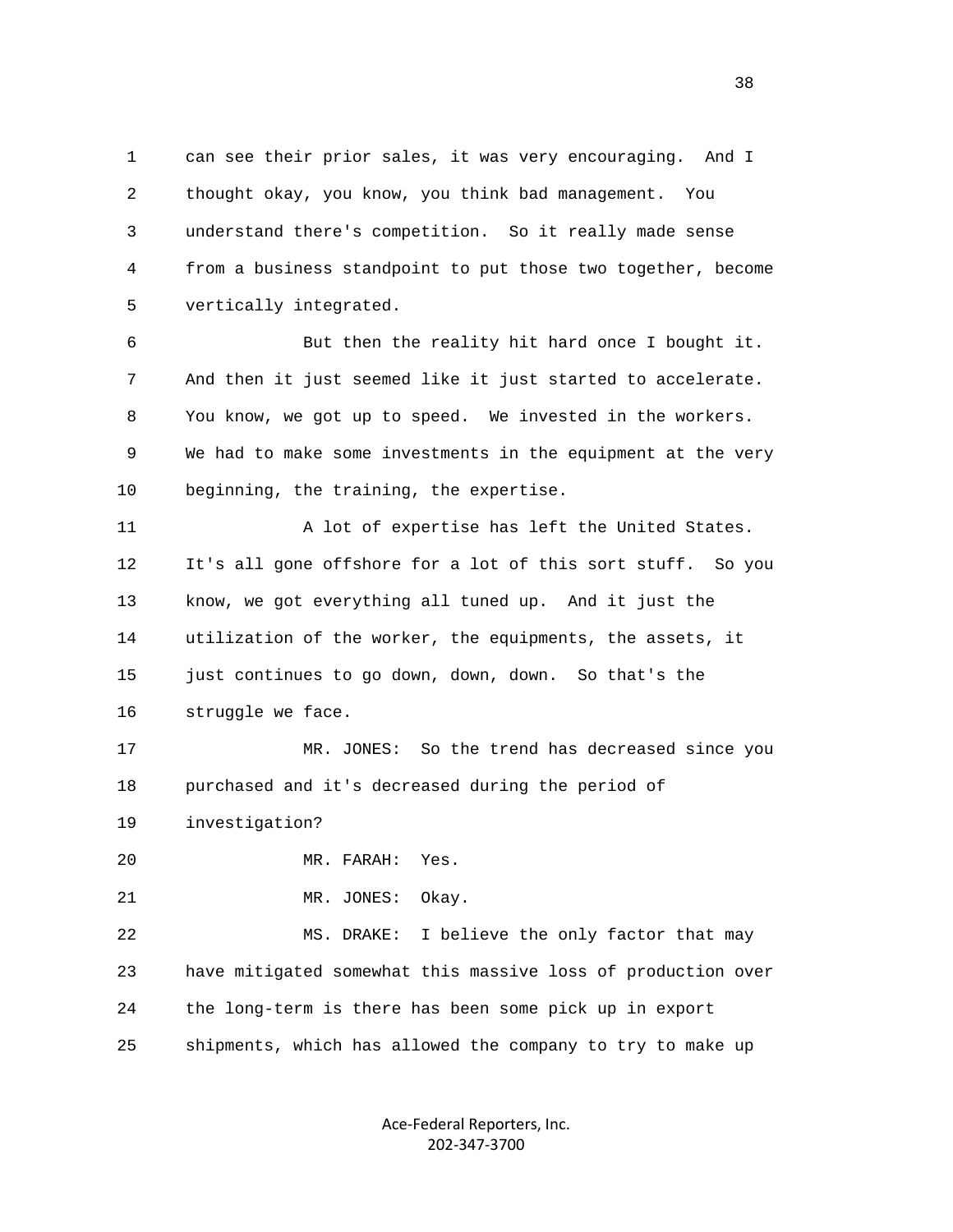can see their prior sales, it was very encouraging. And I thought okay, you know, you think bad management. You understand there's competition. So it really made sense from a business standpoint to put those two together, become vertically integrated.

But then the reality hit hard once I bought it. And then it just seemed like it just started to accelerate. You know, we got up to speed. We invested in the workers. We had to make some investments in the equipment at the very beginning, the training, the expertise.

A lot of expertise has left the United States. It's all gone offshore for a lot of this sort stuff. So you know, we got everything all tuned up. And it just the utilization of the worker, the equipments, the assets, it just continues to go down, down, down. So that's the struggle we face.

MR. JONES: So the trend has decreased since you purchased and it's decreased during the period of investigation?

MR. FARAH: Yes.

MR. JONES: Okay.

MS. DRAKE: I believe the only factor that may have mitigated somewhat this massive loss of production over the long-term is there has been some pick up in export shipments, which has allowed the company to try to make up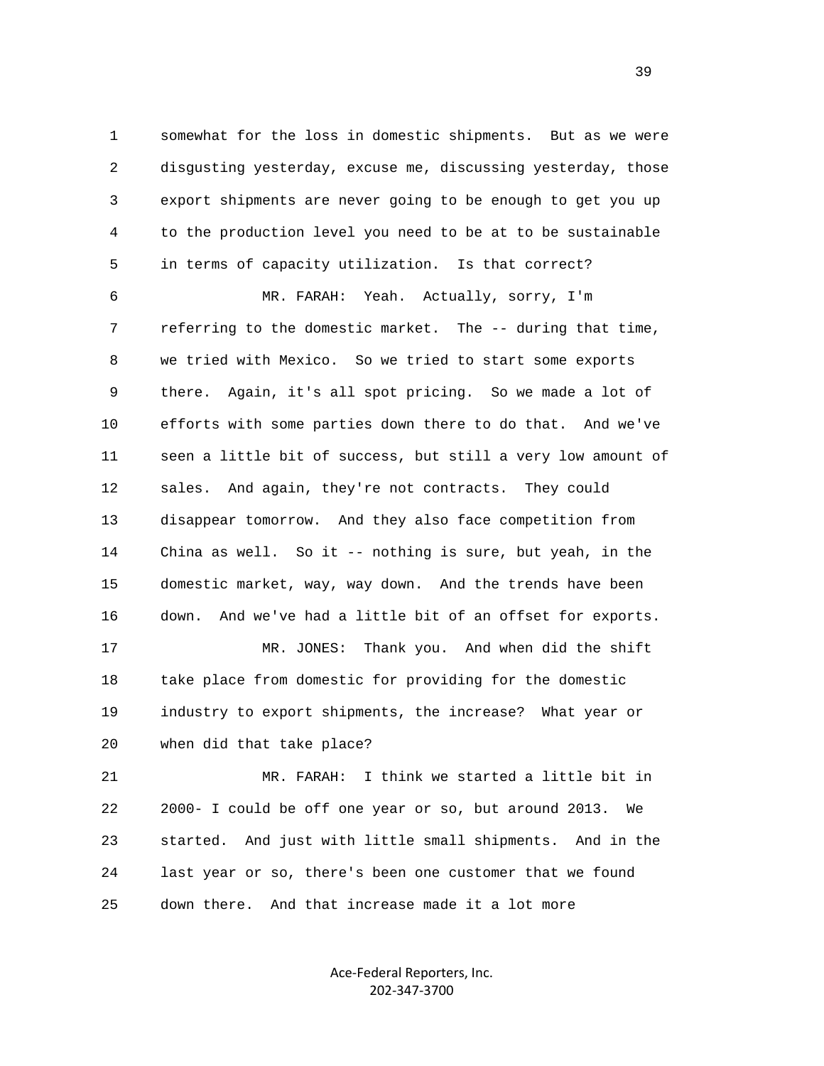somewhat for the loss in domestic shipments. But as we were disgusting yesterday, excuse me, discussing yesterday, those export shipments are never going to be enough to get you up to the production level you need to be at to be sustainable in terms of capacity utilization. Is that correct?

MR. FARAH: Yeah. Actually, sorry, I'm referring to the domestic market. The -- during that time, we tried with Mexico. So we tried to start some exports there. Again, it's all spot pricing. So we made a lot of efforts with some parties down there to do that. And we've seen a little bit of success, but still a very low amount of sales. And again, they're not contracts. They could disappear tomorrow. And they also face competition from China as well. So it -- nothing is sure, but yeah, in the domestic market, way, way down. And the trends have been down. And we've had a little bit of an offset for exports.

MR. JONES: Thank you. And when did the shift take place from domestic for providing for the domestic industry to export shipments, the increase? What year or when did that take place?

MR. FARAH: I think we started a little bit in 2000- I could be off one year or so, but around 2013. We started. And just with little small shipments. And in the last year or so, there's been one customer that we found down there. And that increase made it a lot more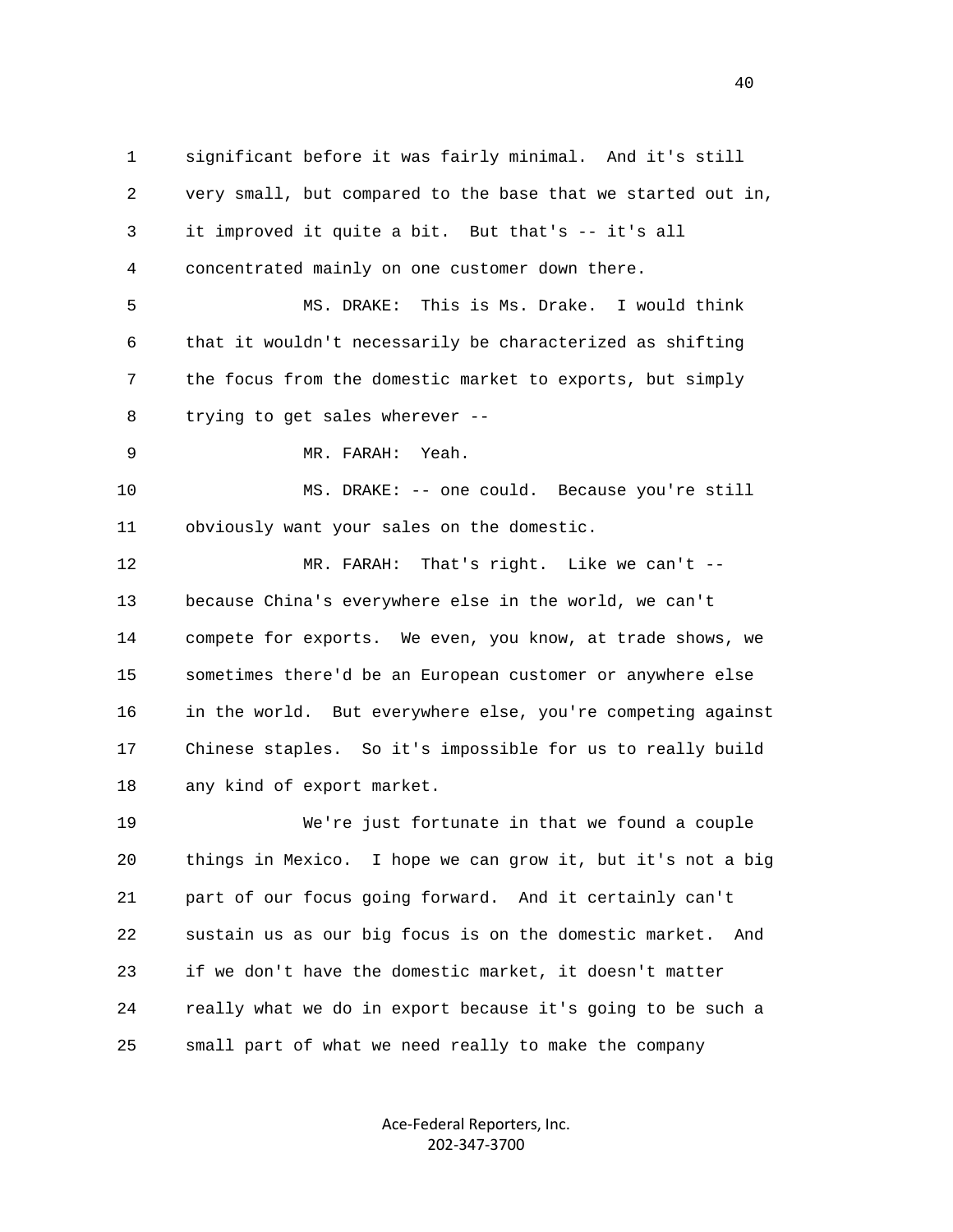significant before it was fairly minimal. And it's still very small, but compared to the base that we started out in, it improved it quite a bit. But that's -- it's all concentrated mainly on one customer down there.

MS. DRAKE: This is Ms. Drake. I would think that it wouldn't necessarily be characterized as shifting the focus from the domestic market to exports, but simply trying to get sales wherever --

MR. FARAH: Yeah.

MS. DRAKE: -- one could. Because you're still obviously want your sales on the domestic.

MR. FARAH: That's right. Like we can't -- because China's everywhere else in the world, we can't compete for exports. We even, you know, at trade shows, we sometimes there'd be an European customer or anywhere else in the world. But everywhere else, you're competing against Chinese staples. So it's impossible for us to really build any kind of export market.

We're just fortunate in that we found a couple things in Mexico. I hope we can grow it, but it's not a big part of our focus going forward. And it certainly can't sustain us as our big focus is on the domestic market. And if we don't have the domestic market, it doesn't matter really what we do in export because it's going to be such a small part of what we need really to make the company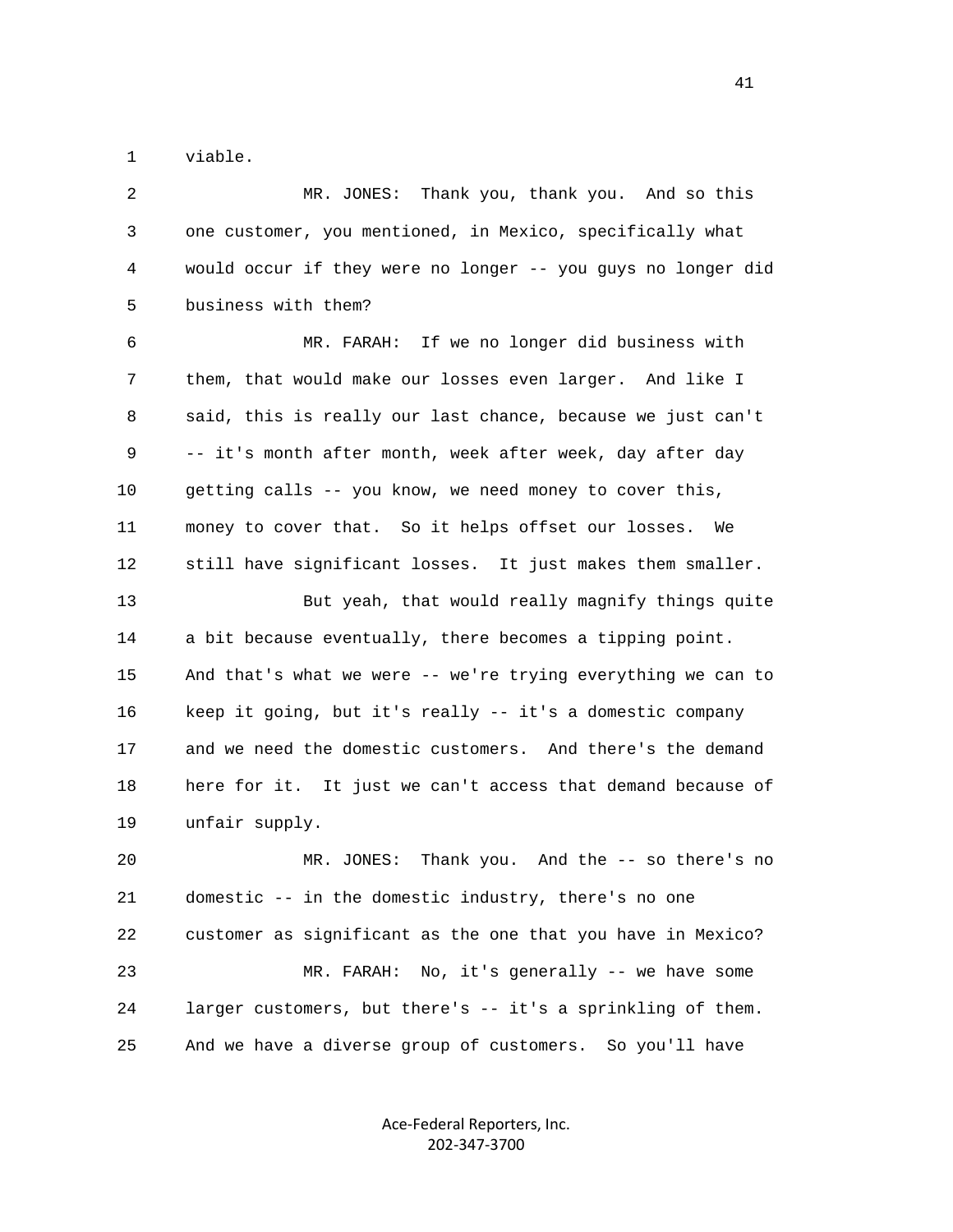1 viable.

2 MR. JONES: Thank you, thank you. And so this
3 one customer, you mentioned, in Mexico, specifically what
4 would occur if they were no longer -- you guys no longer did
5 business with them?

6 MR. FARAH: If we no longer did business with
7 them, that would make our losses even larger. And like I
8 said, this is really our last chance, because we just can't
9 -- it's month after month, week after week, day after day
10 getting calls -- you know, we need money to cover this,
11 money to cover that. So it helps offset our losses. We
12 still have significant losses. It just makes them smaller.

13 But yeah, that would really magnify things quite
14 a bit because eventually, there becomes a tipping point.
15 And that's what we were -- we're trying everything we can to
16 keep it going, but it's really -- it's a domestic company
17 and we need the domestic customers. And there's the demand
18 here for it. It just we can't access that demand because of
19 unfair supply.

20 MR. JONES: Thank you. And the -- so there's no
21 domestic -- in the domestic industry, there's no one
22 customer as significant as the one that you have in Mexico?

23 MR. FARAH: No, it's generally -- we have some
24 larger customers, but there's -- it's a sprinkling of them.
25 And we have a diverse group of customers. So you'll have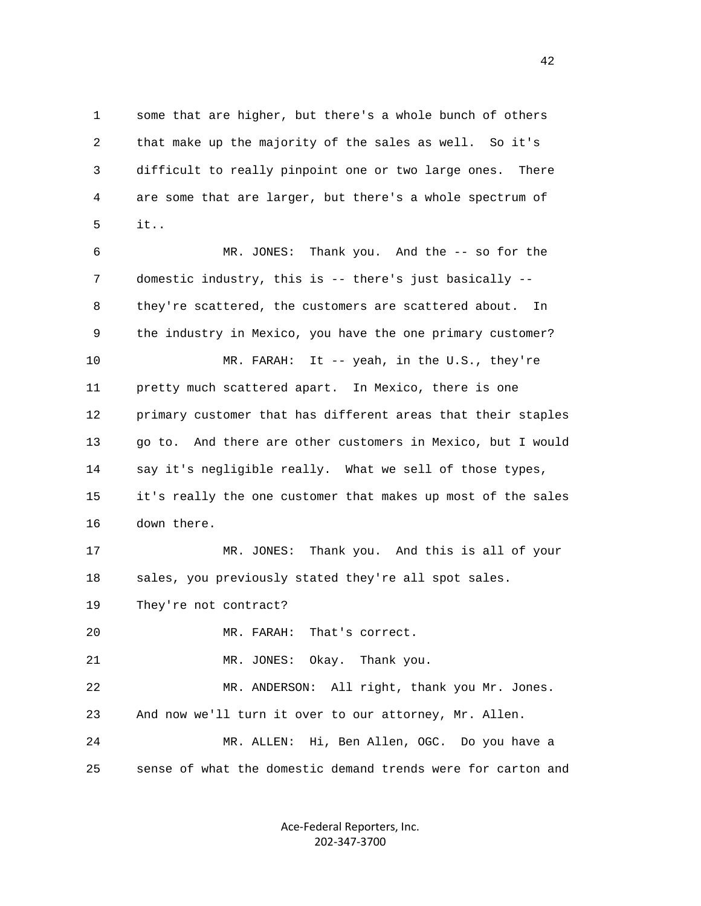some that are higher, but there's a whole bunch of others that make up the majority of the sales as well. So it's difficult to really pinpoint one or two large ones. There are some that are larger, but there's a whole spectrum of it..

MR. JONES: Thank you. And the -- so for the domestic industry, this is -- there's just basically -- they're scattered, the customers are scattered about. In the industry in Mexico, you have the one primary customer?

MR. FARAH: It -- yeah, in the U.S., they're pretty much scattered apart. In Mexico, there is one primary customer that has different areas that their staples go to. And there are other customers in Mexico, but I would say it's negligible really. What we sell of those types, it's really the one customer that makes up most of the sales down there.

MR. JONES: Thank you. And this is all of your sales, you previously stated they're all spot sales. They're not contract?

MR. FARAH: That's correct.

MR. JONES: Okay. Thank you.

MR. ANDERSON: All right, thank you Mr. Jones. And now we'll turn it over to our attorney, Mr. Allen.

MR. ALLEN: Hi, Ben Allen, OGC. Do you have a sense of what the domestic demand trends were for carton and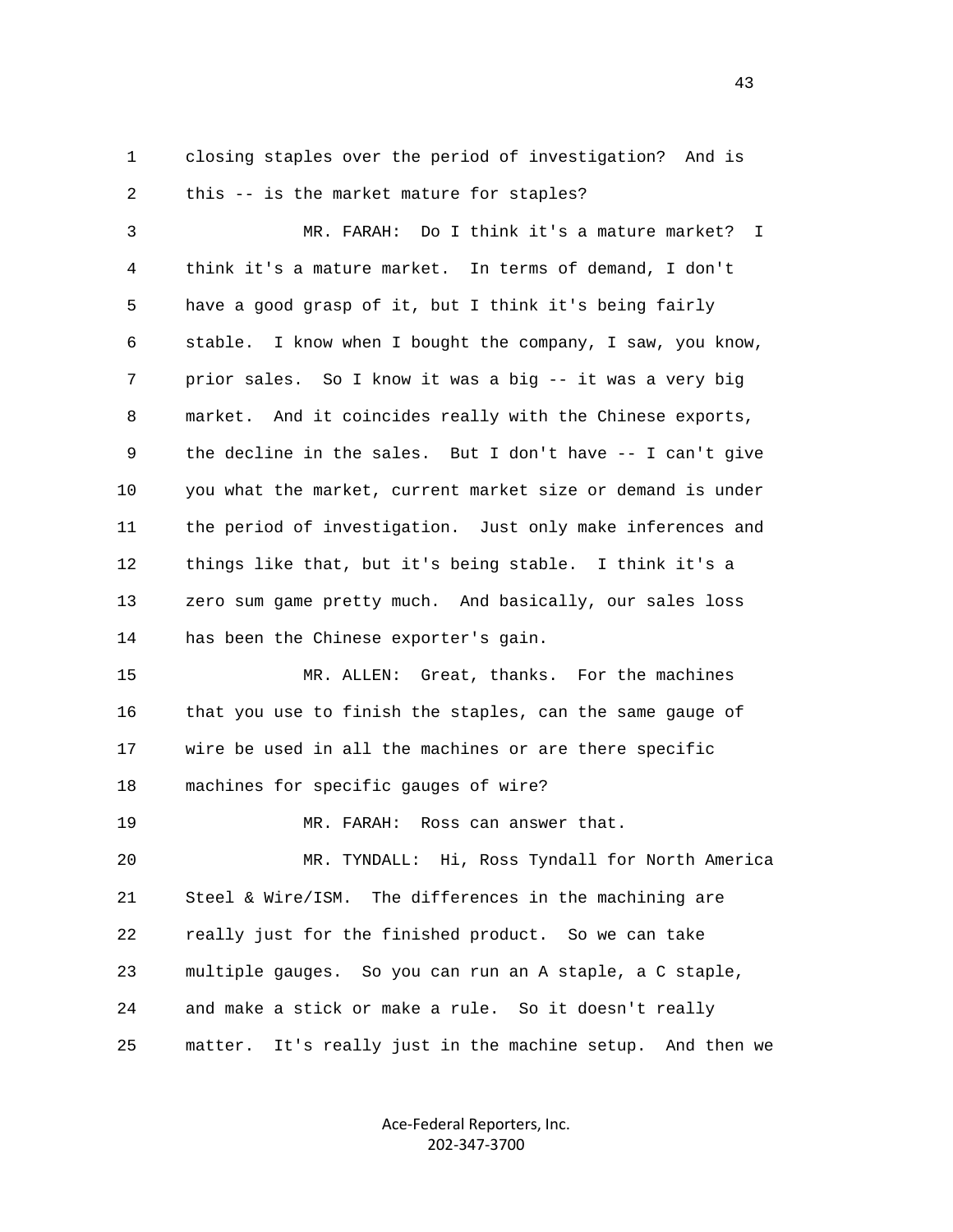1 closing staples over the period of investigation? And is
2 this -- is the market mature for staples?

3 MR. FARAH: Do I think it's a mature market? I
4 think it's a mature market. In terms of demand, I don't
5 have a good grasp of it, but I think it's being fairly
6 stable. I know when I bought the company, I saw, you know,
7 prior sales. So I know it was a big -- it was a very big
8 market. And it coincides really with the Chinese exports,
9 the decline in the sales. But I don't have -- I can't give
10 you what the market, current market size or demand is under
11 the period of investigation. Just only make inferences and
12 things like that, but it's being stable. I think it's a
13 zero sum game pretty much. And basically, our sales loss
14 has been the Chinese exporter's gain.

15 MR. ALLEN: Great, thanks. For the machines
16 that you use to finish the staples, can the same gauge of
17 wire be used in all the machines or are there specific
18 machines for specific gauges of wire?

19 MR. FARAH: Ross can answer that.

20 MR. TYNDALL: Hi, Ross Tyndall for North America
21 Steel & Wire/ISM. The differences in the machining are
22 really just for the finished product. So we can take
23 multiple gauges. So you can run an A staple, a C staple,
24 and make a stick or make a rule. So it doesn't really
25 matter. It's really just in the machine setup. And then we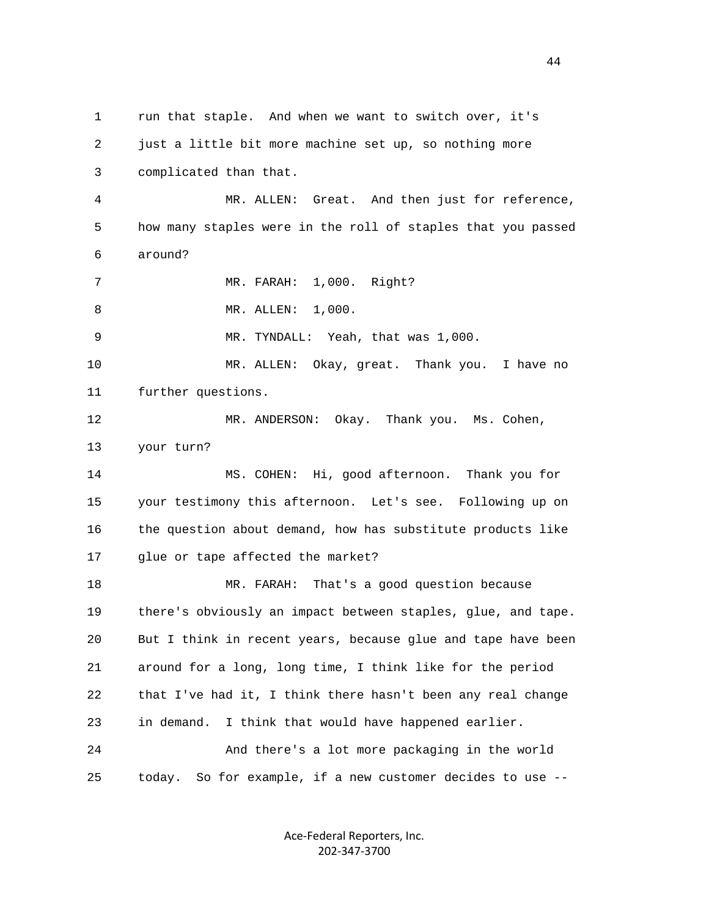run that staple. And when we want to switch over, it's just a little bit more machine set up, so nothing more complicated than that.

MR. ALLEN: Great. And then just for reference, how many staples were in the roll of staples that you passed around?

MR. FARAH: 1,000. Right?

MR. ALLEN: 1,000.

MR. TYNDALL: Yeah, that was 1,000.

MR. ALLEN: Okay, great. Thank you. I have no further questions.

MR. ANDERSON: Okay. Thank you. Ms. Cohen, your turn?

MS. COHEN: Hi, good afternoon. Thank you for your testimony this afternoon. Let's see. Following up on the question about demand, how has substitute products like glue or tape affected the market?

MR. FARAH: That's a good question because there's obviously an impact between staples, glue, and tape. But I think in recent years, because glue and tape have been around for a long, long time, I think like for the period that I've had it, I think there hasn't been any real change in demand. I think that would have happened earlier.

And there's a lot more packaging in the world today. So for example, if a new customer decides to use --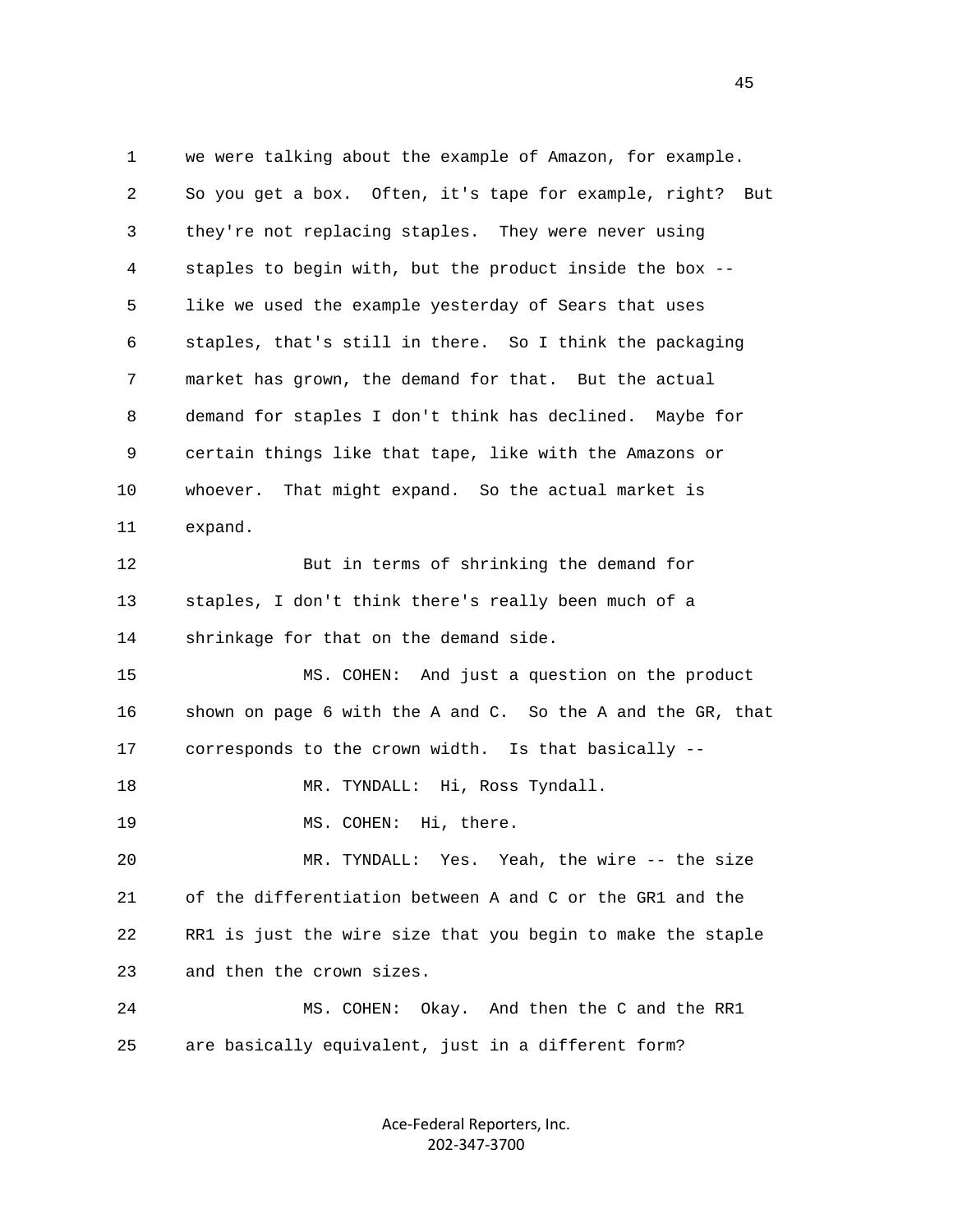1 we were talking about the example of Amazon, for example.
2 So you get a box. Often, it's tape for example, right? But
3 they're not replacing staples. They were never using
4 staples to begin with, but the product inside the box --
5 like we used the example yesterday of Sears that uses
6 staples, that's still in there. So I think the packaging
7 market has grown, the demand for that. But the actual
8 demand for staples I don't think has declined. Maybe for
9 certain things like that tape, like with the Amazons or
10 whoever. That might expand. So the actual market is
11 expand.

12 But in terms of shrinking the demand for
13 staples, I don't think there's really been much of a
14 shrinkage for that on the demand side.

15 MS. COHEN: And just a question on the product
16 shown on page 6 with the A and C. So the A and the GR, that
17 corresponds to the crown width. Is that basically --

18 MR. TYNDALL: Hi, Ross Tyndall.

19 MS. COHEN: Hi, there.

20 MR. TYNDALL: Yes. Yeah, the wire -- the size
21 of the differentiation between A and C or the GR1 and the
22 RR1 is just the wire size that you begin to make the staple
23 and then the crown sizes.

24 MS. COHEN: Okay. And then the C and the RR1
25 are basically equivalent, just in a different form?

Ace-Federal Reporters, Inc.
202-347-3700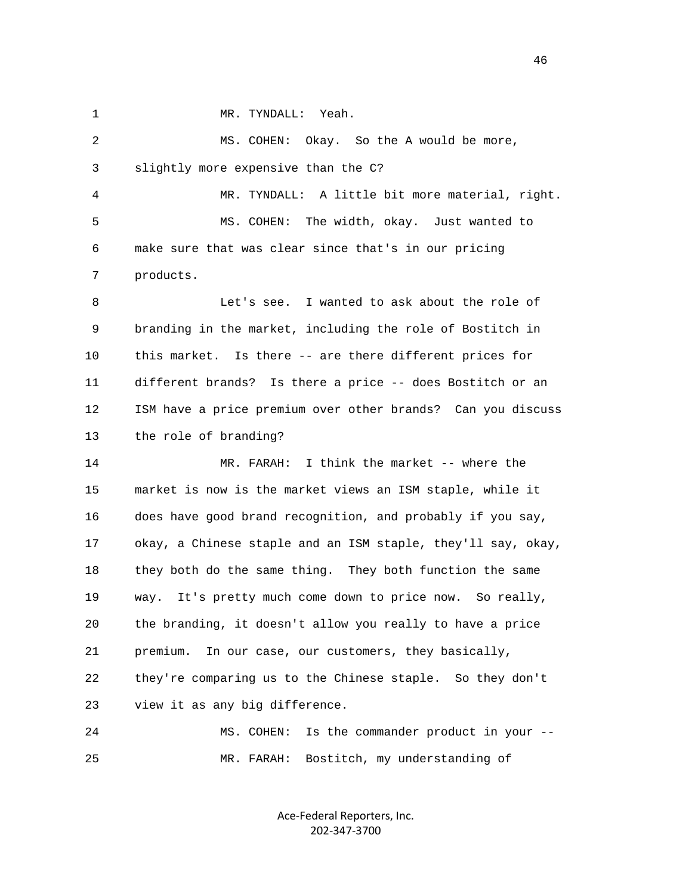MR. TYNDALL: Yeah.

MS. COHEN: Okay. So the A would be more, slightly more expensive than the C?

MR. TYNDALL: A little bit more material, right.

MS. COHEN: The width, okay. Just wanted to make sure that was clear since that's in our pricing products.

Let's see. I wanted to ask about the role of branding in the market, including the role of Bostitch in this market. Is there -- are there different prices for different brands? Is there a price -- does Bostitch or an ISM have a price premium over other brands? Can you discuss the role of branding?

MR. FARAH: I think the market -- where the market is now is the market views an ISM staple, while it does have good brand recognition, and probably if you say, okay, a Chinese staple and an ISM staple, they'll say, okay, they both do the same thing. They both function the same way. It's pretty much come down to price now. So really, the branding, it doesn't allow you really to have a price premium. In our case, our customers, they basically, they're comparing us to the Chinese staple. So they don't view it as any big difference.

MS. COHEN: Is the commander product in your --

MR. FARAH: Bostitch, my understanding of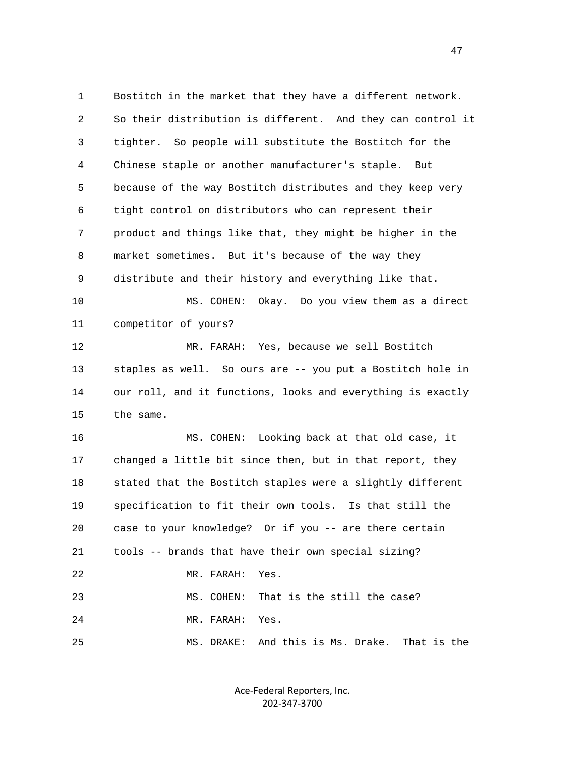1 Bostitch in the market that they have a different network.
2 So their distribution is different. And they can control it
3 tighter. So people will substitute the Bostitch for the
4 Chinese staple or another manufacturer's staple. But
5 because of the way Bostitch distributes and they keep very
6 tight control on distributors who can represent their
7 product and things like that, they might be higher in the
8 market sometimes. But it's because of the way they
9 distribute and their history and everything like that.

10 MS. COHEN: Okay. Do you view them as a direct
11 competitor of yours?

12 MR. FARAH: Yes, because we sell Bostitch
13 staples as well. So ours are -- you put a Bostitch hole in
14 our roll, and it functions, looks and everything is exactly
15 the same.

16 MS. COHEN: Looking back at that old case, it
17 changed a little bit since then, but in that report, they
18 stated that the Bostitch staples were a slightly different
19 specification to fit their own tools. Is that still the
20 case to your knowledge? Or if you -- are there certain
21 tools -- brands that have their own special sizing?

22 MR. FARAH: Yes.

23 MS. COHEN: That is the still the case?

24 MR. FARAH: Yes.

25 MS. DRAKE: And this is Ms. Drake. That is the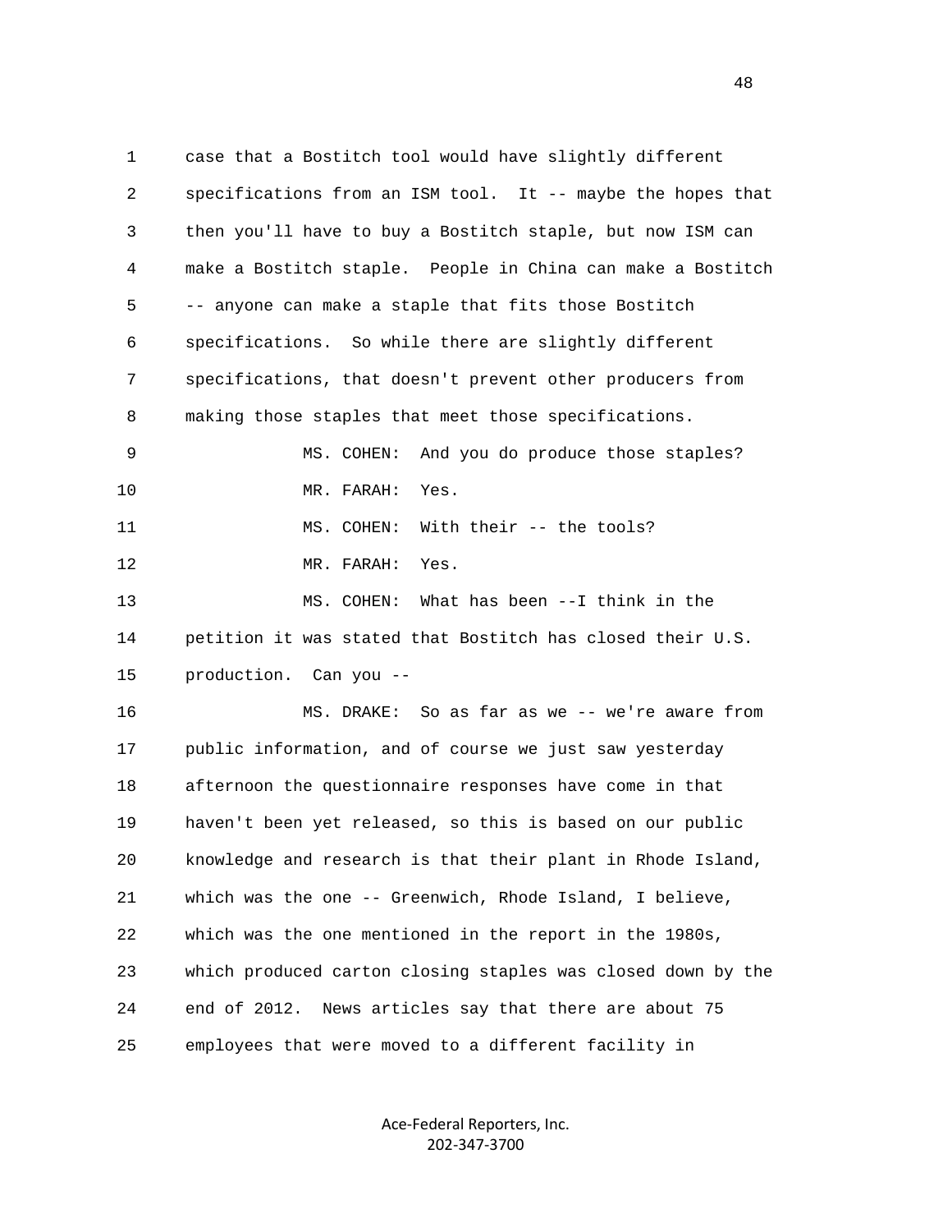case that a Bostitch tool would have slightly different specifications from an ISM tool. It -- maybe the hopes that then you'll have to buy a Bostitch staple, but now ISM can make a Bostitch staple. People in China can make a Bostitch -- anyone can make a staple that fits those Bostitch specifications. So while there are slightly different specifications, that doesn't prevent other producers from making those staples that meet those specifications.

MS. COHEN: And you do produce those staples?

MR. FARAH: Yes.

MS. COHEN: With their -- the tools?

MR. FARAH: Yes.

MS. COHEN: What has been --I think in the petition it was stated that Bostitch has closed their U.S. production. Can you --

MS. DRAKE: So as far as we -- we're aware from public information, and of course we just saw yesterday afternoon the questionnaire responses have come in that haven't been yet released, so this is based on our public knowledge and research is that their plant in Rhode Island, which was the one -- Greenwich, Rhode Island, I believe, which was the one mentioned in the report in the 1980s, which produced carton closing staples was closed down by the end of 2012. News articles say that there are about 75 employees that were moved to a different facility in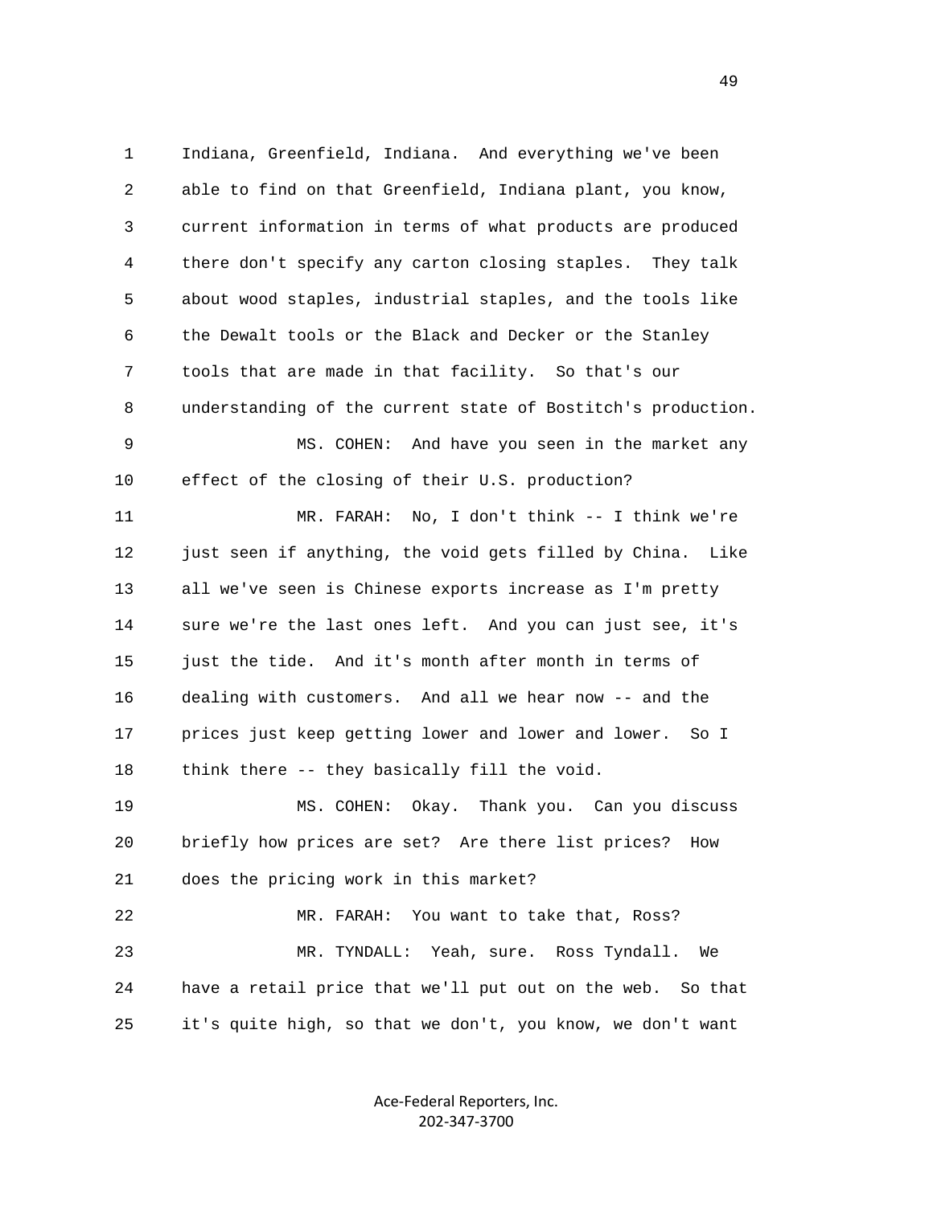Indiana, Greenfield, Indiana. And everything we've been able to find on that Greenfield, Indiana plant, you know, current information in terms of what products are produced there don't specify any carton closing staples. They talk about wood staples, industrial staples, and the tools like the Dewalt tools or the Black and Decker or the Stanley tools that are made in that facility. So that's our understanding of the current state of Bostitch's production.

MS. COHEN: And have you seen in the market any effect of the closing of their U.S. production?

MR. FARAH: No, I don't think -- I think we're just seen if anything, the void gets filled by China. Like all we've seen is Chinese exports increase as I'm pretty sure we're the last ones left. And you can just see, it's just the tide. And it's month after month in terms of dealing with customers. And all we hear now -- and the prices just keep getting lower and lower and lower. So I think there -- they basically fill the void.

MS. COHEN: Okay. Thank you. Can you discuss briefly how prices are set? Are there list prices? How does the pricing work in this market?

MR. FARAH: You want to take that, Ross?

MR. TYNDALL: Yeah, sure. Ross Tyndall. We have a retail price that we'll put out on the web. So that it's quite high, so that we don't, you know, we don't want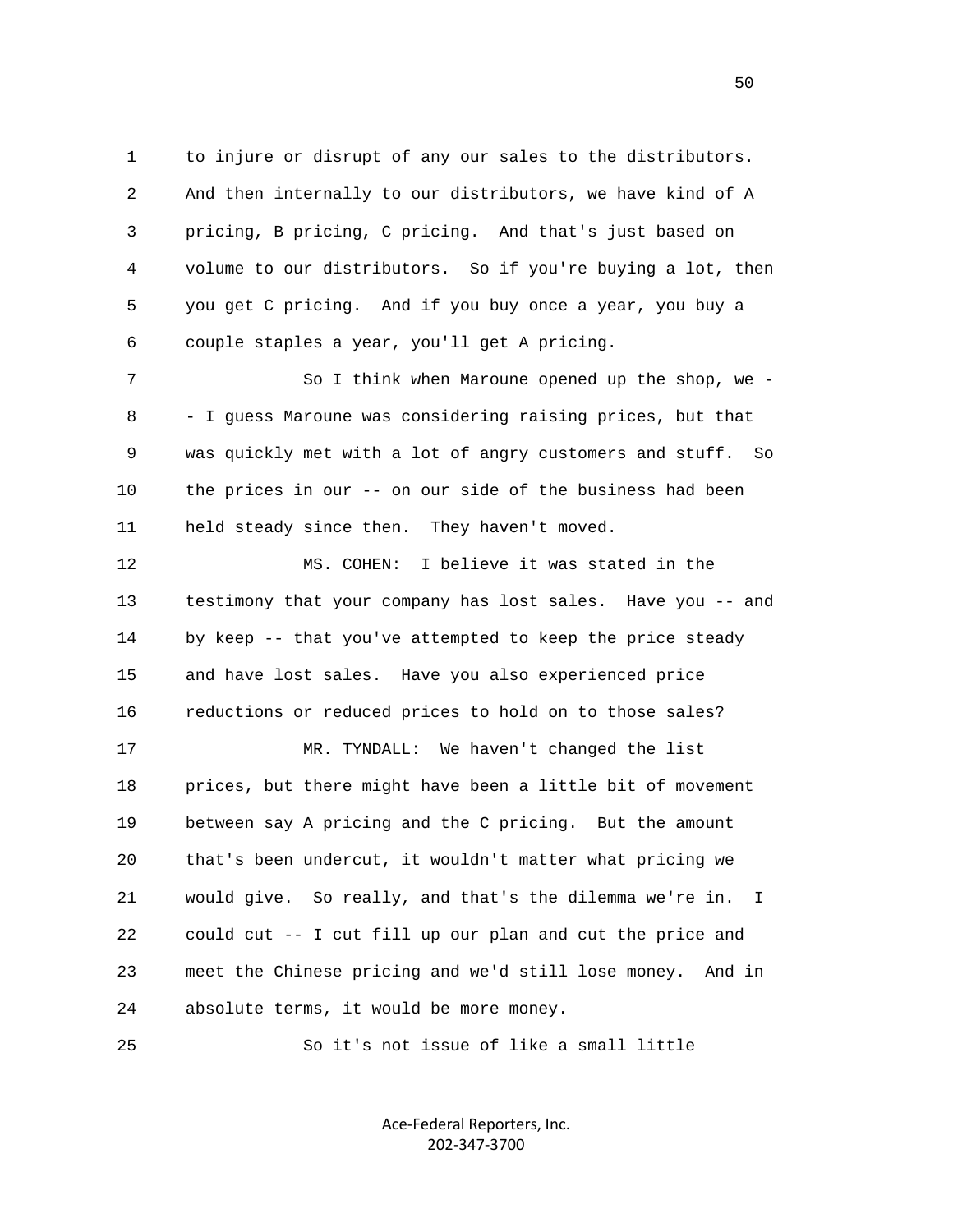to injure or disrupt of any our sales to the distributors. And then internally to our distributors, we have kind of A pricing, B pricing, C pricing. And that's just based on volume to our distributors. So if you're buying a lot, then you get C pricing. And if you buy once a year, you buy a couple staples a year, you'll get A pricing.

So I think when Maroune opened up the shop, we -- I guess Maroune was considering raising prices, but that was quickly met with a lot of angry customers and stuff. So the prices in our -- on our side of the business had been held steady since then. They haven't moved.

MS. COHEN: I believe it was stated in the testimony that your company has lost sales. Have you -- and by keep -- that you've attempted to keep the price steady and have lost sales. Have you also experienced price reductions or reduced prices to hold on to those sales?

MR. TYNDALL: We haven't changed the list prices, but there might have been a little bit of movement between say A pricing and the C pricing. But the amount that's been undercut, it wouldn't matter what pricing we would give. So really, and that's the dilemma we're in. I could cut -- I cut fill up our plan and cut the price and meet the Chinese pricing and we'd still lose money. And in absolute terms, it would be more money.

So it's not issue of like a small little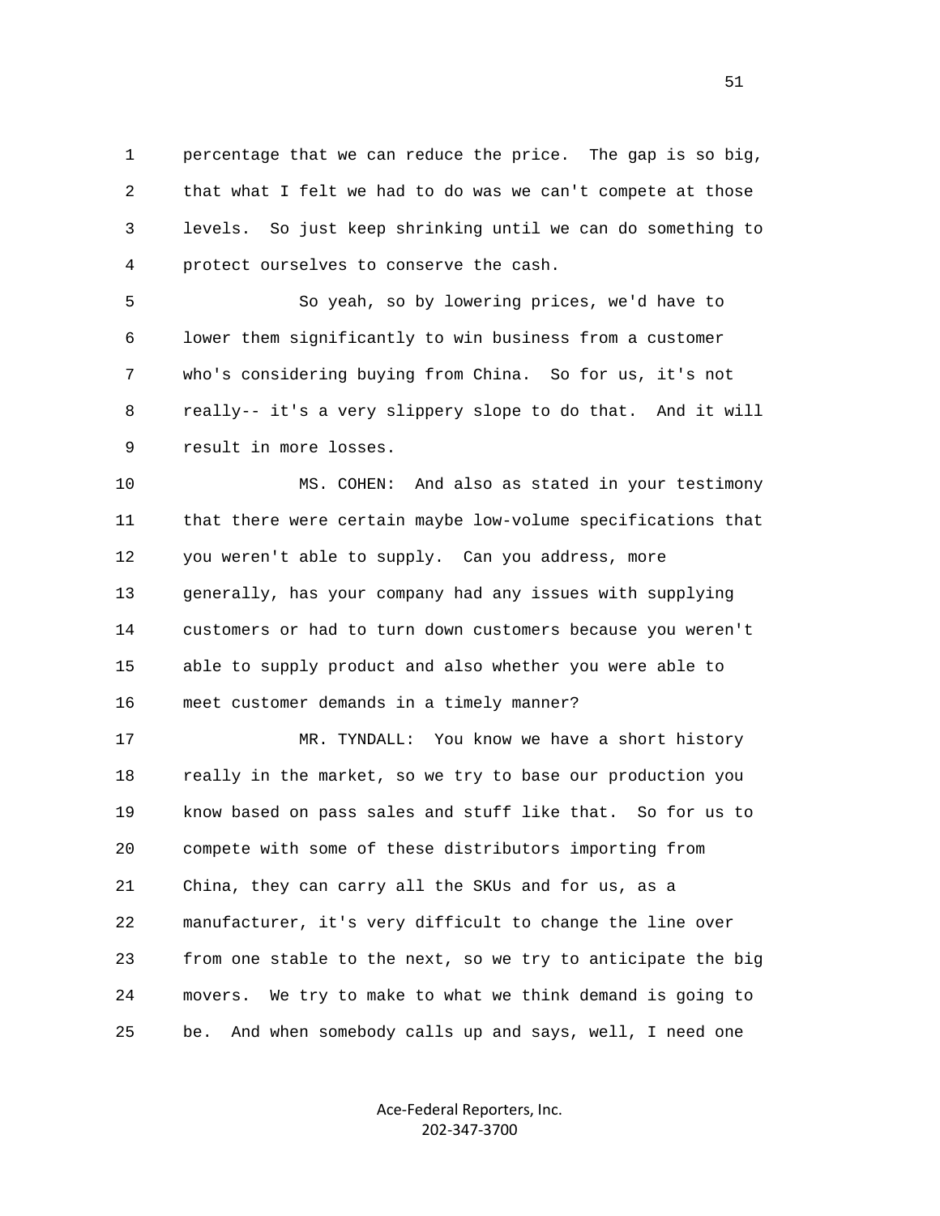percentage that we can reduce the price. The gap is so big, that what I felt we had to do was we can't compete at those levels. So just keep shrinking until we can do something to protect ourselves to conserve the cash.

So yeah, so by lowering prices, we'd have to lower them significantly to win business from a customer who's considering buying from China. So for us, it's not really-- it's a very slippery slope to do that. And it will result in more losses.

MS. COHEN: And also as stated in your testimony that there were certain maybe low-volume specifications that you weren't able to supply. Can you address, more generally, has your company had any issues with supplying customers or had to turn down customers because you weren't able to supply product and also whether you were able to meet customer demands in a timely manner?

MR. TYNDALL: You know we have a short history really in the market, so we try to base our production you know based on pass sales and stuff like that. So for us to compete with some of these distributors importing from China, they can carry all the SKUs and for us, as a manufacturer, it's very difficult to change the line over from one stable to the next, so we try to anticipate the big movers. We try to make to what we think demand is going to be. And when somebody calls up and says, well, I need one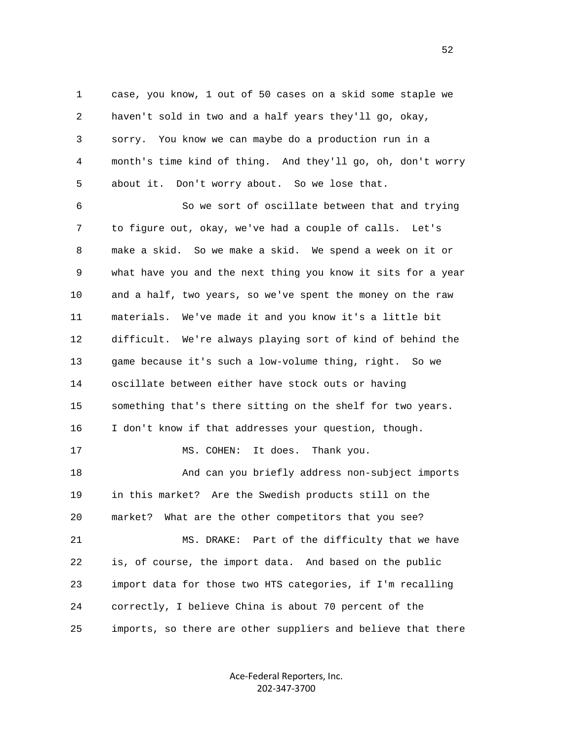case, you know, 1 out of 50 cases on a skid some staple we haven't sold in two and a half years they'll go, okay, sorry. You know we can maybe do a production run in a month's time kind of thing. And they'll go, oh, don't worry about it. Don't worry about. So we lose that.

So we sort of oscillate between that and trying to figure out, okay, we've had a couple of calls. Let's make a skid. So we make a skid. We spend a week on it or what have you and the next thing you know it sits for a year and a half, two years, so we've spent the money on the raw materials. We've made it and you know it's a little bit difficult. We're always playing sort of kind of behind the game because it's such a low-volume thing, right. So we oscillate between either have stock outs or having something that's there sitting on the shelf for two years. I don't know if that addresses your question, though.

MS. COHEN: It does. Thank you.

And can you briefly address non-subject imports in this market? Are the Swedish products still on the market? What are the other competitors that you see?

MS. DRAKE: Part of the difficulty that we have is, of course, the import data. And based on the public import data for those two HTS categories, if I'm recalling correctly, I believe China is about 70 percent of the imports, so there are other suppliers and believe that there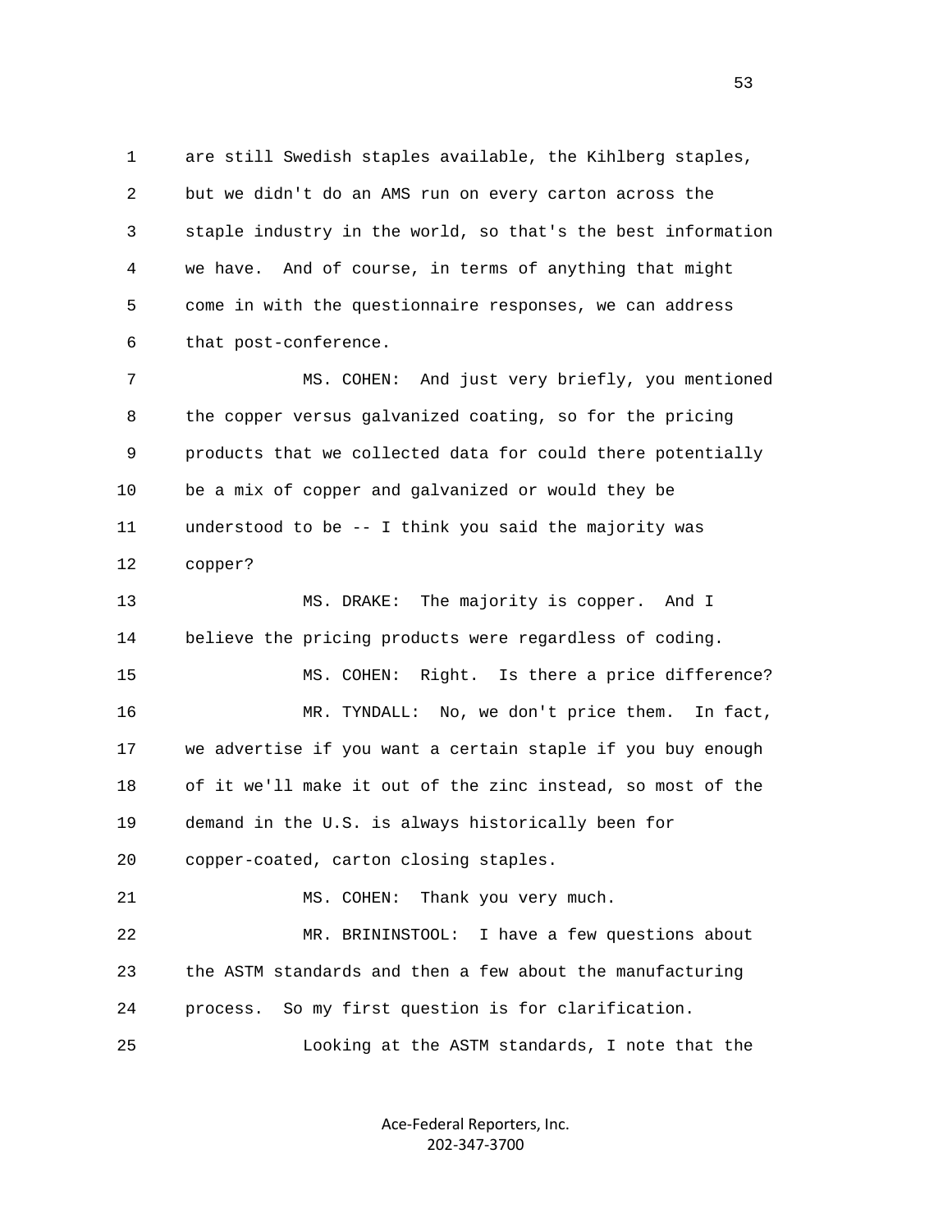are still Swedish staples available, the Kihlberg staples, but we didn't do an AMS run on every carton across the staple industry in the world, so that's the best information we have. And of course, in terms of anything that might come in with the questionnaire responses, we can address that post-conference.

MS. COHEN: And just very briefly, you mentioned the copper versus galvanized coating, so for the pricing products that we collected data for could there potentially be a mix of copper and galvanized or would they be understood to be -- I think you said the majority was copper?

MS. DRAKE: The majority is copper. And I believe the pricing products were regardless of coding.

MS. COHEN: Right. Is there a price difference?

MR. TYNDALL: No, we don't price them. In fact, we advertise if you want a certain staple if you buy enough of it we'll make it out of the zinc instead, so most of the demand in the U.S. is always historically been for copper-coated, carton closing staples.

MS. COHEN: Thank you very much.

MR. BRININSTOOL: I have a few questions about the ASTM standards and then a few about the manufacturing process. So my first question is for clarification.

Looking at the ASTM standards, I note that the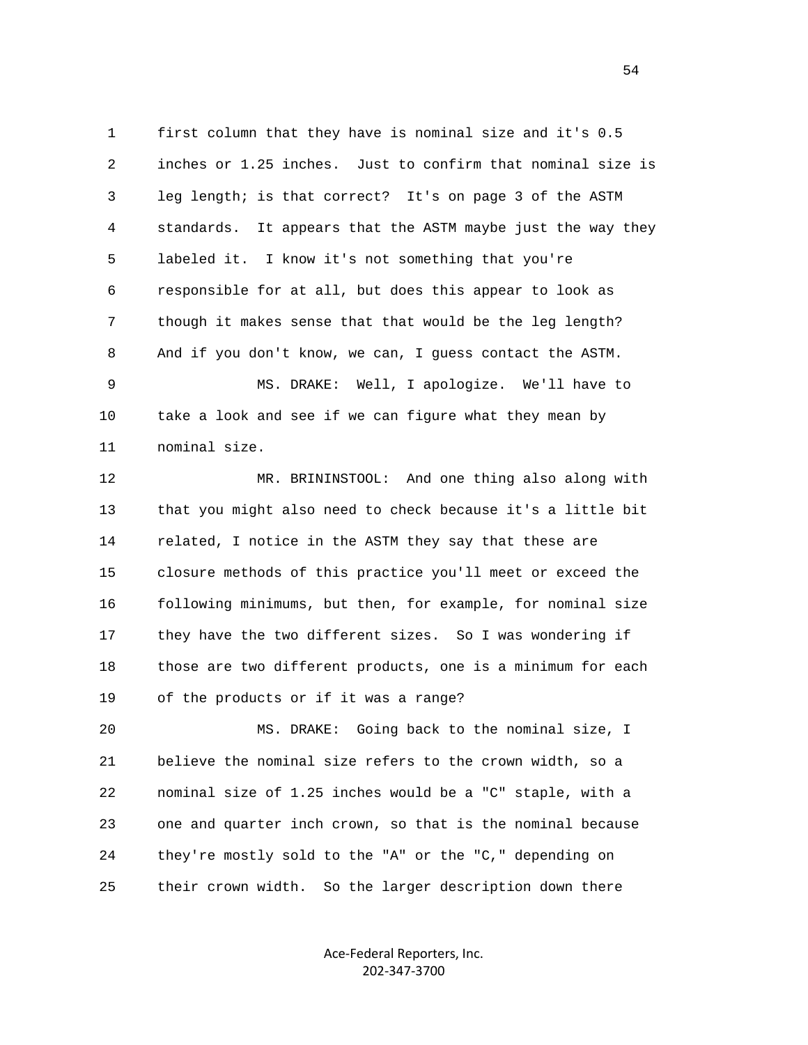first column that they have is nominal size and it's 0.5 inches or 1.25 inches. Just to confirm that nominal size is leg length; is that correct? It's on page 3 of the ASTM standards. It appears that the ASTM maybe just the way they labeled it. I know it's not something that you're responsible for at all, but does this appear to look as though it makes sense that that would be the leg length? And if you don't know, we can, I guess contact the ASTM.

MS. DRAKE: Well, I apologize. We'll have to take a look and see if we can figure what they mean by nominal size.

MR. BRININSTOOL: And one thing also along with that you might also need to check because it's a little bit related, I notice in the ASTM they say that these are closure methods of this practice you'll meet or exceed the following minimums, but then, for example, for nominal size they have the two different sizes. So I was wondering if those are two different products, one is a minimum for each of the products or if it was a range?

MS. DRAKE: Going back to the nominal size, I believe the nominal size refers to the crown width, so a nominal size of 1.25 inches would be a "C" staple, with a one and quarter inch crown, so that is the nominal because they're mostly sold to the "A" or the "C," depending on their crown width. So the larger description down there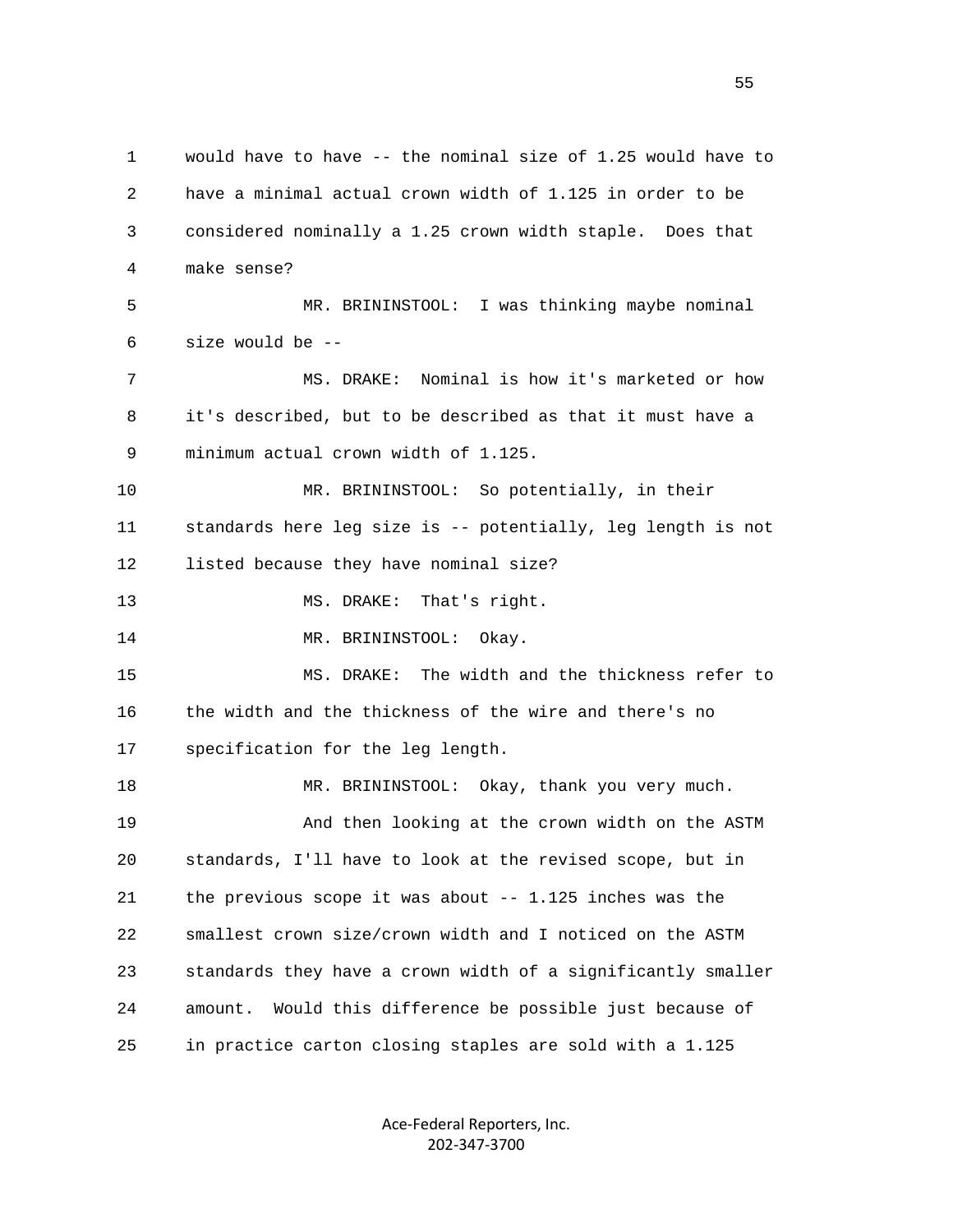1 would have to have -- the nominal size of 1.25 would have to
2 have a minimal actual crown width of 1.125 in order to be
3 considered nominally a 1.25 crown width staple. Does that
4 make sense?

5 MR. BRININSTOOL: I was thinking maybe nominal
6 size would be --

7 MS. DRAKE: Nominal is how it's marketed or how
8 it's described, but to be described as that it must have a
9 minimum actual crown width of 1.125.

10 MR. BRININSTOOL: So potentially, in their
11 standards here leg size is -- potentially, leg length is not
12 listed because they have nominal size?

13 MS. DRAKE: That's right.

14 MR. BRININSTOOL: Okay.

15 MS. DRAKE: The width and the thickness refer to
16 the width and the thickness of the wire and there's no
17 specification for the leg length.

18 MR. BRININSTOOL: Okay, thank you very much.

19 And then looking at the crown width on the ASTM
20 standards, I'll have to look at the revised scope, but in
21 the previous scope it was about -- 1.125 inches was the
22 smallest crown size/crown width and I noticed on the ASTM
23 standards they have a crown width of a significantly smaller
24 amount. Would this difference be possible just because of
25 in practice carton closing staples are sold with a 1.125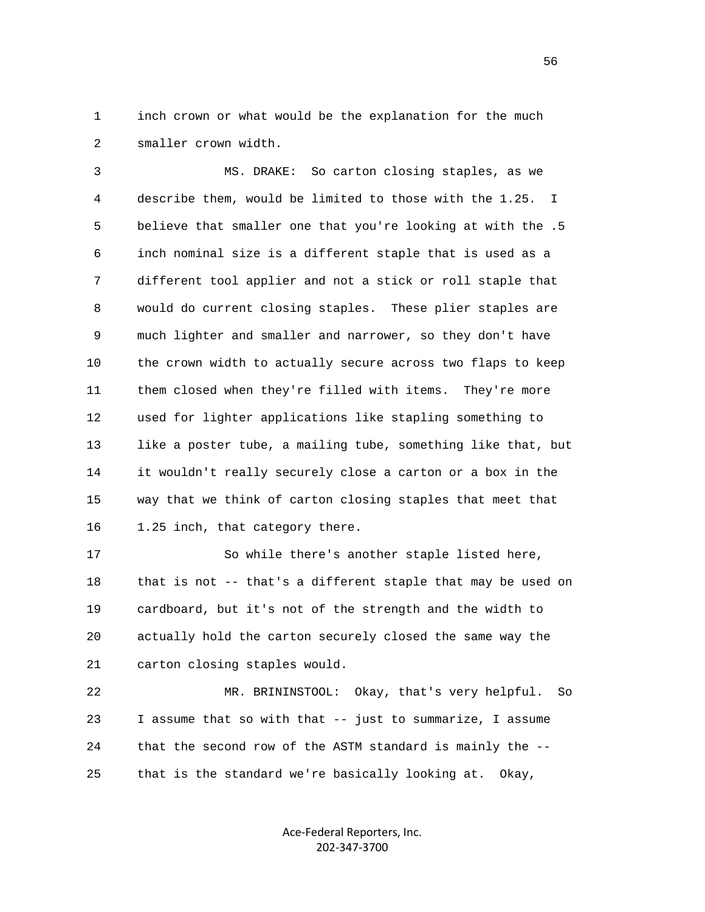1 inch crown or what would be the explanation for the much
2 smaller crown width.

3 MS. DRAKE: So carton closing staples, as we
4 describe them, would be limited to those with the 1.25. I
5 believe that smaller one that you're looking at with the .5
6 inch nominal size is a different staple that is used as a
7 different tool applier and not a stick or roll staple that
8 would do current closing staples. These plier staples are
9 much lighter and smaller and narrower, so they don't have
10 the crown width to actually secure across two flaps to keep
11 them closed when they're filled with items. They're more
12 used for lighter applications like stapling something to
13 like a poster tube, a mailing tube, something like that, but
14 it wouldn't really securely close a carton or a box in the
15 way that we think of carton closing staples that meet that
16 1.25 inch, that category there.

17 So while there's another staple listed here,
18 that is not -- that's a different staple that may be used on
19 cardboard, but it's not of the strength and the width to
20 actually hold the carton securely closed the same way the
21 carton closing staples would.

22 MR. BRININSTOOL: Okay, that's very helpful. So
23 I assume that so with that -- just to summarize, I assume
24 that the second row of the ASTM standard is mainly the --
25 that is the standard we're basically looking at. Okay,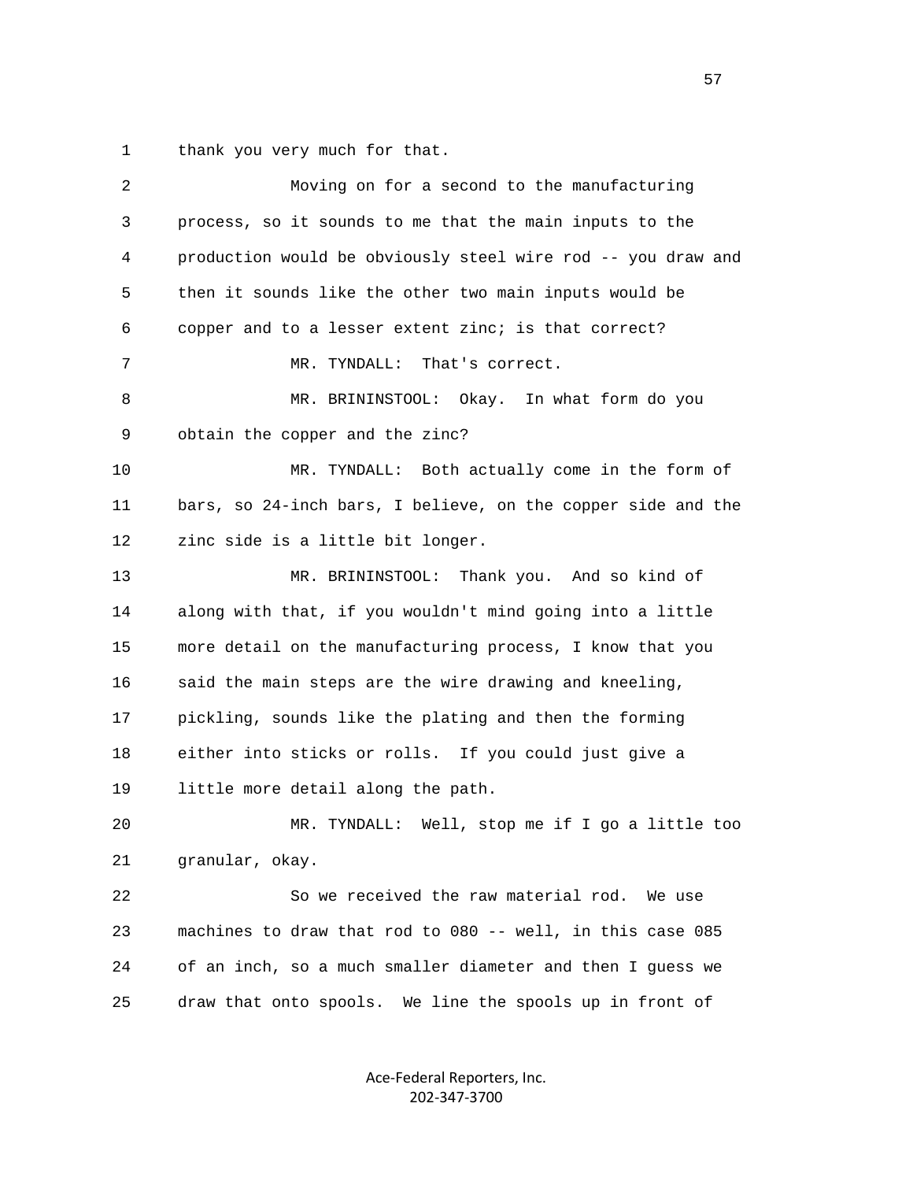thank you very much for that.

Moving on for a second to the manufacturing process, so it sounds to me that the main inputs to the production would be obviously steel wire rod -- you draw and then it sounds like the other two main inputs would be copper and to a lesser extent zinc; is that correct?

MR. TYNDALL: That's correct.

MR. BRININSTOOL: Okay. In what form do you obtain the copper and the zinc?

MR. TYNDALL: Both actually come in the form of bars, so 24-inch bars, I believe, on the copper side and the zinc side is a little bit longer.

MR. BRININSTOOL: Thank you. And so kind of along with that, if you wouldn't mind going into a little more detail on the manufacturing process, I know that you said the main steps are the wire drawing and kneeling, pickling, sounds like the plating and then the forming either into sticks or rolls. If you could just give a little more detail along the path.

MR. TYNDALL: Well, stop me if I go a little too granular, okay.

So we received the raw material rod. We use machines to draw that rod to 080 -- well, in this case 085 of an inch, so a much smaller diameter and then I guess we draw that onto spools. We line the spools up in front of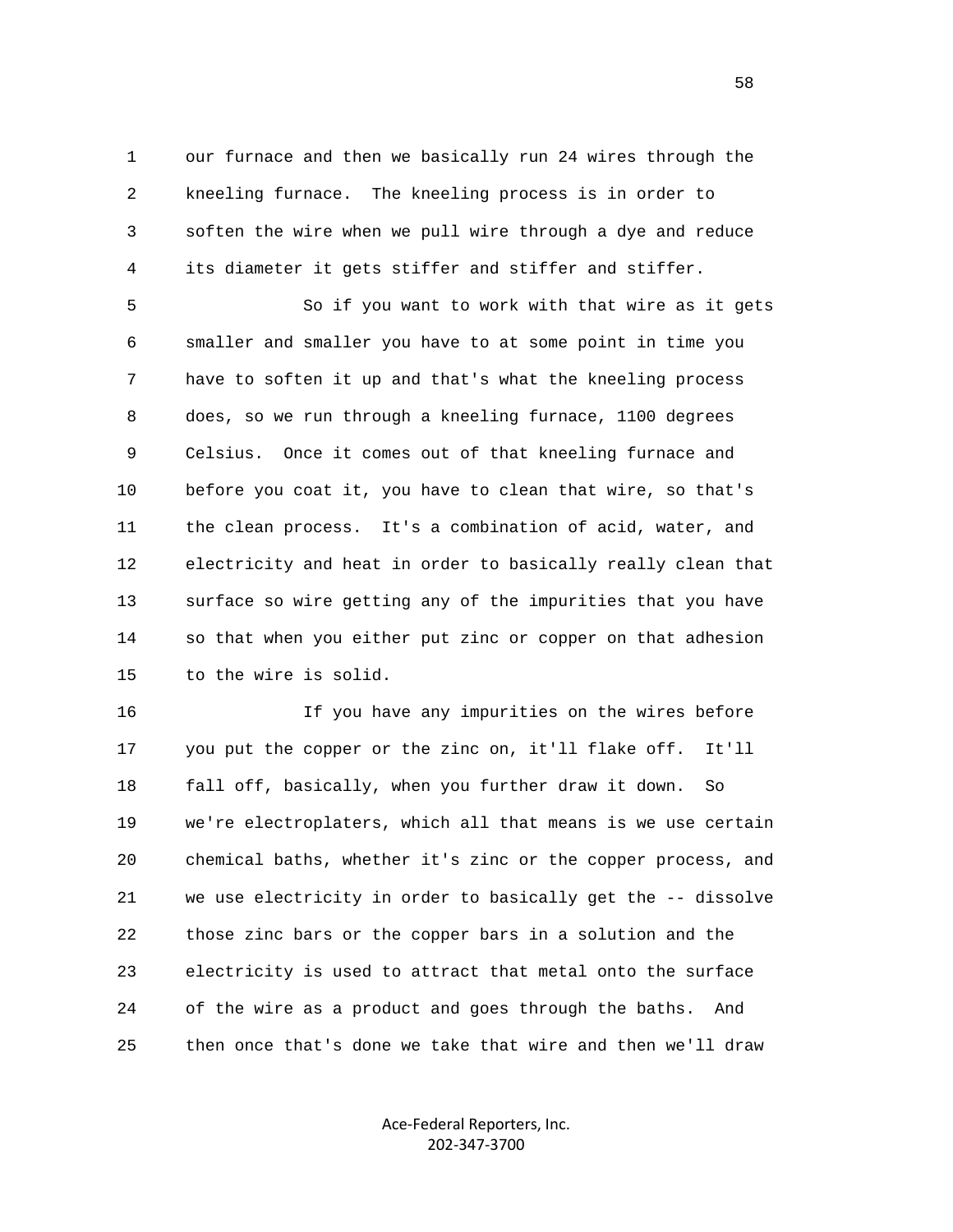our furnace and then we basically run 24 wires through the kneeling furnace. The kneeling process is in order to soften the wire when we pull wire through a dye and reduce its diameter it gets stiffer and stiffer and stiffer.

So if you want to work with that wire as it gets smaller and smaller you have to at some point in time you have to soften it up and that's what the kneeling process does, so we run through a kneeling furnace, 1100 degrees Celsius. Once it comes out of that kneeling furnace and before you coat it, you have to clean that wire, so that's the clean process. It's a combination of acid, water, and electricity and heat in order to basically really clean that surface so wire getting any of the impurities that you have so that when you either put zinc or copper on that adhesion to the wire is solid.

If you have any impurities on the wires before you put the copper or the zinc on, it'll flake off. It'll fall off, basically, when you further draw it down. So we're electroplaters, which all that means is we use certain chemical baths, whether it's zinc or the copper process, and we use electricity in order to basically get the -- dissolve those zinc bars or the copper bars in a solution and the electricity is used to attract that metal onto the surface of the wire as a product and goes through the baths. And then once that's done we take that wire and then we'll draw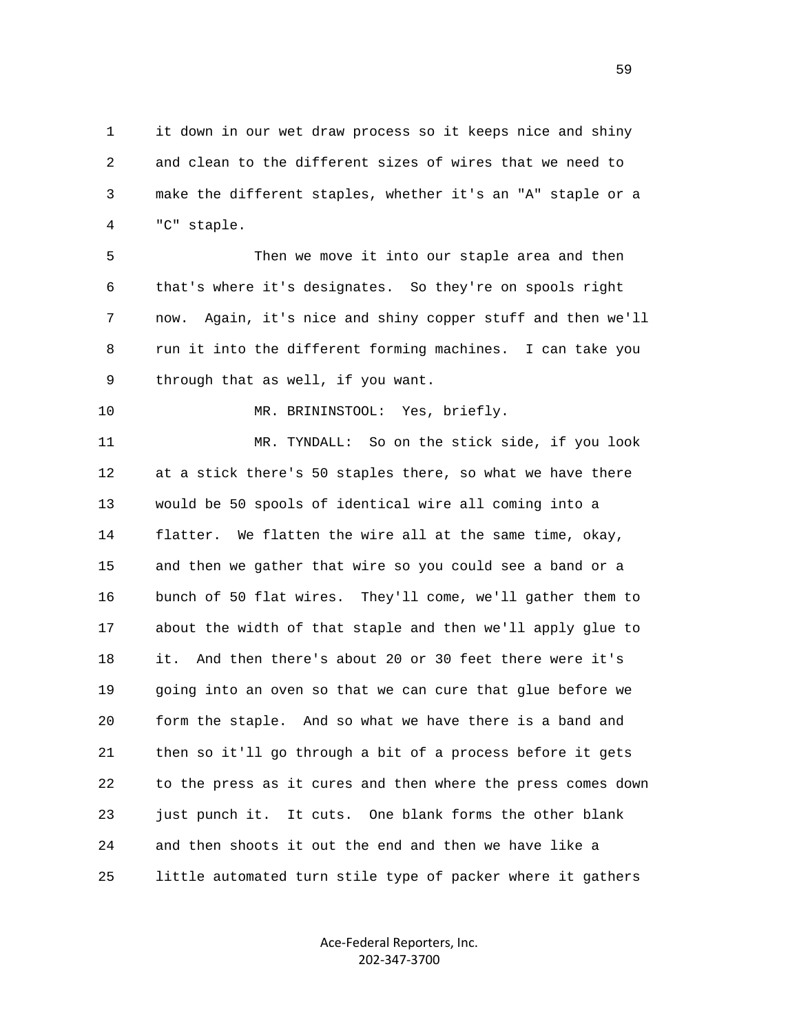it down in our wet draw process so it keeps nice and shiny and clean to the different sizes of wires that we need to make the different staples, whether it's an "A" staple or a "C" staple.

Then we move it into our staple area and then that's where it's designates. So they're on spools right now. Again, it's nice and shiny copper stuff and then we'll run it into the different forming machines. I can take you through that as well, if you want.

MR. BRININSTOOL: Yes, briefly.

MR. TYNDALL: So on the stick side, if you look at a stick there's 50 staples there, so what we have there would be 50 spools of identical wire all coming into a flatter. We flatten the wire all at the same time, okay, and then we gather that wire so you could see a band or a bunch of 50 flat wires. They'll come, we'll gather them to about the width of that staple and then we'll apply glue to it. And then there's about 20 or 30 feet there were it's going into an oven so that we can cure that glue before we form the staple. And so what we have there is a band and then so it'll go through a bit of a process before it gets to the press as it cures and then where the press comes down just punch it. It cuts. One blank forms the other blank and then shoots it out the end and then we have like a little automated turn stile type of packer where it gathers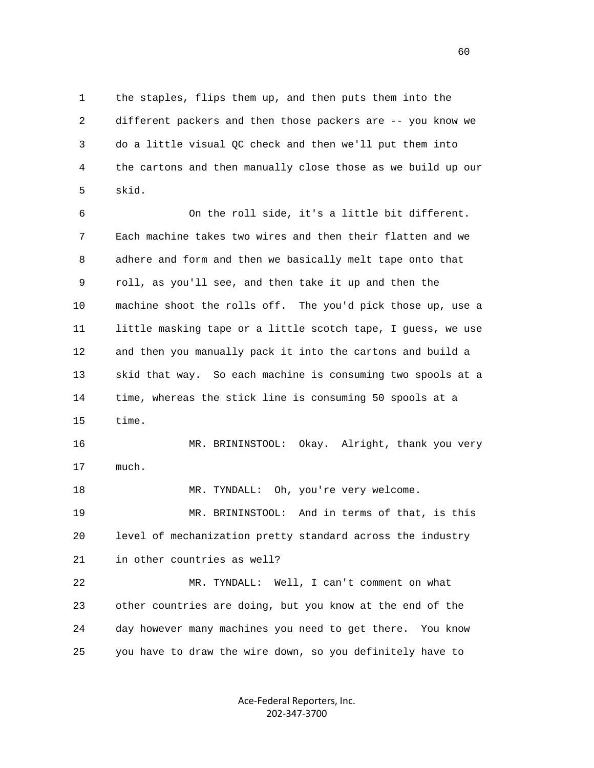the staples, flips them up, and then puts them into the different packers and then those packers are -- you know we do a little visual QC check and then we'll put them into the cartons and then manually close those as we build up our skid.

On the roll side, it's a little bit different. Each machine takes two wires and then their flatten and we adhere and form and then we basically melt tape onto that roll, as you'll see, and then take it up and then the machine shoot the rolls off. The you'd pick those up, use a little masking tape or a little scotch tape, I guess, we use and then you manually pack it into the cartons and build a skid that way. So each machine is consuming two spools at a time, whereas the stick line is consuming 50 spools at a time.

MR. BRININSTOOL: Okay. Alright, thank you very much.

MR. TYNDALL: Oh, you're very welcome.

MR. BRININSTOOL: And in terms of that, is this level of mechanization pretty standard across the industry in other countries as well?

MR. TYNDALL: Well, I can't comment on what other countries are doing, but you know at the end of the day however many machines you need to get there. You know you have to draw the wire down, so you definitely have to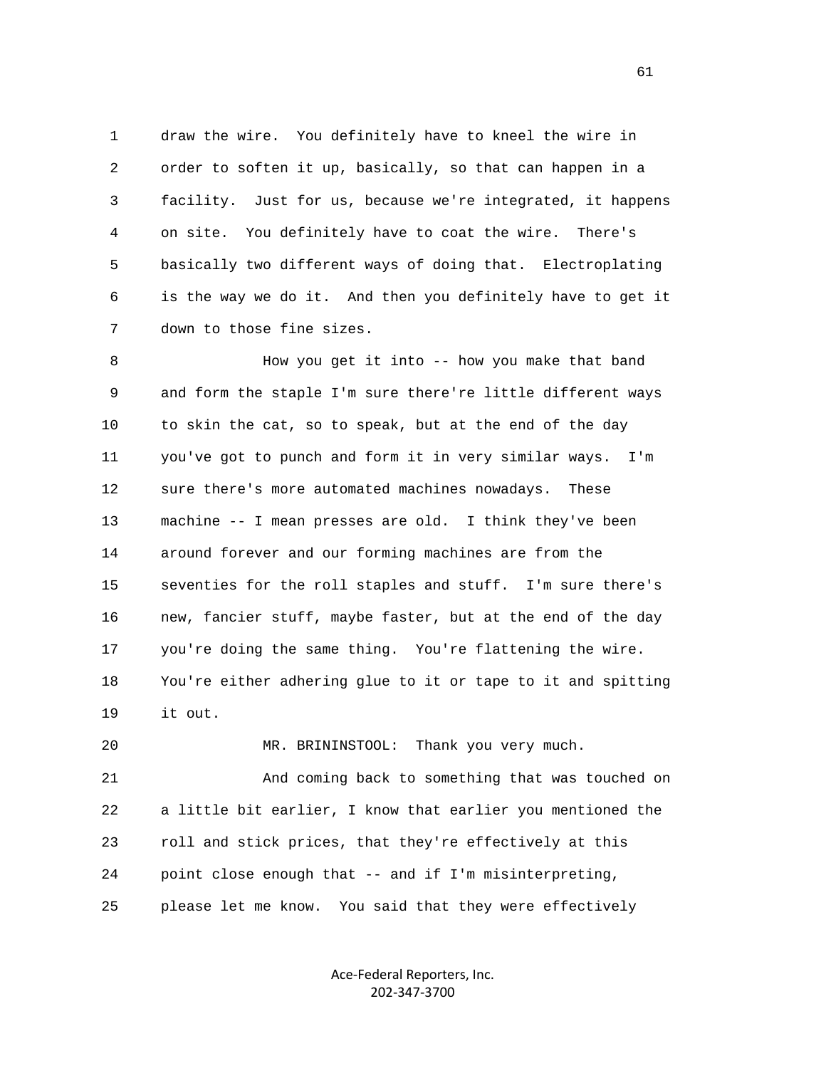draw the wire. You definitely have to kneel the wire in order to soften it up, basically, so that can happen in a facility. Just for us, because we're integrated, it happens on site. You definitely have to coat the wire. There's basically two different ways of doing that. Electroplating is the way we do it. And then you definitely have to get it down to those fine sizes.

How you get it into -- how you make that band and form the staple I'm sure there're little different ways to skin the cat, so to speak, but at the end of the day you've got to punch and form it in very similar ways. I'm sure there's more automated machines nowadays. These machine -- I mean presses are old. I think they've been around forever and our forming machines are from the seventies for the roll staples and stuff. I'm sure there's new, fancier stuff, maybe faster, but at the end of the day you're doing the same thing. You're flattening the wire. You're either adhering glue to it or tape to it and spitting it out.

MR. BRININSTOOL: Thank you very much.

And coming back to something that was touched on a little bit earlier, I know that earlier you mentioned the roll and stick prices, that they're effectively at this point close enough that -- and if I'm misinterpreting, please let me know. You said that they were effectively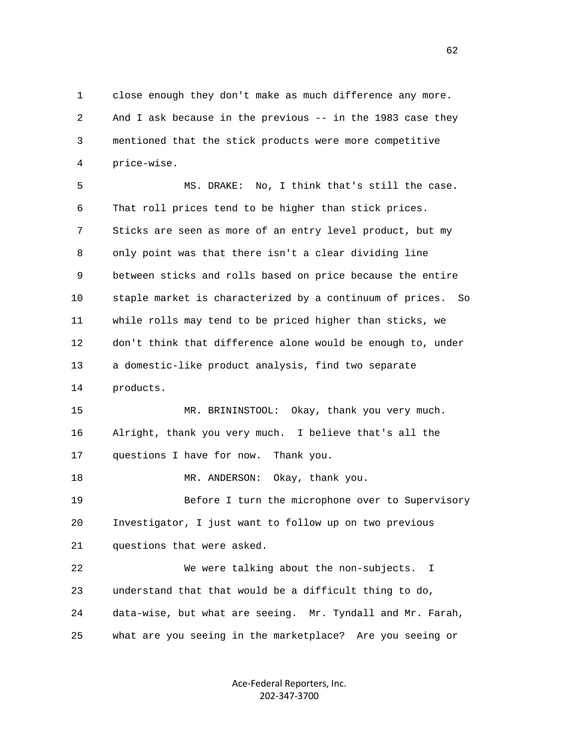close enough they don't make as much difference any more. And I ask because in the previous -- in the 1983 case they mentioned that the stick products were more competitive price-wise.

MS. DRAKE: No, I think that's still the case. That roll prices tend to be higher than stick prices. Sticks are seen as more of an entry level product, but my only point was that there isn't a clear dividing line between sticks and rolls based on price because the entire staple market is characterized by a continuum of prices. So while rolls may tend to be priced higher than sticks, we don't think that difference alone would be enough to, under a domestic-like product analysis, find two separate products.

MR. BRININSTOOL: Okay, thank you very much. Alright, thank you very much. I believe that's all the questions I have for now. Thank you.

MR. ANDERSON: Okay, thank you.

Before I turn the microphone over to Supervisory Investigator, I just want to follow up on two previous questions that were asked.

We were talking about the non-subjects. I understand that that would be a difficult thing to do, data-wise, but what are seeing. Mr. Tyndall and Mr. Farah, what are you seeing in the marketplace? Are you seeing or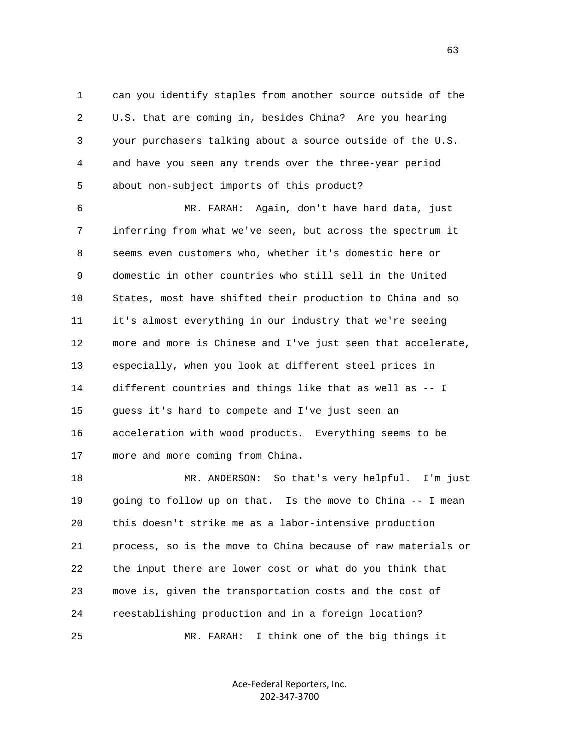can you identify staples from another source outside of the U.S. that are coming in, besides China? Are you hearing your purchasers talking about a source outside of the U.S. and have you seen any trends over the three-year period about non-subject imports of this product?

MR. FARAH: Again, don't have hard data, just inferring from what we've seen, but across the spectrum it seems even customers who, whether it's domestic here or domestic in other countries who still sell in the United States, most have shifted their production to China and so it's almost everything in our industry that we're seeing more and more is Chinese and I've just seen that accelerate, especially, when you look at different steel prices in different countries and things like that as well as -- I guess it's hard to compete and I've just seen an acceleration with wood products. Everything seems to be more and more coming from China.

MR. ANDERSON: So that's very helpful. I'm just going to follow up on that. Is the move to China -- I mean this doesn't strike me as a labor-intensive production process, so is the move to China because of raw materials or the input there are lower cost or what do you think that move is, given the transportation costs and the cost of reestablishing production and in a foreign location?

MR. FARAH: I think one of the big things it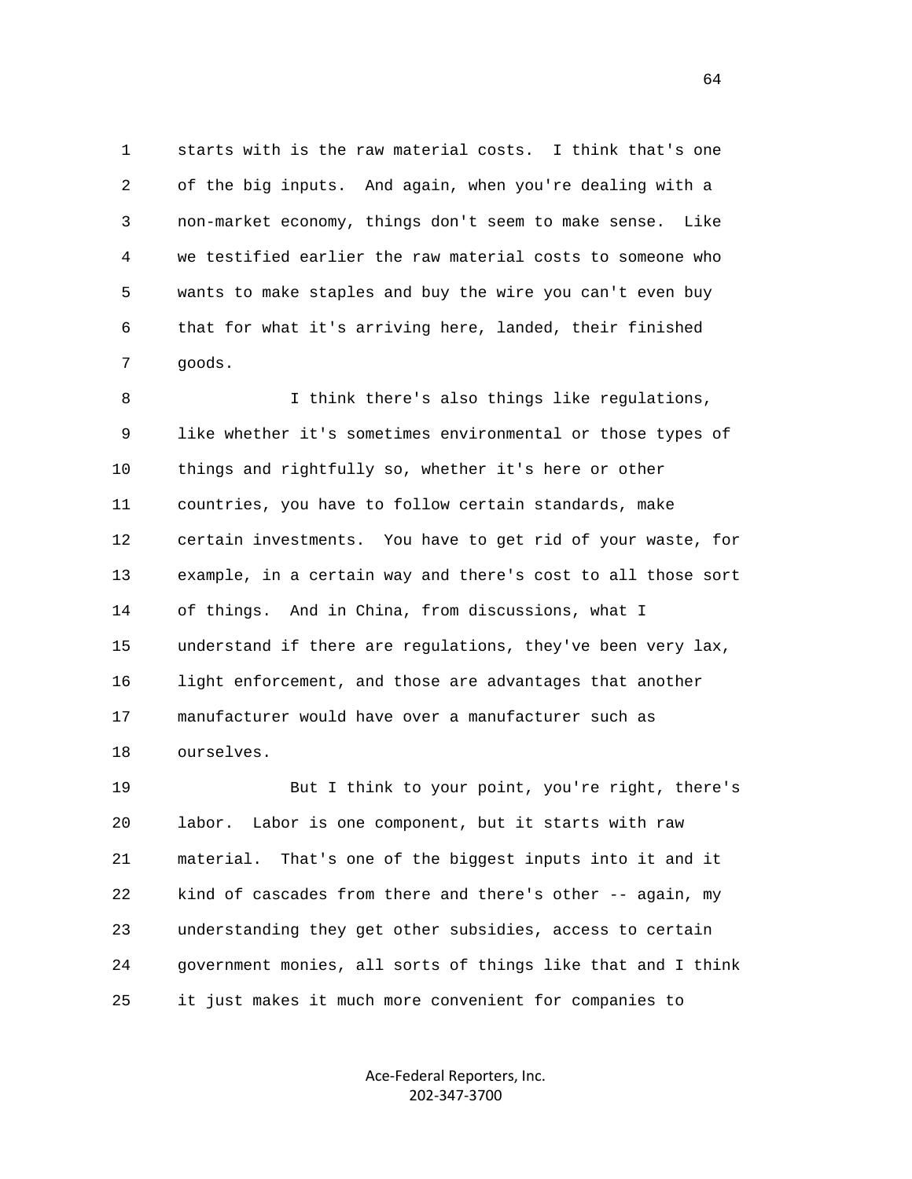1 starts with is the raw material costs. I think that's one
2 of the big inputs. And again, when you're dealing with a
3 non-market economy, things don't seem to make sense. Like
4 we testified earlier the raw material costs to someone who
5 wants to make staples and buy the wire you can't even buy
6 that for what it's arriving here, landed, their finished
7 goods.

8 I think there's also things like regulations,
9 like whether it's sometimes environmental or those types of
10 things and rightfully so, whether it's here or other
11 countries, you have to follow certain standards, make
12 certain investments. You have to get rid of your waste, for
13 example, in a certain way and there's cost to all those sort
14 of things. And in China, from discussions, what I
15 understand if there are regulations, they've been very lax,
16 light enforcement, and those are advantages that another
17 manufacturer would have over a manufacturer such as
18 ourselves.

19 But I think to your point, you're right, there's
20 labor. Labor is one component, but it starts with raw
21 material. That's one of the biggest inputs into it and it
22 kind of cascades from there and there's other -- again, my
23 understanding they get other subsidies, access to certain
24 government monies, all sorts of things like that and I think
25 it just makes it much more convenient for companies to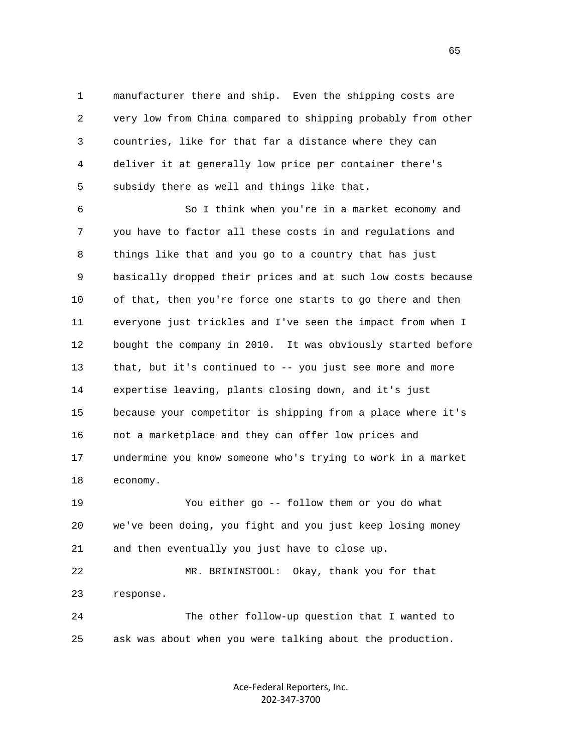manufacturer there and ship. Even the shipping costs are very low from China compared to shipping probably from other countries, like for that far a distance where they can deliver it at generally low price per container there's subsidy there as well and things like that.

So I think when you're in a market economy and you have to factor all these costs in and regulations and things like that and you go to a country that has just basically dropped their prices and at such low costs because of that, then you're force one starts to go there and then everyone just trickles and I've seen the impact from when I bought the company in 2010. It was obviously started before that, but it's continued to -- you just see more and more expertise leaving, plants closing down, and it's just because your competitor is shipping from a place where it's not a marketplace and they can offer low prices and undermine you know someone who's trying to work in a market economy.

You either go -- follow them or you do what we've been doing, you fight and you just keep losing money and then eventually you just have to close up.

MR. BRININSTOOL: Okay, thank you for that response.

The other follow-up question that I wanted to ask was about when you were talking about the production.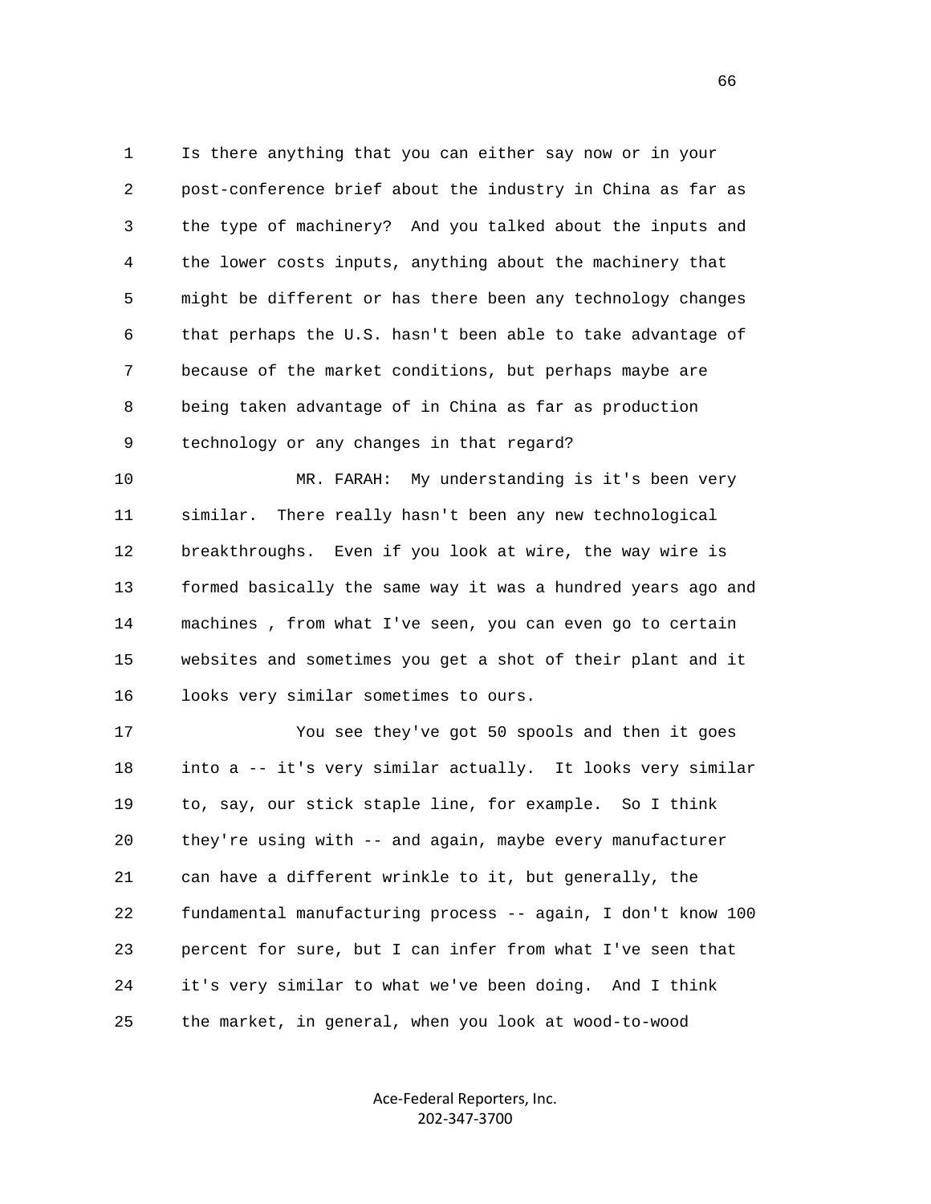Is there anything that you can either say now or in your post-conference brief about the industry in China as far as the type of machinery? And you talked about the inputs and the lower costs inputs, anything about the machinery that might be different or has there been any technology changes that perhaps the U.S. hasn't been able to take advantage of because of the market conditions, but perhaps maybe are being taken advantage of in China as far as production technology or any changes in that regard?

MR. FARAH: My understanding is it's been very similar. There really hasn't been any new technological breakthroughs. Even if you look at wire, the way wire is formed basically the same way it was a hundred years ago and machines , from what I've seen, you can even go to certain websites and sometimes you get a shot of their plant and it looks very similar sometimes to ours.

You see they've got 50 spools and then it goes into a -- it's very similar actually. It looks very similar to, say, our stick staple line, for example. So I think they're using with -- and again, maybe every manufacturer can have a different wrinkle to it, but generally, the fundamental manufacturing process -- again, I don't know 100 percent for sure, but I can infer from what I've seen that it's very similar to what we've been doing. And I think the market, in general, when you look at wood-to-wood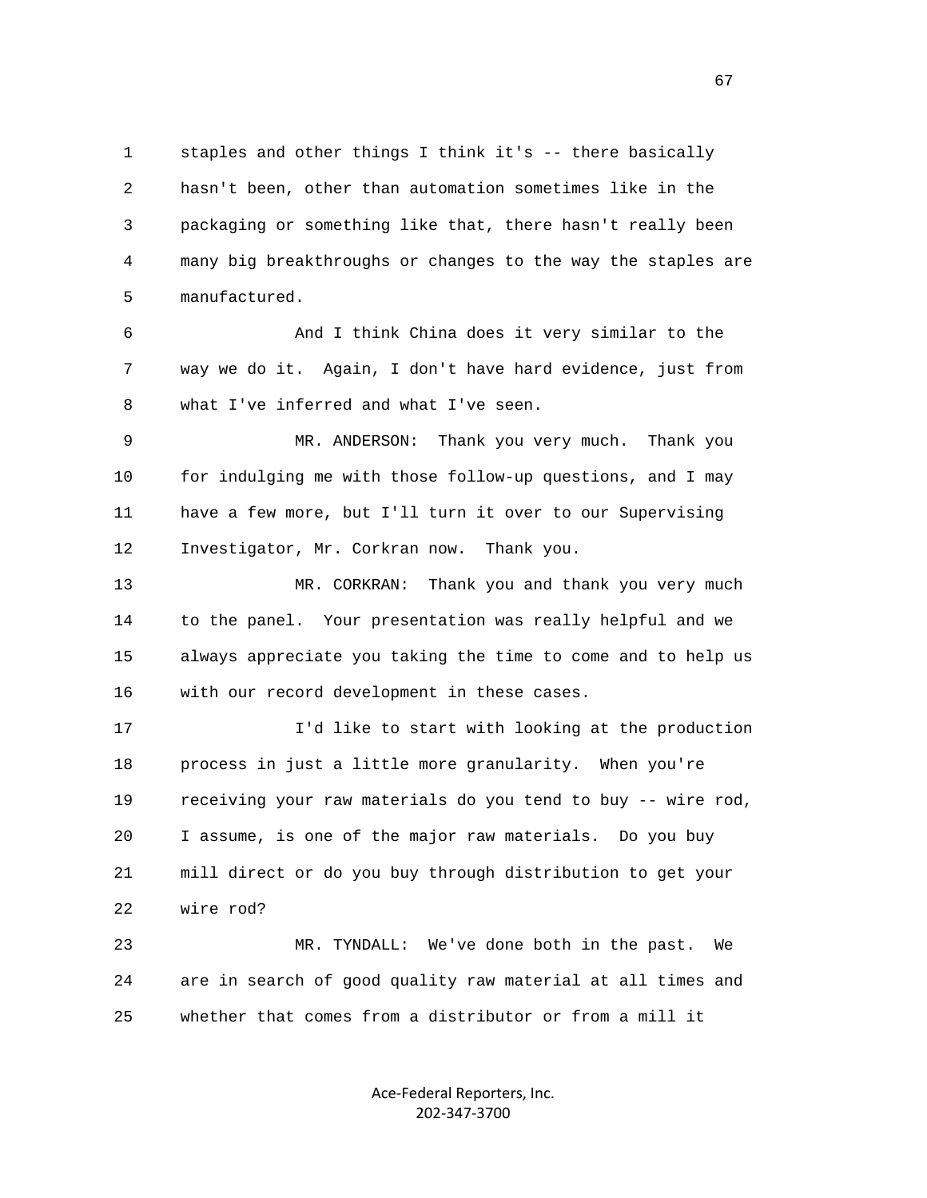staples and other things I think it's -- there basically hasn't been, other than automation sometimes like in the packaging or something like that, there hasn't really been many big breakthroughs or changes to the way the staples are manufactured.

And I think China does it very similar to the way we do it. Again, I don't have hard evidence, just from what I've inferred and what I've seen.

MR. ANDERSON: Thank you very much. Thank you for indulging me with those follow-up questions, and I may have a few more, but I'll turn it over to our Supervising Investigator, Mr. Corkran now. Thank you.

MR. CORKRAN: Thank you and thank you very much to the panel. Your presentation was really helpful and we always appreciate you taking the time to come and to help us with our record development in these cases.

I'd like to start with looking at the production process in just a little more granularity. When you're receiving your raw materials do you tend to buy -- wire rod, I assume, is one of the major raw materials. Do you buy mill direct or do you buy through distribution to get your wire rod?

MR. TYNDALL: We've done both in the past. We are in search of good quality raw material at all times and whether that comes from a distributor or from a mill it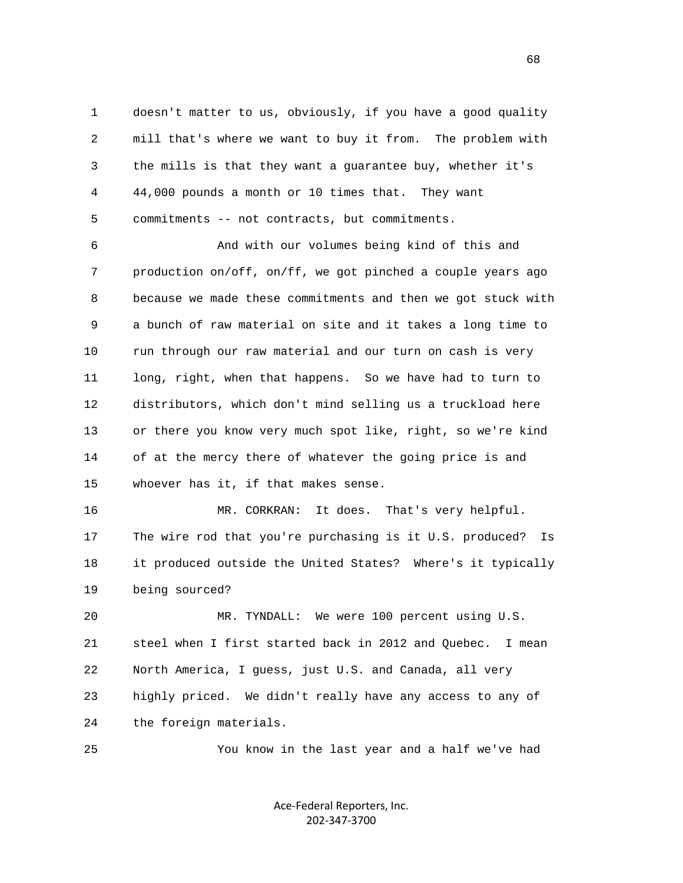doesn't matter to us, obviously, if you have a good quality mill that's where we want to buy it from. The problem with the mills is that they want a guarantee buy, whether it's 44,000 pounds a month or 10 times that. They want commitments -- not contracts, but commitments.

And with our volumes being kind of this and production on/off, on/ff, we got pinched a couple years ago because we made these commitments and then we got stuck with a bunch of raw material on site and it takes a long time to run through our raw material and our turn on cash is very long, right, when that happens. So we have had to turn to distributors, which don't mind selling us a truckload here or there you know very much spot like, right, so we're kind of at the mercy there of whatever the going price is and whoever has it, if that makes sense.

MR. CORKRAN: It does. That's very helpful. The wire rod that you're purchasing is it U.S. produced? Is it produced outside the United States? Where's it typically being sourced?

MR. TYNDALL: We were 100 percent using U.S. steel when I first started back in 2012 and Quebec. I mean North America, I guess, just U.S. and Canada, all very highly priced. We didn't really have any access to any of the foreign materials.

You know in the last year and a half we've had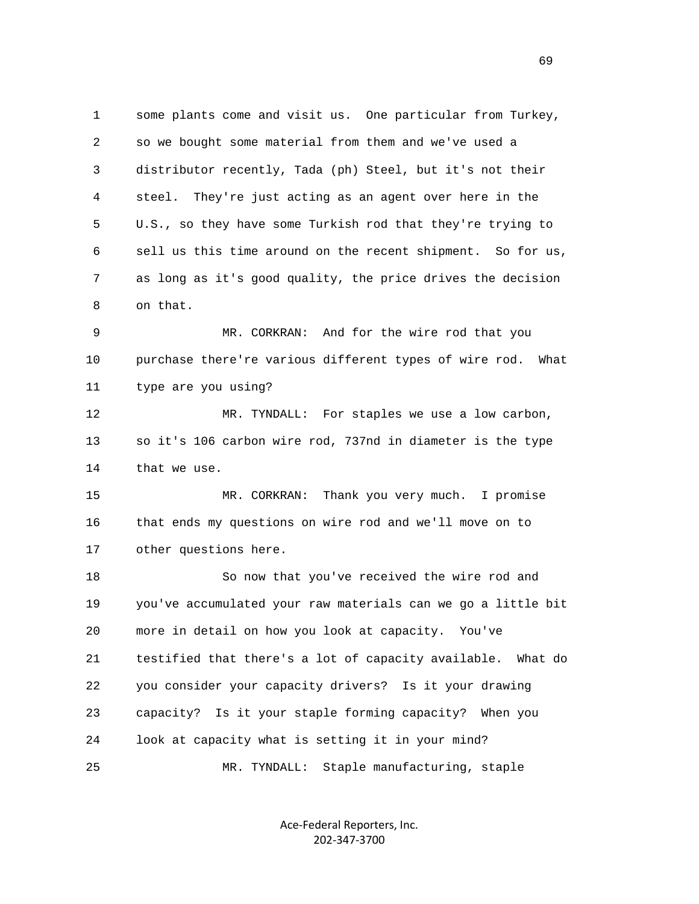some plants come and visit us. One particular from Turkey, so we bought some material from them and we've used a distributor recently, Tada (ph) Steel, but it's not their steel. They're just acting as an agent over here in the U.S., so they have some Turkish rod that they're trying to sell us this time around on the recent shipment. So for us, as long as it's good quality, the price drives the decision on that.

MR. CORKRAN: And for the wire rod that you purchase there're various different types of wire rod. What type are you using?

MR. TYNDALL: For staples we use a low carbon, so it's 106 carbon wire rod, 737nd in diameter is the type that we use.

MR. CORKRAN: Thank you very much. I promise that ends my questions on wire rod and we'll move on to other questions here.

So now that you've received the wire rod and you've accumulated your raw materials can we go a little bit more in detail on how you look at capacity. You've testified that there's a lot of capacity available. What do you consider your capacity drivers? Is it your drawing capacity? Is it your staple forming capacity? When you look at capacity what is setting it in your mind?

MR. TYNDALL: Staple manufacturing, staple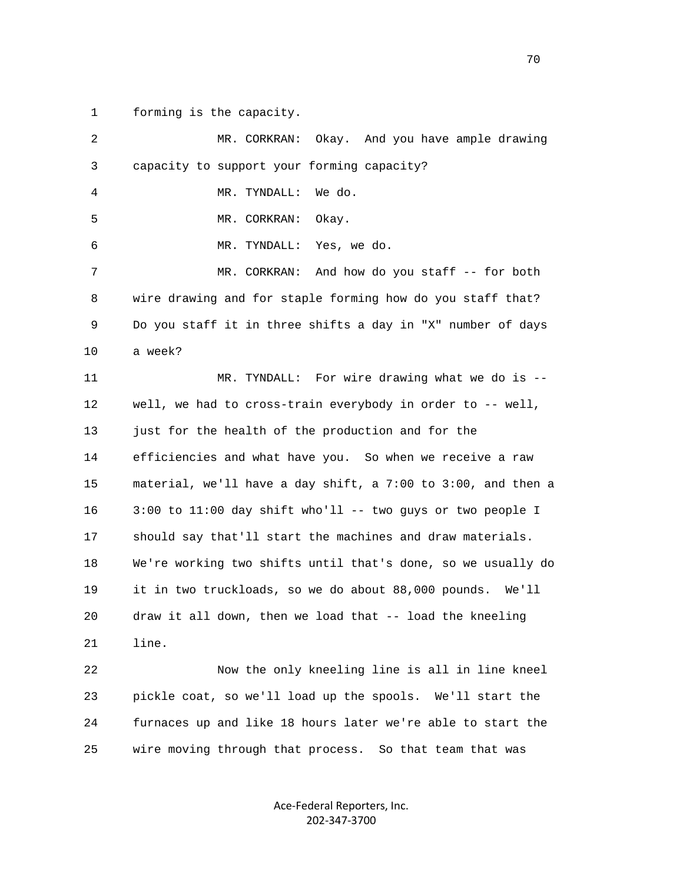forming is the capacity.

MR. CORKRAN: Okay. And you have ample drawing capacity to support your forming capacity?

MR. TYNDALL: We do.

MR. CORKRAN: Okay.

MR. TYNDALL: Yes, we do.

MR. CORKRAN: And how do you staff -- for both wire drawing and for staple forming how do you staff that? Do you staff it in three shifts a day in "X" number of days a week?

MR. TYNDALL: For wire drawing what we do is -- well, we had to cross-train everybody in order to -- well, just for the health of the production and for the efficiencies and what have you. So when we receive a raw material, we'll have a day shift, a 7:00 to 3:00, and then a 3:00 to 11:00 day shift who'll -- two guys or two people I should say that'll start the machines and draw materials. We're working two shifts until that's done, so we usually do it in two truckloads, so we do about 88,000 pounds. We'll draw it all down, then we load that -- load the kneeling line.

Now the only kneeling line is all in line kneel pickle coat, so we'll load up the spools. We'll start the furnaces up and like 18 hours later we're able to start the wire moving through that process. So that team that was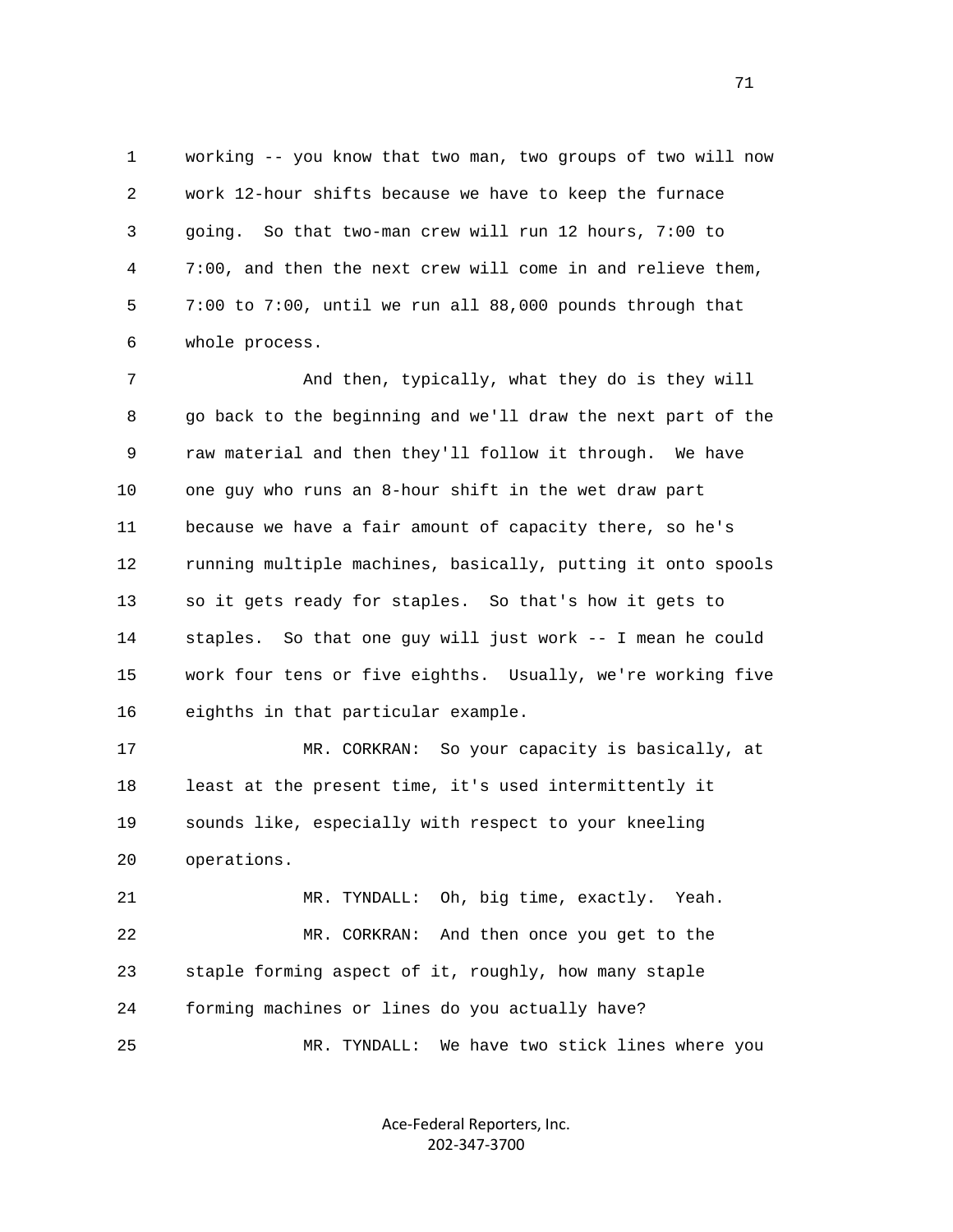working -- you know that two man, two groups of two will now work 12-hour shifts because we have to keep the furnace going. So that two-man crew will run 12 hours, 7:00 to 7:00, and then the next crew will come in and relieve them, 7:00 to 7:00, until we run all 88,000 pounds through that whole process.

And then, typically, what they do is they will go back to the beginning and we'll draw the next part of the raw material and then they'll follow it through. We have one guy who runs an 8-hour shift in the wet draw part because we have a fair amount of capacity there, so he's running multiple machines, basically, putting it onto spools so it gets ready for staples. So that's how it gets to staples. So that one guy will just work -- I mean he could work four tens or five eighths. Usually, we're working five eighths in that particular example.

MR. CORKRAN: So your capacity is basically, at least at the present time, it's used intermittently it sounds like, especially with respect to your kneeling operations.

MR. TYNDALL: Oh, big time, exactly. Yeah.

MR. CORKRAN: And then once you get to the staple forming aspect of it, roughly, how many staple forming machines or lines do you actually have?

MR. TYNDALL: We have two stick lines where you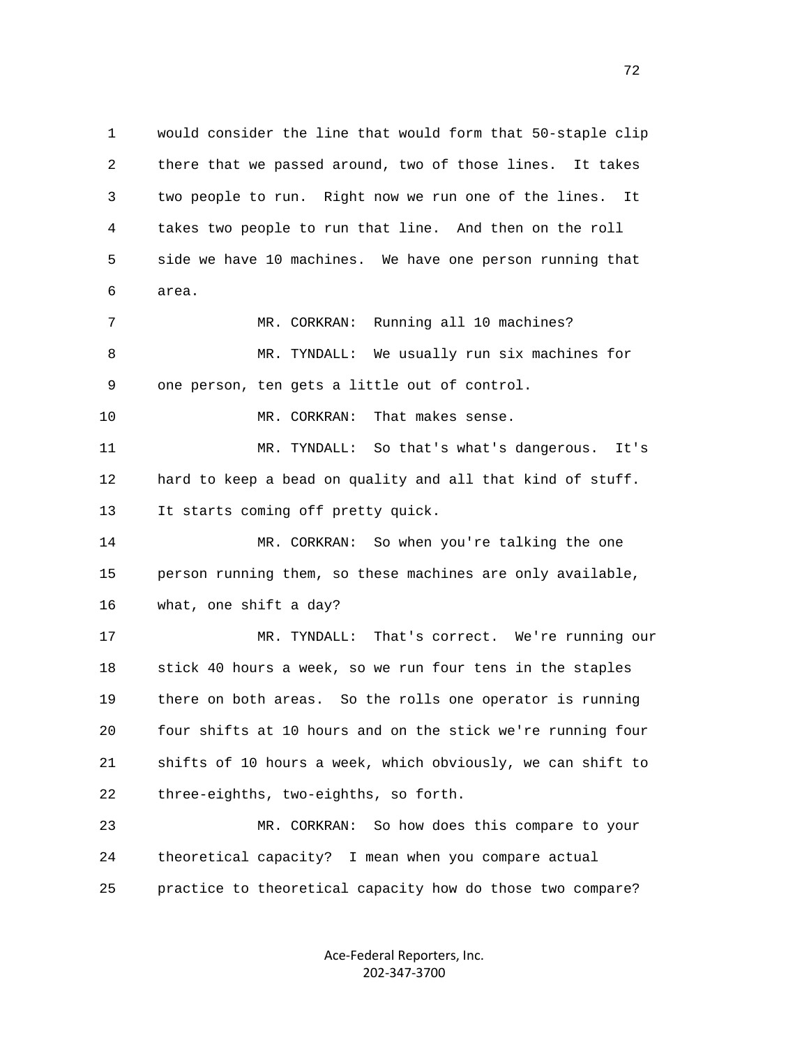would consider the line that would form that 50-staple clip there that we passed around, two of those lines. It takes two people to run. Right now we run one of the lines. It takes two people to run that line. And then on the roll side we have 10 machines. We have one person running that area.

MR. CORKRAN: Running all 10 machines?

MR. TYNDALL: We usually run six machines for one person, ten gets a little out of control.

MR. CORKRAN: That makes sense.

MR. TYNDALL: So that's what's dangerous. It's hard to keep a bead on quality and all that kind of stuff. It starts coming off pretty quick.

MR. CORKRAN: So when you're talking the one person running them, so these machines are only available, what, one shift a day?

MR. TYNDALL: That's correct. We're running our stick 40 hours a week, so we run four tens in the staples there on both areas. So the rolls one operator is running four shifts at 10 hours and on the stick we're running four shifts of 10 hours a week, which obviously, we can shift to three-eighths, two-eighths, so forth.

MR. CORKRAN: So how does this compare to your theoretical capacity? I mean when you compare actual practice to theoretical capacity how do those two compare?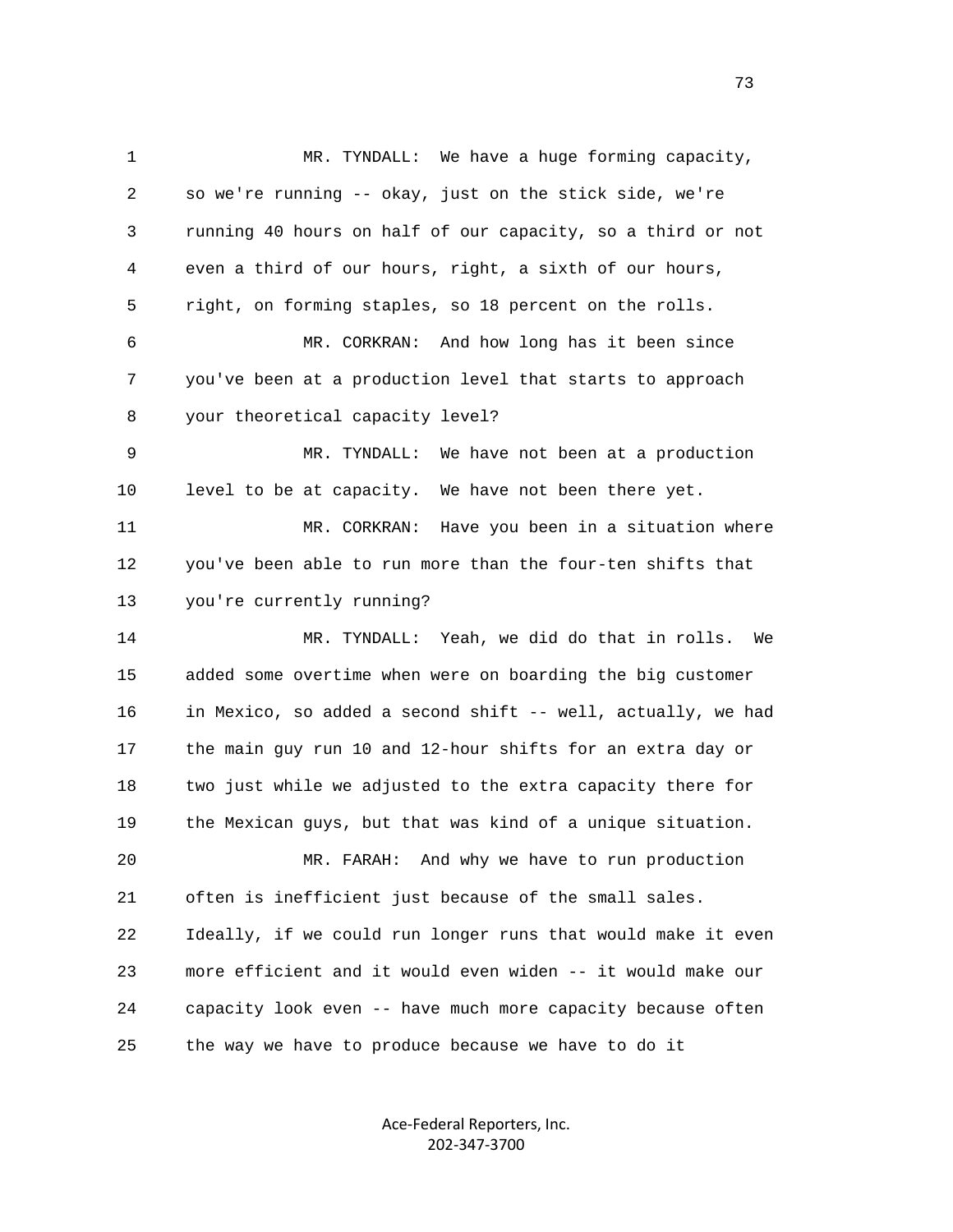MR. TYNDALL: We have a huge forming capacity, so we're running -- okay, just on the stick side, we're running 40 hours on half of our capacity, so a third or not even a third of our hours, right, a sixth of our hours, right, on forming staples, so 18 percent on the rolls.

MR. CORKRAN: And how long has it been since you've been at a production level that starts to approach your theoretical capacity level?

MR. TYNDALL: We have not been at a production level to be at capacity. We have not been there yet.

MR. CORKRAN: Have you been in a situation where you've been able to run more than the four-ten shifts that you're currently running?

MR. TYNDALL: Yeah, we did do that in rolls. We added some overtime when were on boarding the big customer in Mexico, so added a second shift -- well, actually, we had the main guy run 10 and 12-hour shifts for an extra day or two just while we adjusted to the extra capacity there for the Mexican guys, but that was kind of a unique situation.

MR. FARAH: And why we have to run production often is inefficient just because of the small sales. Ideally, if we could run longer runs that would make it even more efficient and it would even widen -- it would make our capacity look even -- have much more capacity because often the way we have to produce because we have to do it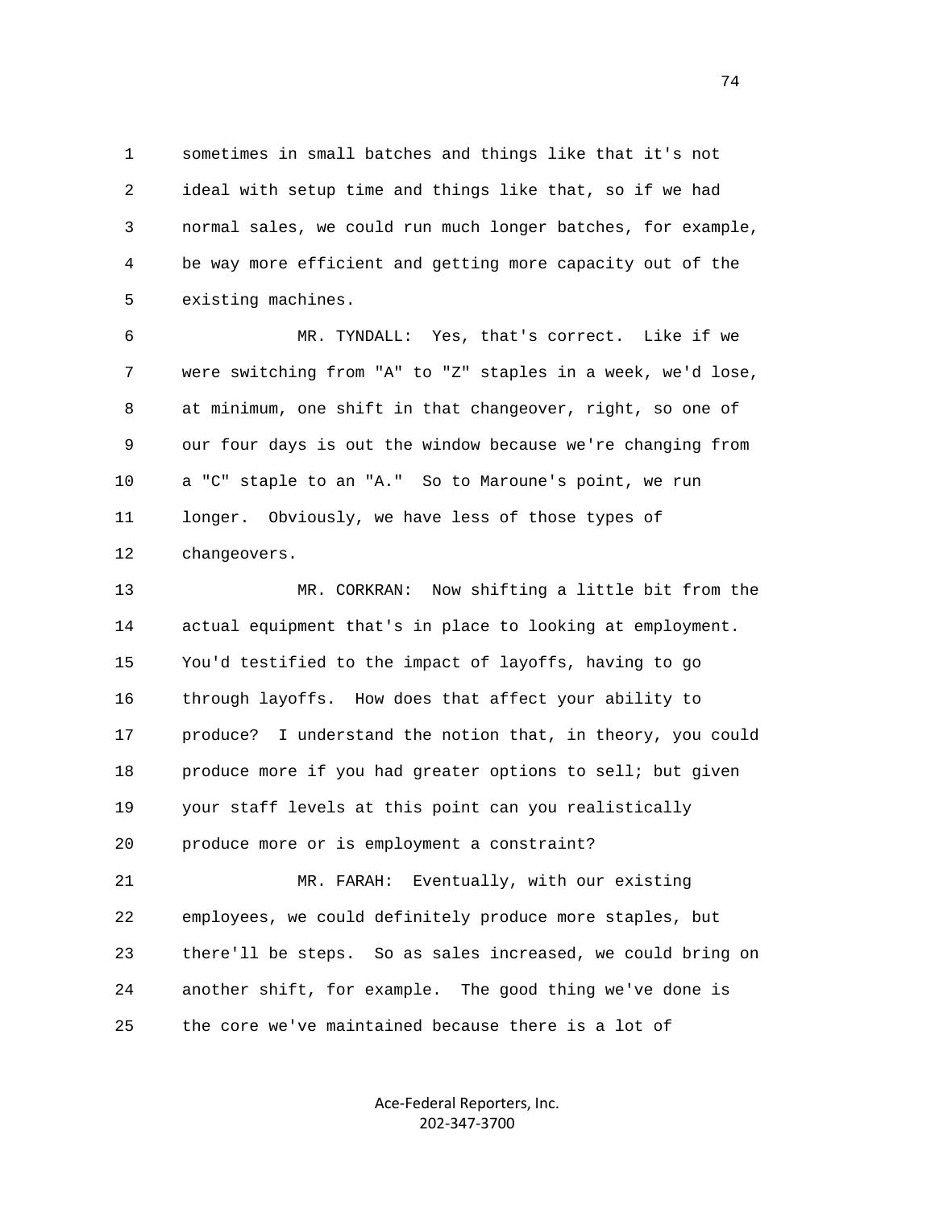sometimes in small batches and things like that it's not ideal with setup time and things like that, so if we had normal sales, we could run much longer batches, for example, be way more efficient and getting more capacity out of the existing machines.

MR. TYNDALL: Yes, that's correct. Like if we were switching from "A" to "Z" staples in a week, we'd lose, at minimum, one shift in that changeover, right, so one of our four days is out the window because we're changing from a "C" staple to an "A." So to Maroune's point, we run longer. Obviously, we have less of those types of changeovers.

MR. CORKRAN: Now shifting a little bit from the actual equipment that's in place to looking at employment. You'd testified to the impact of layoffs, having to go through layoffs. How does that affect your ability to produce? I understand the notion that, in theory, you could produce more if you had greater options to sell; but given your staff levels at this point can you realistically produce more or is employment a constraint?

MR. FARAH: Eventually, with our existing employees, we could definitely produce more staples, but there'll be steps. So as sales increased, we could bring on another shift, for example. The good thing we've done is the core we've maintained because there is a lot of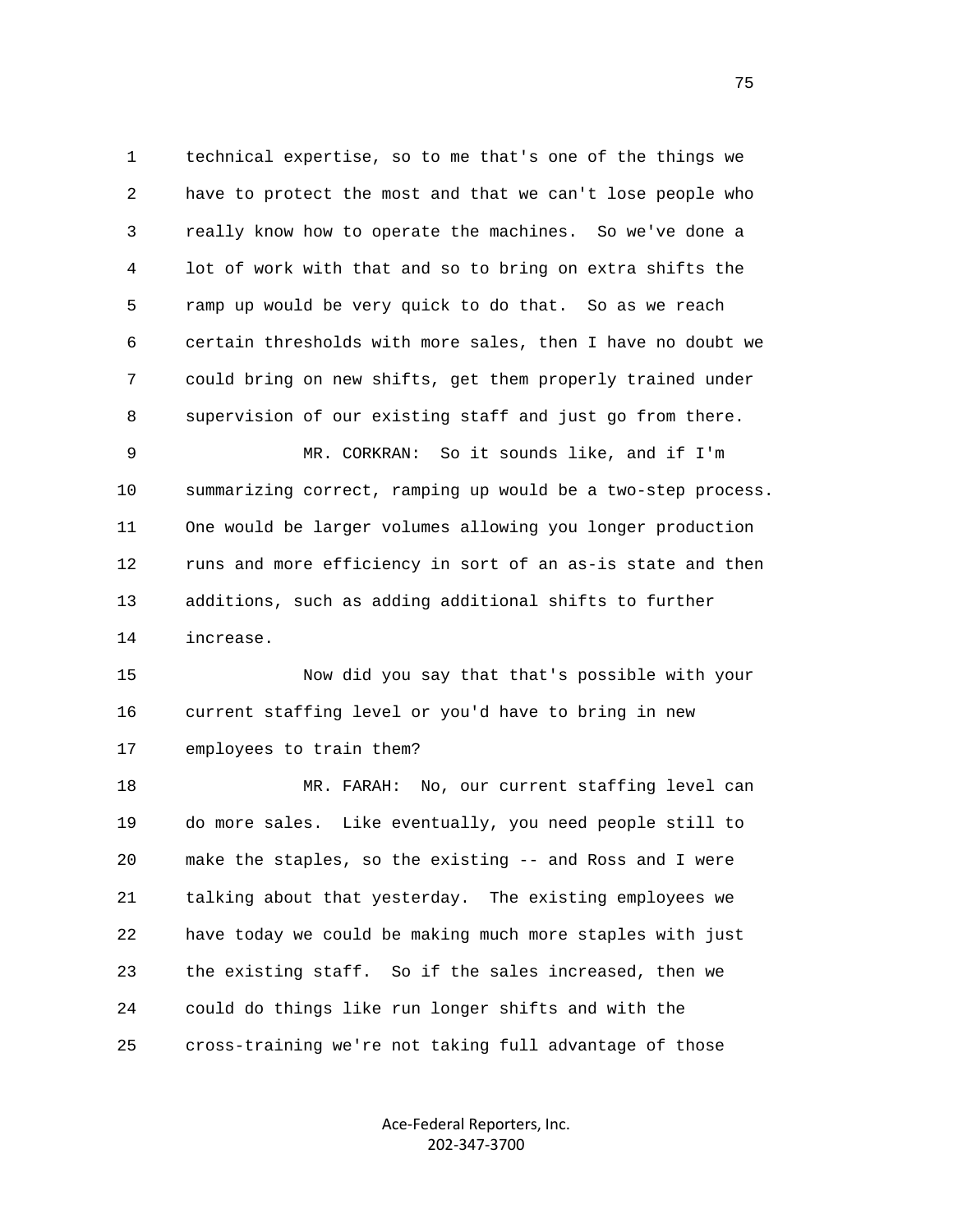technical expertise, so to me that's one of the things we have to protect the most and that we can't lose people who really know how to operate the machines. So we've done a lot of work with that and so to bring on extra shifts the ramp up would be very quick to do that. So as we reach certain thresholds with more sales, then I have no doubt we could bring on new shifts, get them properly trained under supervision of our existing staff and just go from there.

MR. CORKRAN: So it sounds like, and if I'm summarizing correct, ramping up would be a two-step process. One would be larger volumes allowing you longer production runs and more efficiency in sort of an as-is state and then additions, such as adding additional shifts to further increase.

Now did you say that that's possible with your current staffing level or you'd have to bring in new employees to train them?

MR. FARAH: No, our current staffing level can do more sales. Like eventually, you need people still to make the staples, so the existing -- and Ross and I were talking about that yesterday. The existing employees we have today we could be making much more staples with just the existing staff. So if the sales increased, then we could do things like run longer shifts and with the cross-training we're not taking full advantage of those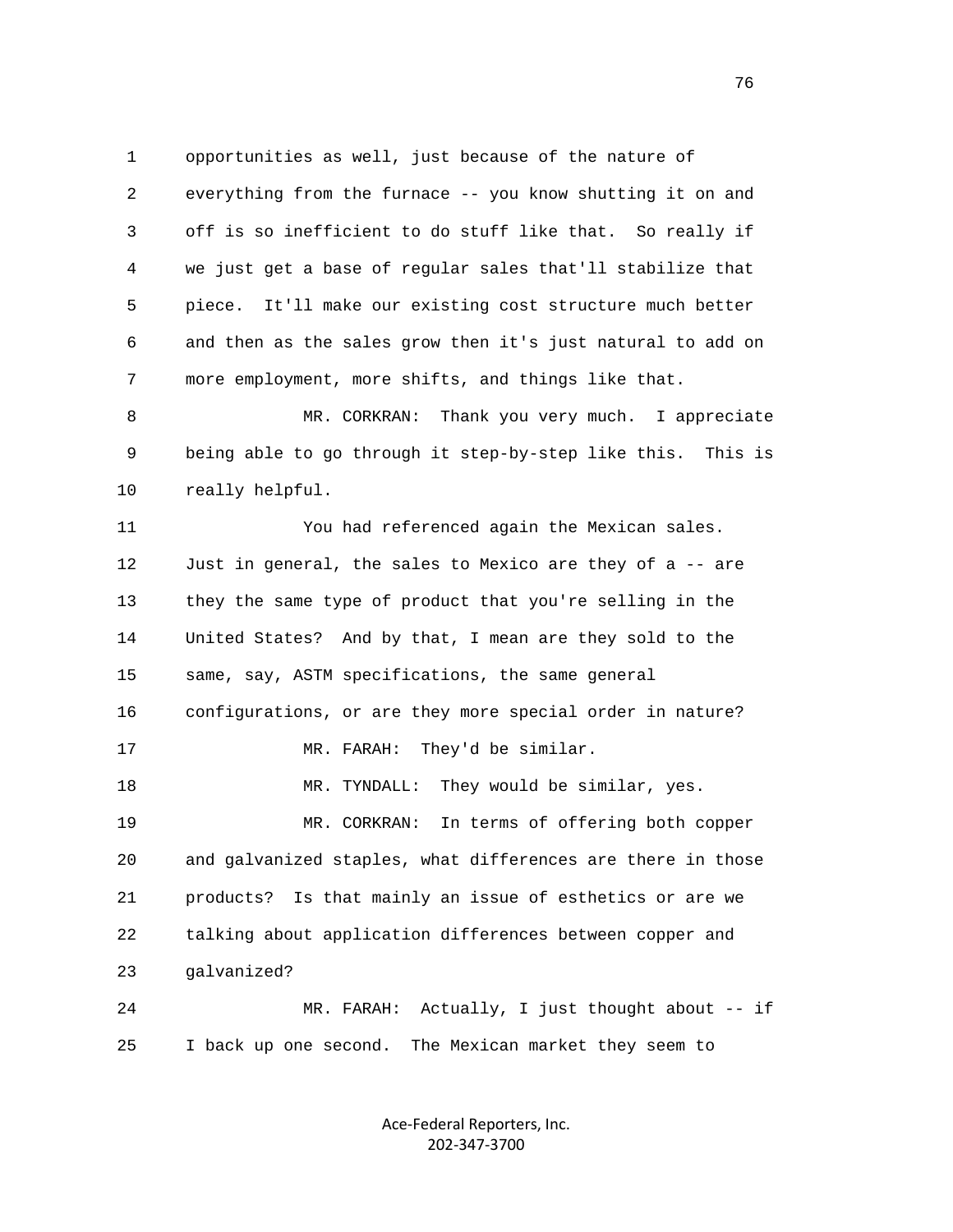opportunities as well, just because of the nature of everything from the furnace -- you know shutting it on and off is so inefficient to do stuff like that. So really if we just get a base of regular sales that'll stabilize that piece. It'll make our existing cost structure much better and then as the sales grow then it's just natural to add on more employment, more shifts, and things like that.

MR. CORKRAN: Thank you very much. I appreciate being able to go through it step-by-step like this. This is really helpful.

You had referenced again the Mexican sales. Just in general, the sales to Mexico are they of a -- are they the same type of product that you're selling in the United States? And by that, I mean are they sold to the same, say, ASTM specifications, the same general configurations, or are they more special order in nature?

MR. FARAH: They'd be similar.

MR. TYNDALL: They would be similar, yes.

MR. CORKRAN: In terms of offering both copper and galvanized staples, what differences are there in those products? Is that mainly an issue of esthetics or are we talking about application differences between copper and galvanized?

MR. FARAH: Actually, I just thought about -- if I back up one second. The Mexican market they seem to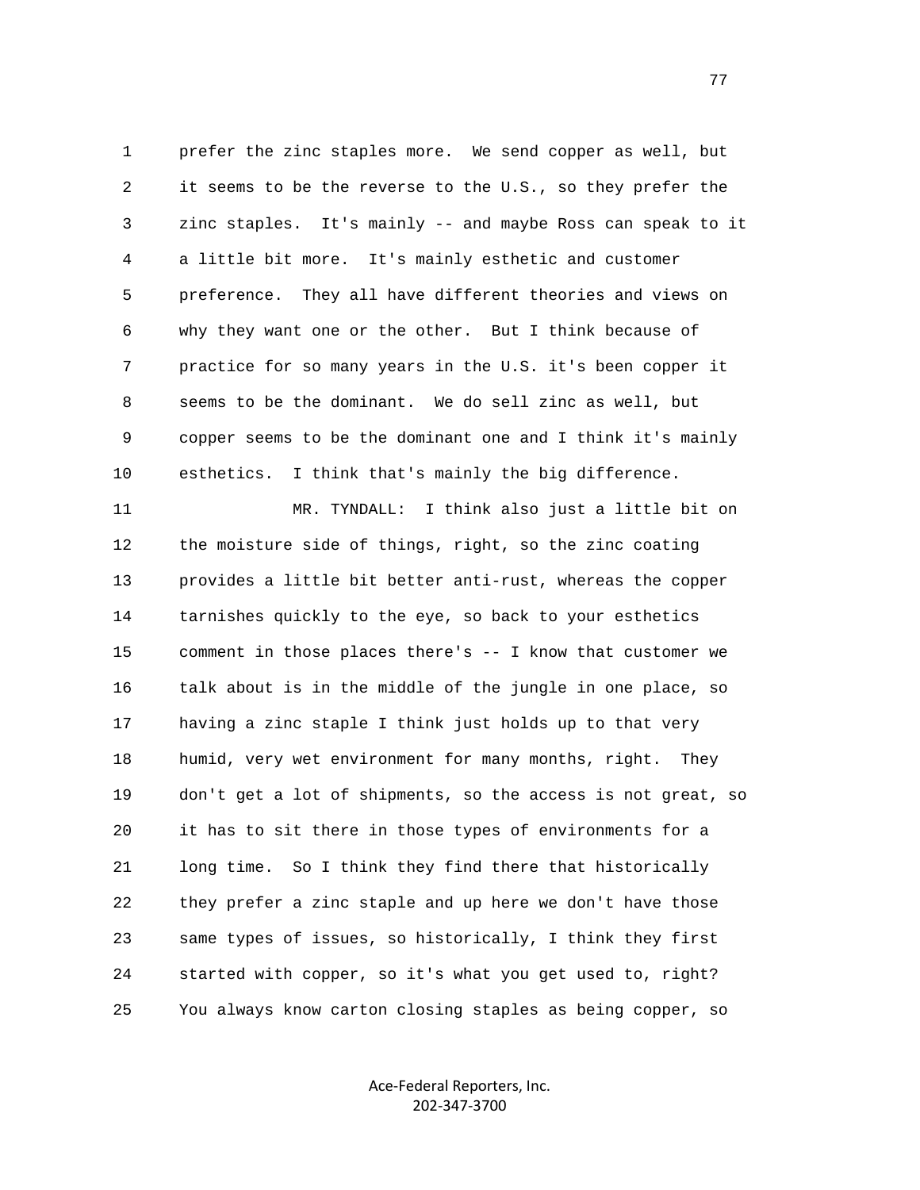prefer the zinc staples more. We send copper as well, but it seems to be the reverse to the U.S., so they prefer the zinc staples. It's mainly -- and maybe Ross can speak to it a little bit more. It's mainly esthetic and customer preference. They all have different theories and views on why they want one or the other. But I think because of practice for so many years in the U.S. it's been copper it seems to be the dominant. We do sell zinc as well, but copper seems to be the dominant one and I think it's mainly esthetics. I think that's mainly the big difference.

MR. TYNDALL: I think also just a little bit on the moisture side of things, right, so the zinc coating provides a little bit better anti-rust, whereas the copper tarnishes quickly to the eye, so back to your esthetics comment in those places there's -- I know that customer we talk about is in the middle of the jungle in one place, so having a zinc staple I think just holds up to that very humid, very wet environment for many months, right. They don't get a lot of shipments, so the access is not great, so it has to sit there in those types of environments for a long time. So I think they find there that historically they prefer a zinc staple and up here we don't have those same types of issues, so historically, I think they first started with copper, so it's what you get used to, right? You always know carton closing staples as being copper, so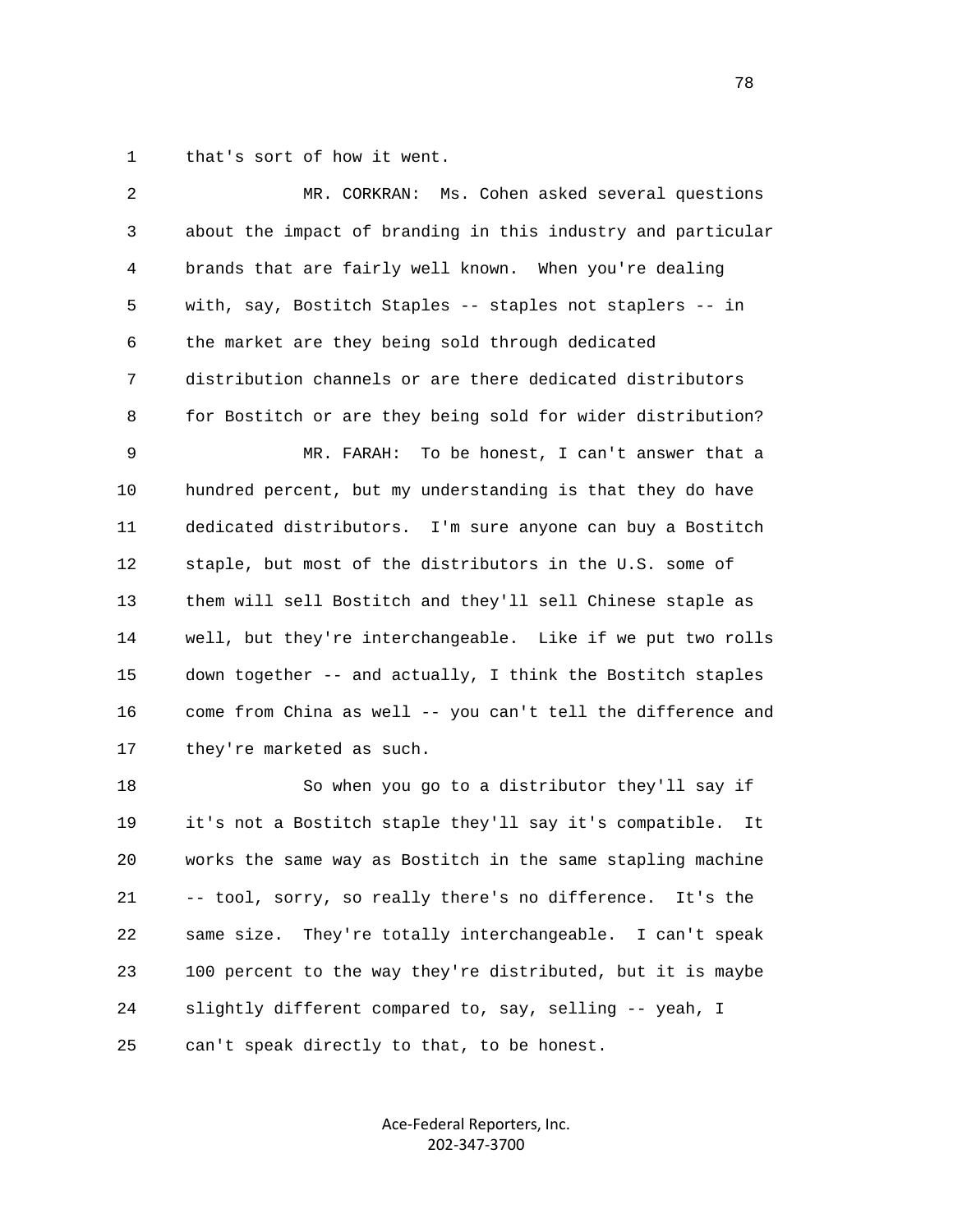that's sort of how it went.

MR. CORKRAN: Ms. Cohen asked several questions about the impact of branding in this industry and particular brands that are fairly well known. When you're dealing with, say, Bostitch Staples -- staples not staplers -- in the market are they being sold through dedicated distribution channels or are there dedicated distributors for Bostitch or are they being sold for wider distribution?

MR. FARAH: To be honest, I can't answer that a hundred percent, but my understanding is that they do have dedicated distributors. I'm sure anyone can buy a Bostitch staple, but most of the distributors in the U.S. some of them will sell Bostitch and they'll sell Chinese staple as well, but they're interchangeable. Like if we put two rolls down together -- and actually, I think the Bostitch staples come from China as well -- you can't tell the difference and they're marketed as such.

So when you go to a distributor they'll say if it's not a Bostitch staple they'll say it's compatible. It works the same way as Bostitch in the same stapling machine -- tool, sorry, so really there's no difference. It's the same size. They're totally interchangeable. I can't speak 100 percent to the way they're distributed, but it is maybe slightly different compared to, say, selling -- yeah, I can't speak directly to that, to be honest.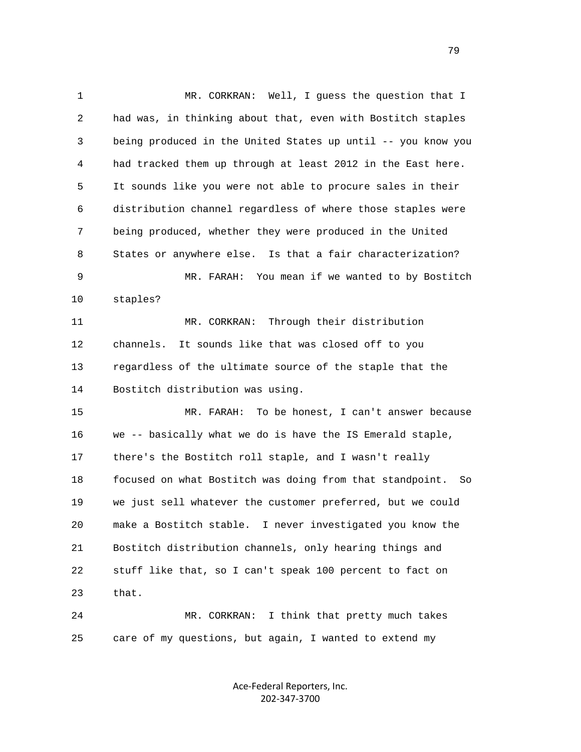MR. CORKRAN: Well, I guess the question that I had was, in thinking about that, even with Bostitch staples being produced in the United States up until -- you know you had tracked them up through at least 2012 in the East here. It sounds like you were not able to procure sales in their distribution channel regardless of where those staples were being produced, whether they were produced in the United States or anywhere else. Is that a fair characterization?

MR. FARAH: You mean if we wanted to by Bostitch staples?

MR. CORKRAN: Through their distribution channels. It sounds like that was closed off to you regardless of the ultimate source of the staple that the Bostitch distribution was using.

MR. FARAH: To be honest, I can't answer because we -- basically what we do is have the IS Emerald staple, there's the Bostitch roll staple, and I wasn't really focused on what Bostitch was doing from that standpoint. So we just sell whatever the customer preferred, but we could make a Bostitch stable. I never investigated you know the Bostitch distribution channels, only hearing things and stuff like that, so I can't speak 100 percent to fact on that.

MR. CORKRAN: I think that pretty much takes care of my questions, but again, I wanted to extend my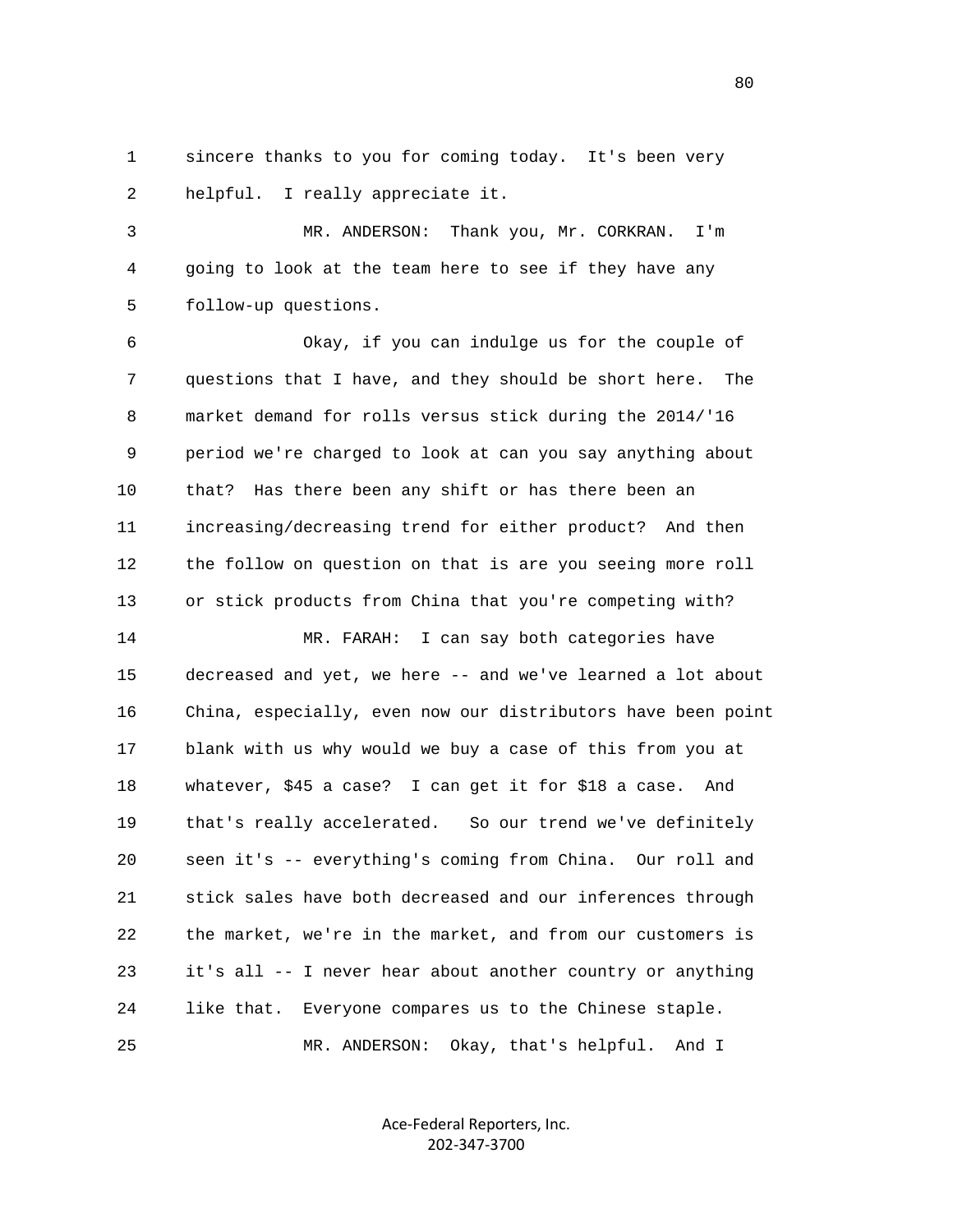1 sincere thanks to you for coming today. It's been very
2 helpful. I really appreciate it.

3 MR. ANDERSON: Thank you, Mr. CORKRAN. I'm
4 going to look at the team here to see if they have any
5 follow-up questions.

6 Okay, if you can indulge us for the couple of
7 questions that I have, and they should be short here. The
8 market demand for rolls versus stick during the 2014/'16
9 period we're charged to look at can you say anything about
10 that? Has there been any shift or has there been an
11 increasing/decreasing trend for either product? And then
12 the follow on question on that is are you seeing more roll
13 or stick products from China that you're competing with?

14 MR. FARAH: I can say both categories have
15 decreased and yet, we here -- and we've learned a lot about
16 China, especially, even now our distributors have been point
17 blank with us why would we buy a case of this from you at
18 whatever, $45 a case? I can get it for $18 a case. And
19 that's really accelerated. So our trend we've definitely
20 seen it's -- everything's coming from China. Our roll and
21 stick sales have both decreased and our inferences through
22 the market, we're in the market, and from our customers is
23 it's all -- I never hear about another country or anything
24 like that. Everyone compares us to the Chinese staple.

25 MR. ANDERSON: Okay, that's helpful. And I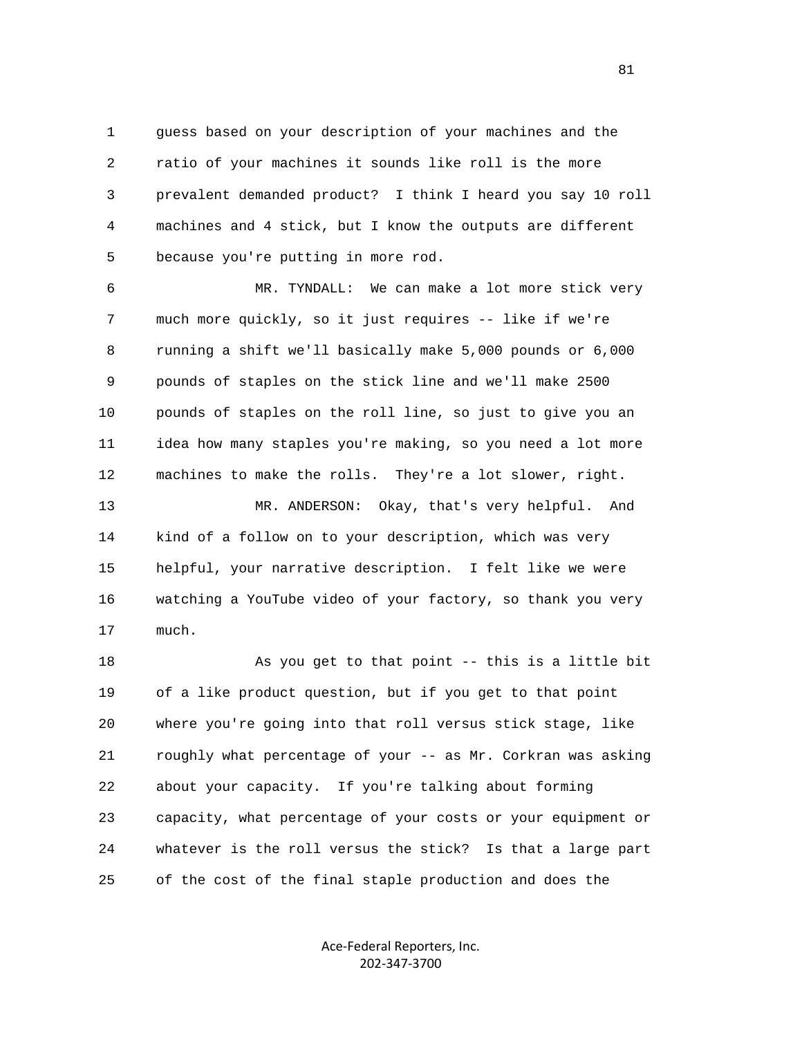guess based on your description of your machines and the ratio of your machines it sounds like roll is the more prevalent demanded product? I think I heard you say 10 roll machines and 4 stick, but I know the outputs are different because you're putting in more rod.

MR. TYNDALL: We can make a lot more stick very much more quickly, so it just requires -- like if we're running a shift we'll basically make 5,000 pounds or 6,000 pounds of staples on the stick line and we'll make 2500 pounds of staples on the roll line, so just to give you an idea how many staples you're making, so you need a lot more machines to make the rolls. They're a lot slower, right.

MR. ANDERSON: Okay, that's very helpful. And kind of a follow on to your description, which was very helpful, your narrative description. I felt like we were watching a YouTube video of your factory, so thank you very much.

As you get to that point -- this is a little bit of a like product question, but if you get to that point where you're going into that roll versus stick stage, like roughly what percentage of your -- as Mr. Corkran was asking about your capacity. If you're talking about forming capacity, what percentage of your costs or your equipment or whatever is the roll versus the stick? Is that a large part of the cost of the final staple production and does the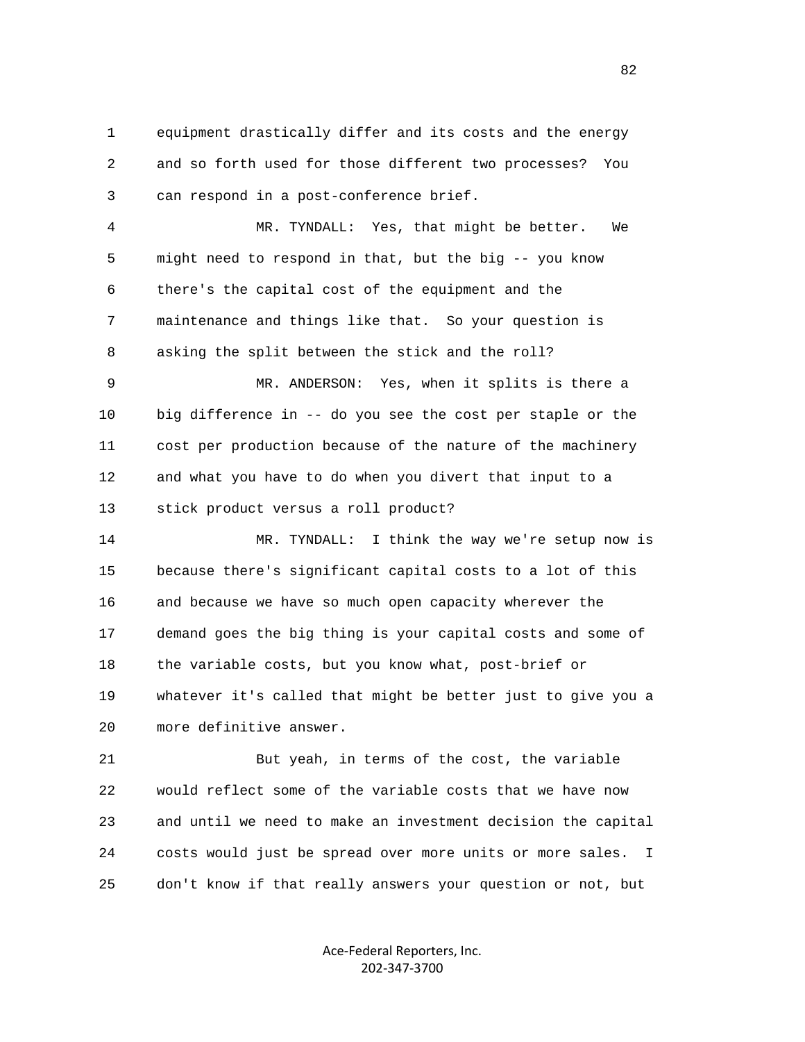equipment drastically differ and its costs and the energy and so forth used for those different two processes? You can respond in a post-conference brief.

MR. TYNDALL: Yes, that might be better. We might need to respond in that, but the big -- you know there's the capital cost of the equipment and the maintenance and things like that. So your question is asking the split between the stick and the roll?

MR. ANDERSON: Yes, when it splits is there a big difference in -- do you see the cost per staple or the cost per production because of the nature of the machinery and what you have to do when you divert that input to a stick product versus a roll product?

MR. TYNDALL: I think the way we're setup now is because there's significant capital costs to a lot of this and because we have so much open capacity wherever the demand goes the big thing is your capital costs and some of the variable costs, but you know what, post-brief or whatever it's called that might be better just to give you a more definitive answer.

But yeah, in terms of the cost, the variable would reflect some of the variable costs that we have now and until we need to make an investment decision the capital costs would just be spread over more units or more sales. I don't know if that really answers your question or not, but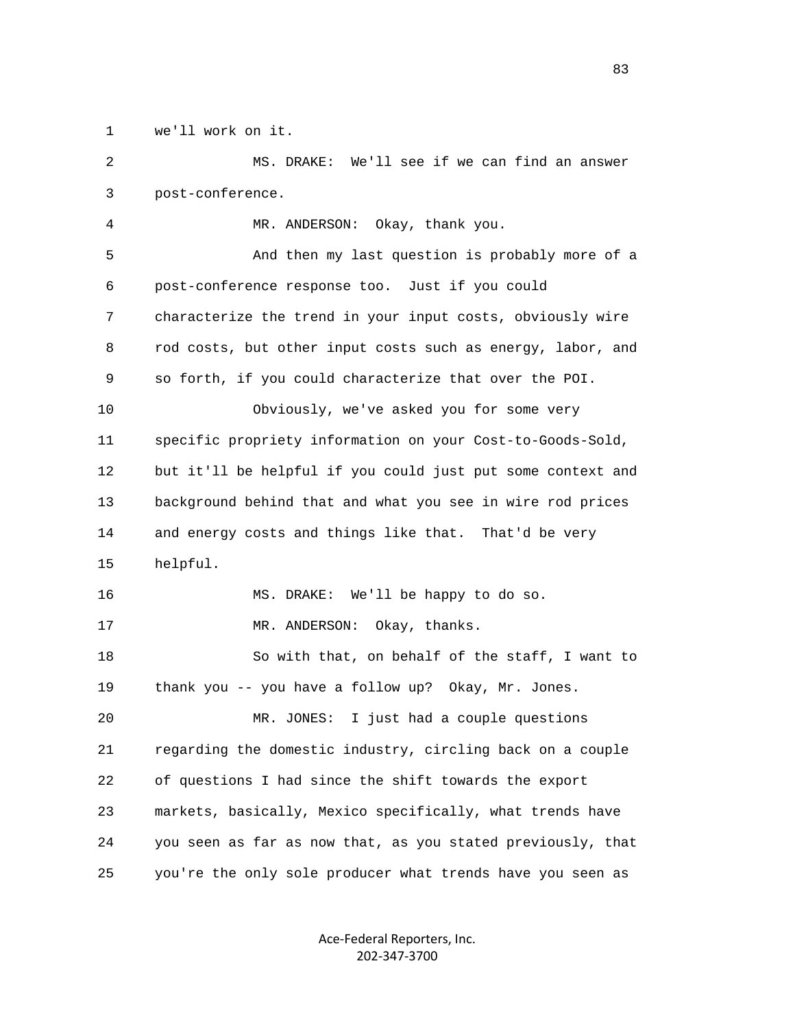we'll work on it.

MS. DRAKE: We'll see if we can find an answer post-conference.

MR. ANDERSON: Okay, thank you.

And then my last question is probably more of a post-conference response too. Just if you could characterize the trend in your input costs, obviously wire rod costs, but other input costs such as energy, labor, and so forth, if you could characterize that over the POI.

Obviously, we've asked you for some very specific propriety information on your Cost-to-Goods-Sold, but it'll be helpful if you could just put some context and background behind that and what you see in wire rod prices and energy costs and things like that. That'd be very helpful.

MS. DRAKE: We'll be happy to do so.

MR. ANDERSON: Okay, thanks.

So with that, on behalf of the staff, I want to thank you -- you have a follow up? Okay, Mr. Jones.

MR. JONES: I just had a couple questions regarding the domestic industry, circling back on a couple of questions I had since the shift towards the export markets, basically, Mexico specifically, what trends have you seen as far as now that, as you stated previously, that you're the only sole producer what trends have you seen as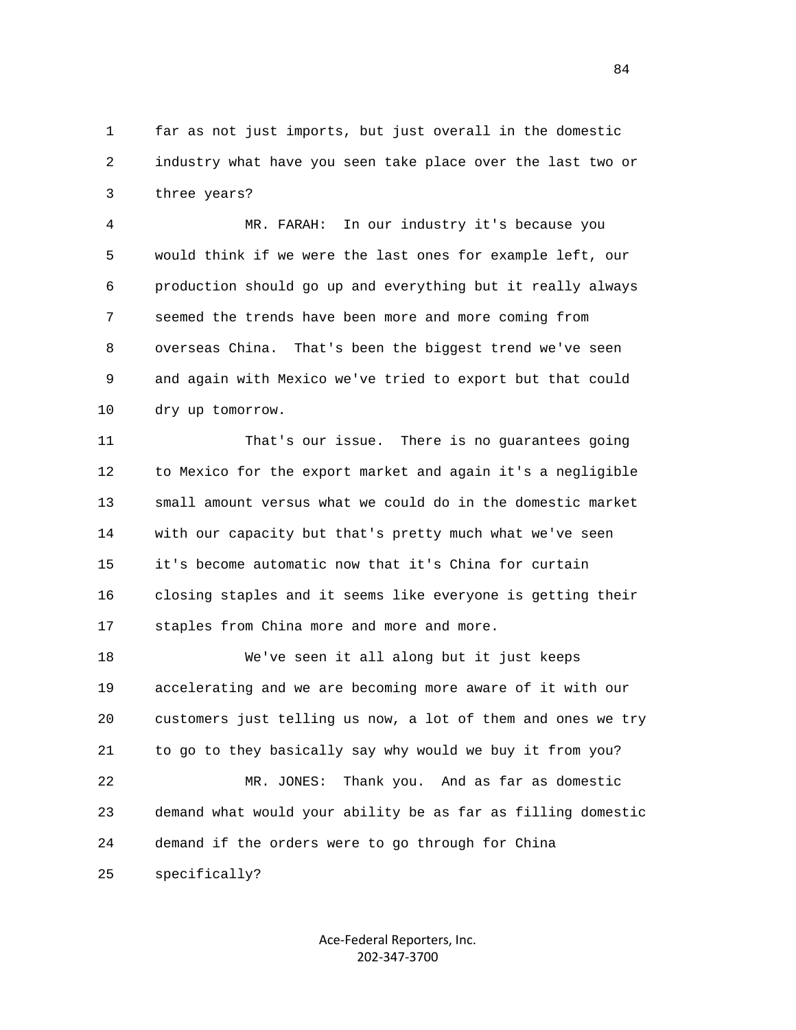far as not just imports, but just overall in the domestic industry what have you seen take place over the last two or three years?

MR. FARAH: In our industry it's because you would think if we were the last ones for example left, our production should go up and everything but it really always seemed the trends have been more and more coming from overseas China. That's been the biggest trend we've seen and again with Mexico we've tried to export but that could dry up tomorrow.

That's our issue. There is no guarantees going to Mexico for the export market and again it's a negligible small amount versus what we could do in the domestic market with our capacity but that's pretty much what we've seen it's become automatic now that it's China for curtain closing staples and it seems like everyone is getting their staples from China more and more and more.

We've seen it all along but it just keeps accelerating and we are becoming more aware of it with our customers just telling us now, a lot of them and ones we try to go to they basically say why would we buy it from you?

MR. JONES: Thank you. And as far as domestic demand what would your ability be as far as filling domestic demand if the orders were to go through for China specifically?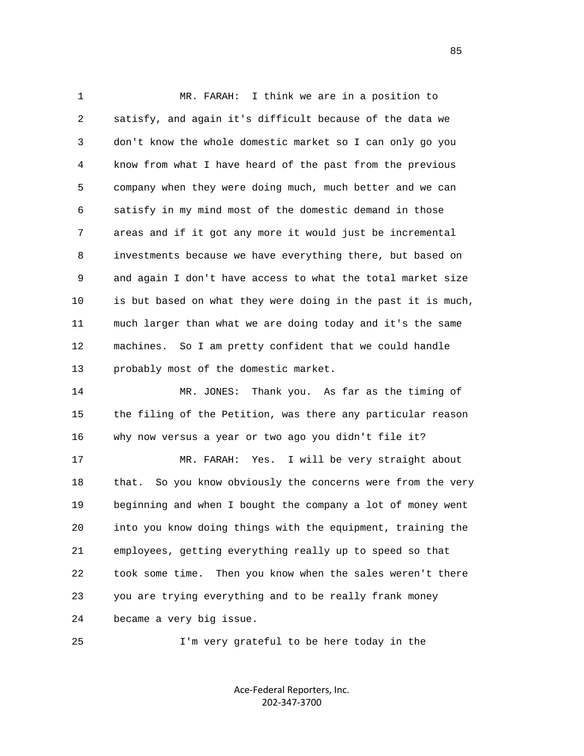MR. FARAH: I think we are in a position to satisfy, and again it's difficult because of the data we don't know the whole domestic market so I can only go you know from what I have heard of the past from the previous company when they were doing much, much better and we can satisfy in my mind most of the domestic demand in those areas and if it got any more it would just be incremental investments because we have everything there, but based on and again I don't have access to what the total market size is but based on what they were doing in the past it is much, much larger than what we are doing today and it's the same machines. So I am pretty confident that we could handle probably most of the domestic market.

MR. JONES: Thank you. As far as the timing of the filing of the Petition, was there any particular reason why now versus a year or two ago you didn't file it?

MR. FARAH: Yes. I will be very straight about that. So you know obviously the concerns were from the very beginning and when I bought the company a lot of money went into you know doing things with the equipment, training the employees, getting everything really up to speed so that took some time. Then you know when the sales weren't there you are trying everything and to be really frank money became a very big issue.

I'm very grateful to be here today in the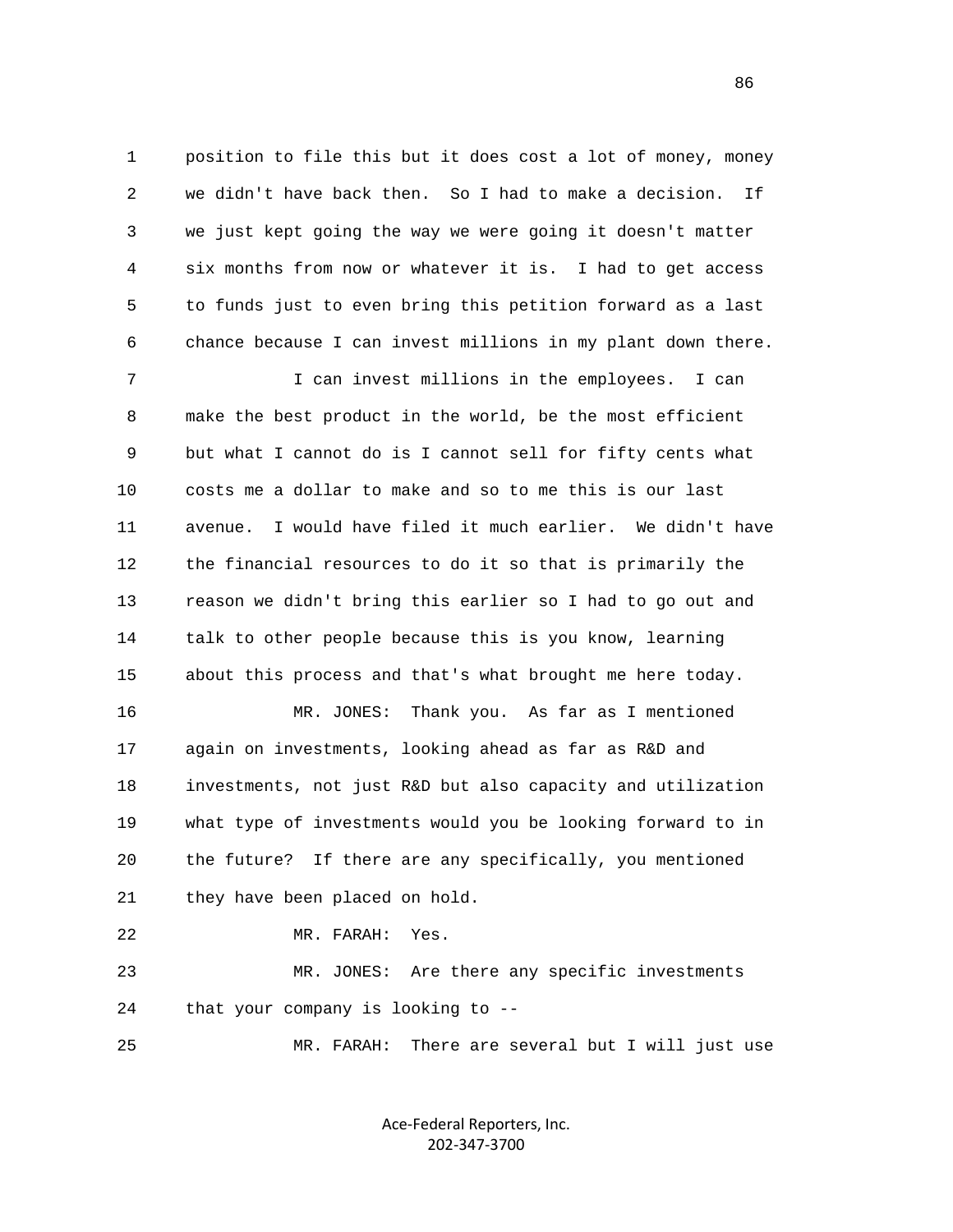position to file this but it does cost a lot of money, money we didn't have back then. So I had to make a decision. If we just kept going the way we were going it doesn't matter six months from now or whatever it is. I had to get access to funds just to even bring this petition forward as a last chance because I can invest millions in my plant down there.

I can invest millions in the employees. I can make the best product in the world, be the most efficient but what I cannot do is I cannot sell for fifty cents what costs me a dollar to make and so to me this is our last avenue. I would have filed it much earlier. We didn't have the financial resources to do it so that is primarily the reason we didn't bring this earlier so I had to go out and talk to other people because this is you know, learning about this process and that's what brought me here today.

MR. JONES: Thank you. As far as I mentioned again on investments, looking ahead as far as R&D and investments, not just R&D but also capacity and utilization what type of investments would you be looking forward to in the future? If there are any specifically, you mentioned they have been placed on hold.

MR. FARAH: Yes.

MR. JONES: Are there any specific investments that your company is looking to --

MR. FARAH: There are several but I will just use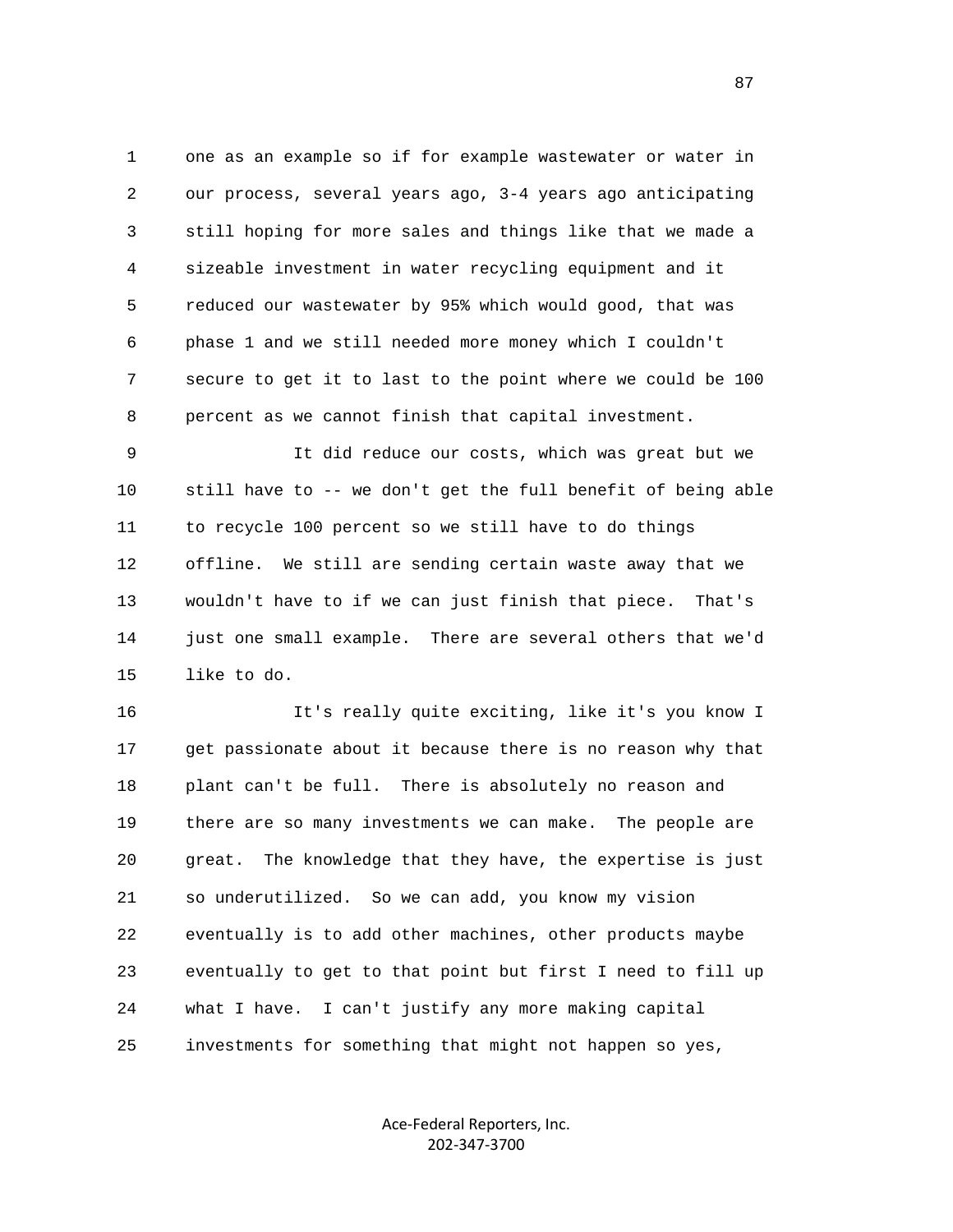one as an example so if for example wastewater or water in our process, several years ago, 3-4 years ago anticipating still hoping for more sales and things like that we made a sizeable investment in water recycling equipment and it reduced our wastewater by 95% which would good, that was phase 1 and we still needed more money which I couldn't secure to get it to last to the point where we could be 100 percent as we cannot finish that capital investment.

It did reduce our costs, which was great but we still have to -- we don't get the full benefit of being able to recycle 100 percent so we still have to do things offline. We still are sending certain waste away that we wouldn't have to if we can just finish that piece. That's just one small example. There are several others that we'd like to do.

It's really quite exciting, like it's you know I get passionate about it because there is no reason why that plant can't be full. There is absolutely no reason and there are so many investments we can make. The people are great. The knowledge that they have, the expertise is just so underutilized. So we can add, you know my vision eventually is to add other machines, other products maybe eventually to get to that point but first I need to fill up what I have. I can't justify any more making capital investments for something that might not happen so yes,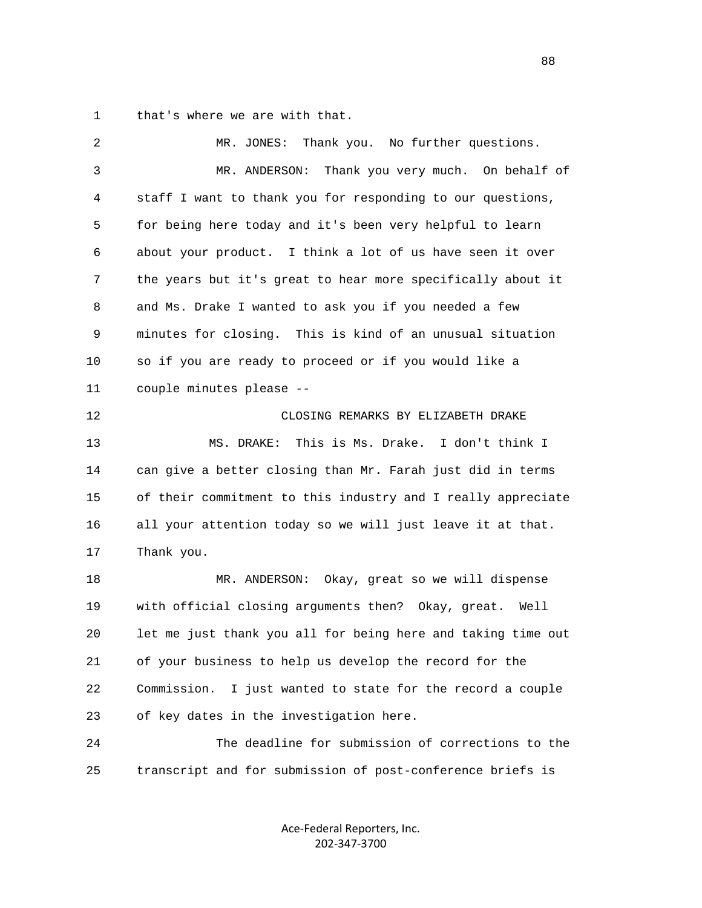that's where we are with that.

MR. JONES: Thank you. No further questions.

MR. ANDERSON: Thank you very much. On behalf of staff I want to thank you for responding to our questions, for being here today and it's been very helpful to learn about your product. I think a lot of us have seen it over the years but it's great to hear more specifically about it and Ms. Drake I wanted to ask you if you needed a few minutes for closing. This is kind of an unusual situation so if you are ready to proceed or if you would like a couple minutes please --

CLOSING REMARKS BY ELIZABETH DRAKE

MS. DRAKE: This is Ms. Drake. I don't think I can give a better closing than Mr. Farah just did in terms of their commitment to this industry and I really appreciate all your attention today so we will just leave it at that. Thank you.

MR. ANDERSON: Okay, great so we will dispense with official closing arguments then? Okay, great. Well let me just thank you all for being here and taking time out of your business to help us develop the record for the Commission. I just wanted to state for the record a couple of key dates in the investigation here.

The deadline for submission of corrections to the transcript and for submission of post-conference briefs is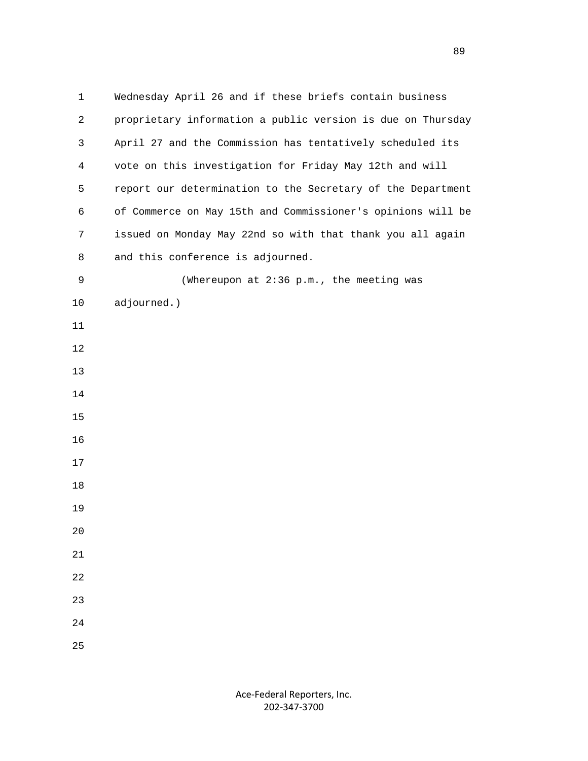Wednesday April 26 and if these briefs contain business proprietary information a public version is due on Thursday April 27 and the Commission has tentatively scheduled its vote on this investigation for Friday May 12th and will report our determination to the Secretary of the Department of Commerce on May 15th and Commissioner's opinions will be issued on Monday May 22nd so with that thank you all again and this conference is adjourned.

(Whereupon at 2:36 p.m., the meeting was adjourned.)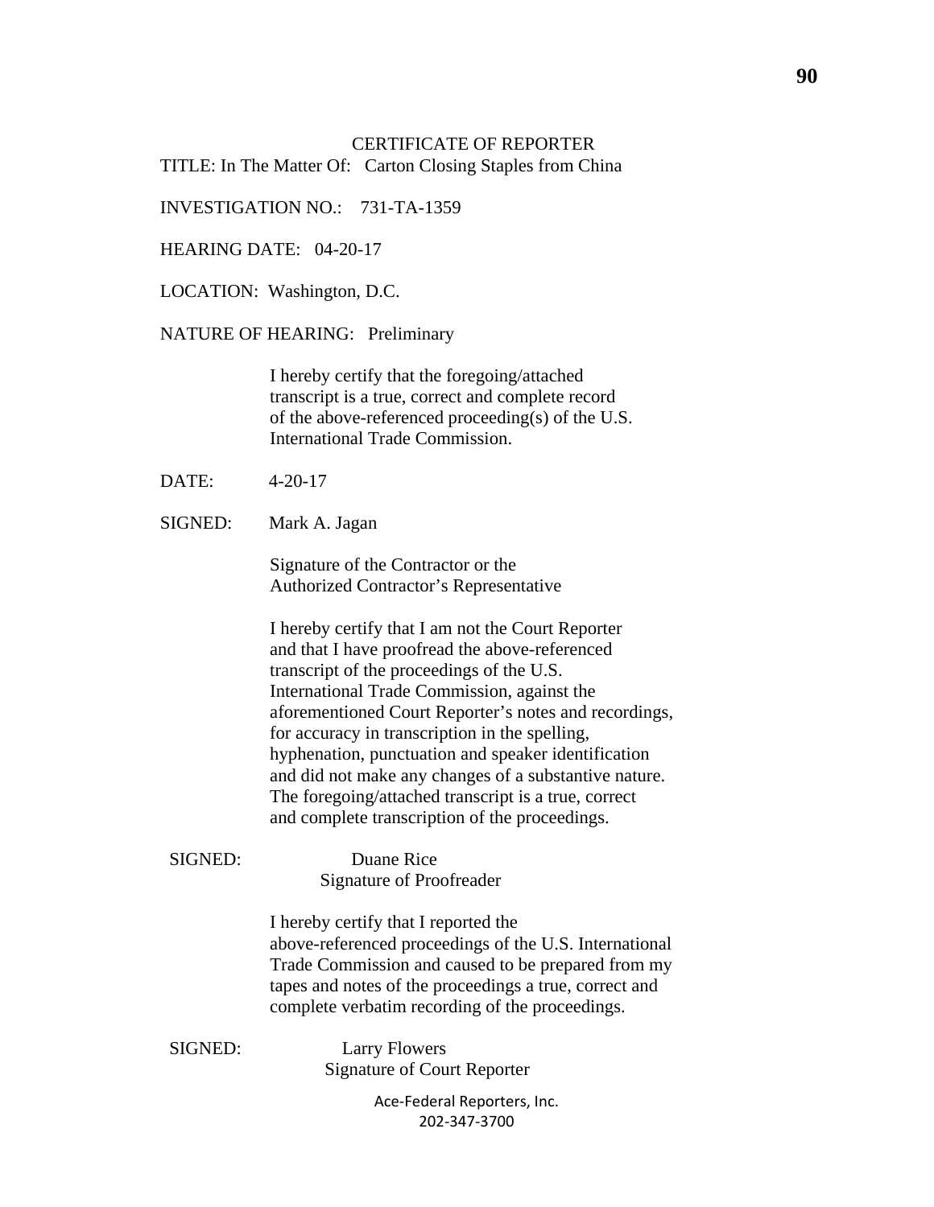CERTIFICATE OF REPORTER

TITLE: In The Matter Of: Carton Closing Staples from China

INVESTIGATION NO.: 731-TA-1359

HEARING DATE: 04-20-17

LOCATION: Washington, D.C.

NATURE OF HEARING: Preliminary

I hereby certify that the foregoing/attached transcript is a true, correct and complete record of the above-referenced proceeding(s) of the U.S. International Trade Commission.

DATE: 4-20-17

SIGNED: Mark A. Jagan

Signature of the Contractor or the Authorized Contractor's Representative

I hereby certify that I am not the Court Reporter and that I have proofread the above-referenced transcript of the proceedings of the U.S. International Trade Commission, against the aforementioned Court Reporter's notes and recordings, for accuracy in transcription in the spelling, hyphenation, punctuation and speaker identification and did not make any changes of a substantive nature. The foregoing/attached transcript is a true, correct and complete transcription of the proceedings.

SIGNED: Duane Rice
Signature of Proofreader

I hereby certify that I reported the above-referenced proceedings of the U.S. International Trade Commission and caused to be prepared from my tapes and notes of the proceedings a true, correct and complete verbatim recording of the proceedings.

SIGNED: Larry Flowers
Signature of Court Reporter